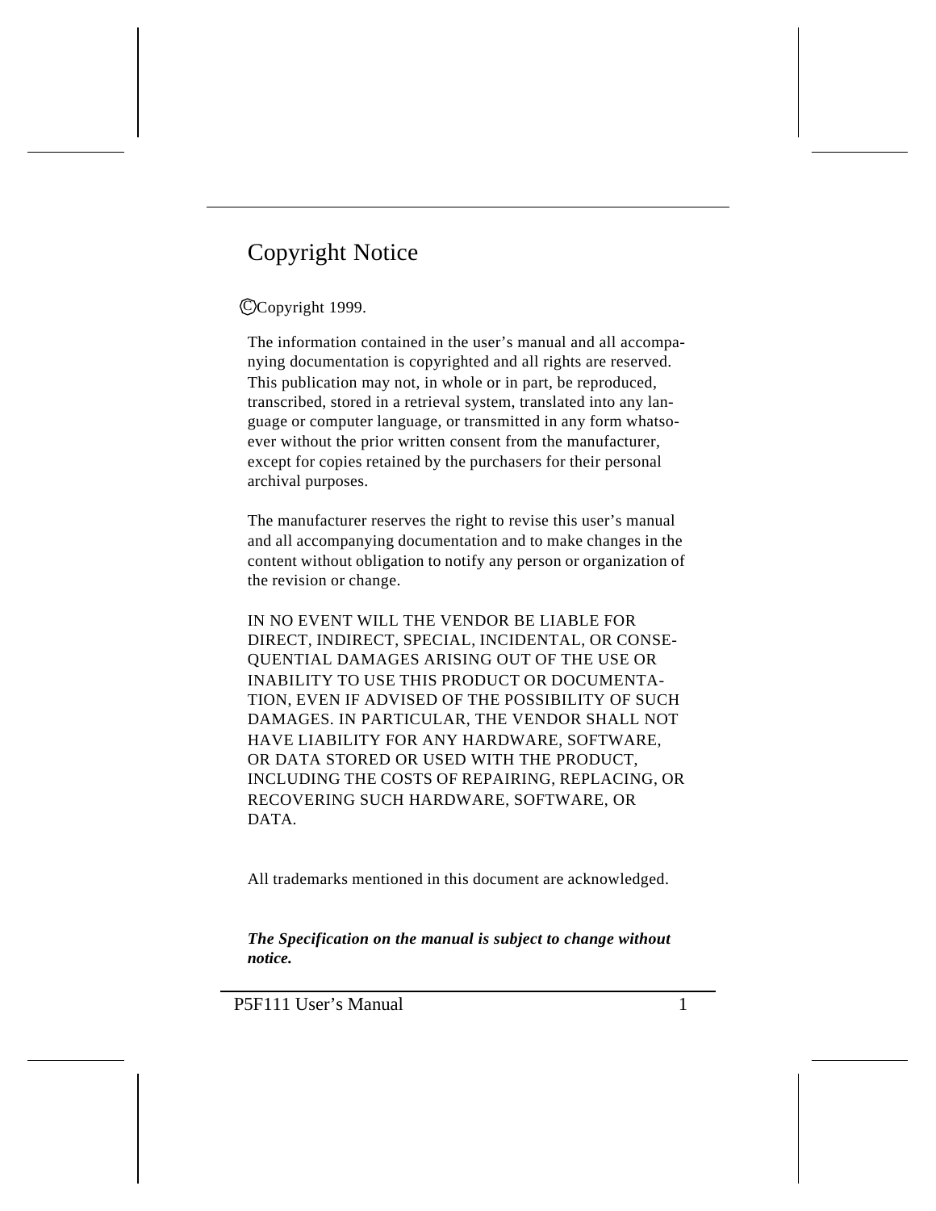# Copyright Notice

©Copyright 1999.

The information contained in the user's manual and all accompanying documentation is copyrighted and all rights are reserved. This publication may not, in whole or in part, be reproduced, transcribed, stored in a retrieval system, translated into any language or computer language, or transmitted in any form whatsoever without the prior written consent from the manufacturer, except for copies retained by the purchasers for their personal archival purposes.

The manufacturer reserves the right to revise this user's manual and all accompanying documentation and to make changes in the content without obligation to notify any person or organization of the revision or change.

IN NO EVENT WILL THE VENDOR BE LIABLE FOR DIRECT, INDIRECT, SPECIAL, INCIDENTAL, OR CONSEQUENTIAL DAMAGES ARISING OUT OF THE USE OR INABILITY TO USE THIS PRODUCT OR DOCUMENTATION, EVEN IF ADVISED OF THE POSSIBILITY OF SUCH DAMAGES. IN PARTICULAR, THE VENDOR SHALL NOT HAVE LIABILITY FOR ANY HARDWARE, SOFTWARE, OR DATA STORED OR USED WITH THE PRODUCT, INCLUDING THE COSTS OF REPAIRING, REPLACING, OR RECOVERING SUCH HARDWARE, SOFTWARE, OR DATA.

All trademarks mentioned in this document are acknowledged.

***The Specification on the manual is subject to change without notice.***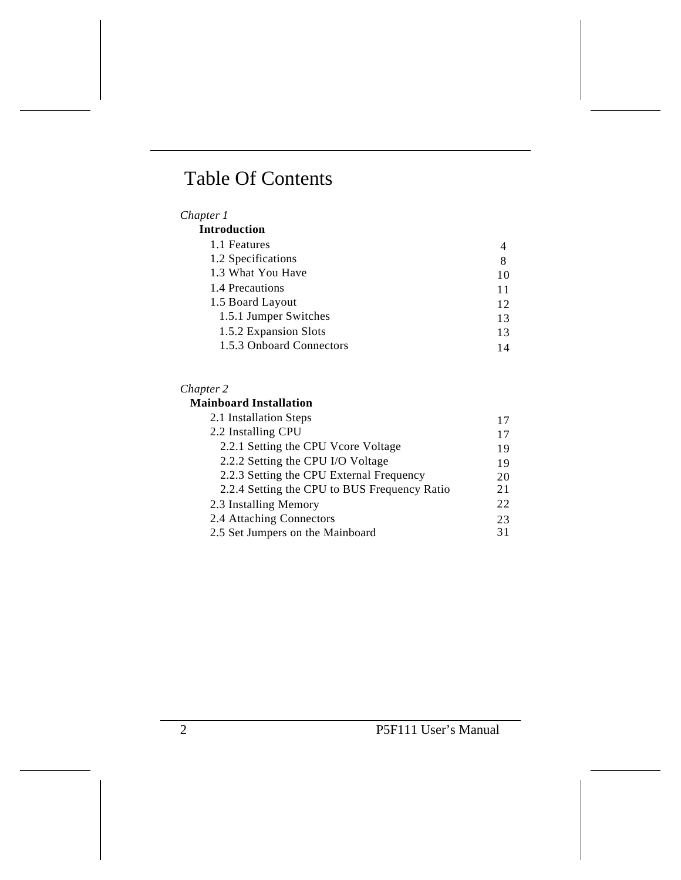# Table Of Contents

*Chapter 1*

**Introduction**

| | |
|---|---|
| 1.1 Features | 4 |
| 1.2 Specifications | 8 |
| 1.3 What You Have | 10 |
| 1.4 Precautions | 11 |
| 1.5 Board Layout | 12 |
| 1.5.1 Jumper Switches | 13 |
| 1.5.2 Expansion Slots | 13 |
| 1.5.3 Onboard Connectors | 14 |

*Chapter 2*

**Mainboard Installation**

| | |
|---|---|
| 2.1 Installation Steps | 17 |
| 2.2 Installing CPU | 17 |
| 2.2.1 Setting the CPU Vcore Voltage | 19 |
| 2.2.2 Setting the CPU I/O Voltage | 19 |
| 2.2.3 Setting the CPU External Frequency | 20 |
| 2.2.4 Setting the CPU to BUS Frequency Ratio | 21 |
| 2.3 Installing Memory | 22 |
| 2.4 Attaching Connectors | 23 |
| 2.5 Set Jumpers on the Mainboard | 31 |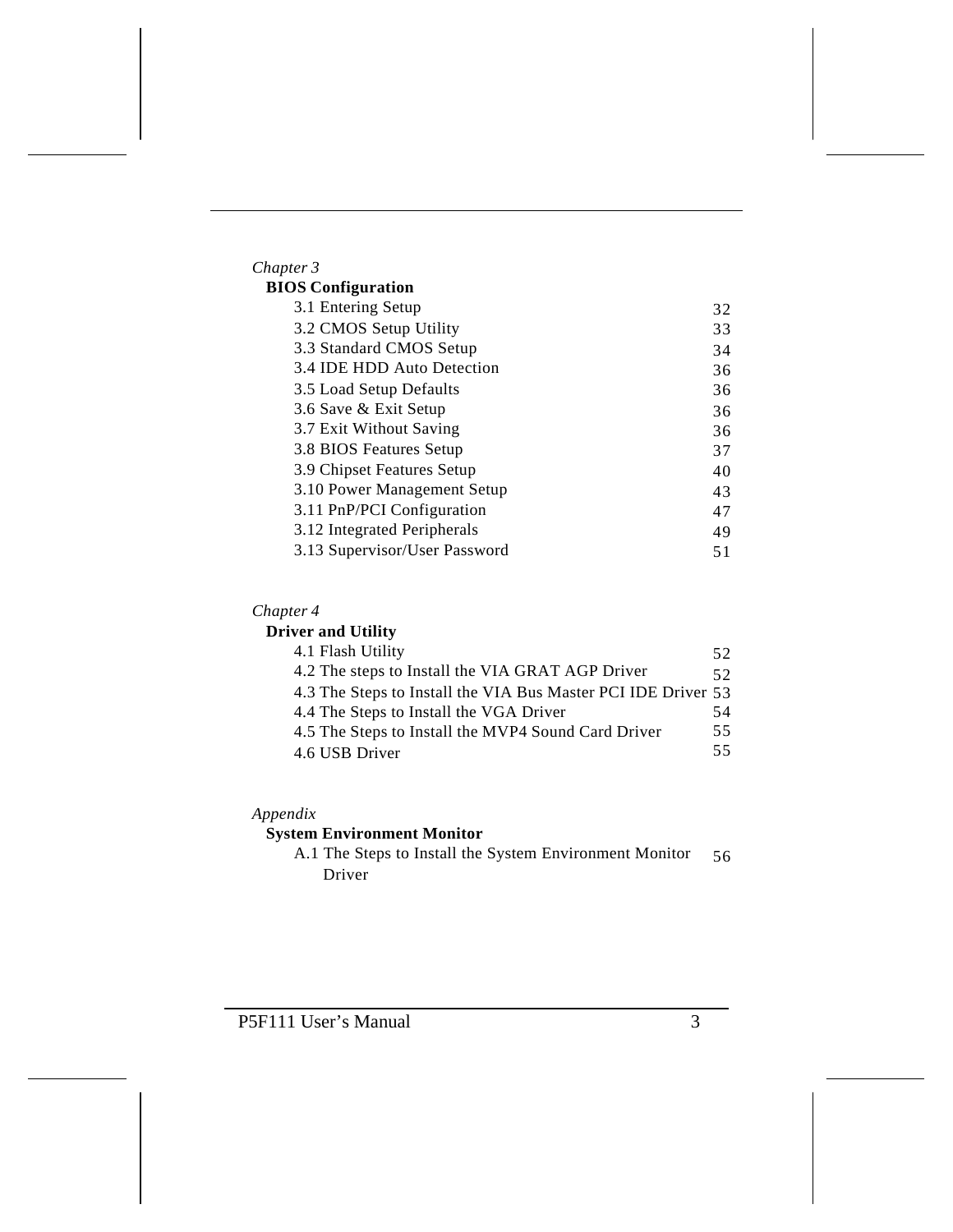*Chapter 3*

**BIOS Configuration**

| | |
|---|---|
| 3.1 Entering Setup | 32 |
| 3.2 CMOS Setup Utility | 33 |
| 3.3 Standard CMOS Setup | 34 |
| 3.4 IDE HDD Auto Detection | 36 |
| 3.5 Load Setup Defaults | 36 |
| 3.6 Save & Exit Setup | 36 |
| 3.7 Exit Without Saving | 36 |
| 3.8 BIOS Features Setup | 37 |
| 3.9 Chipset Features Setup | 40 |
| 3.10 Power Management Setup | 43 |
| 3.11 PnP/PCI Configuration | 47 |
| 3.12 Integrated Peripherals | 49 |
| 3.13 Supervisor/User Password | 51 |

*Chapter 4*

**Driver and Utility**

| | |
|---|---|
| 4.1 Flash Utility | 52 |
| 4.2 The steps to Install the VIA GRAT AGP Driver | 52 |
| 4.3 The Steps to Install the VIA Bus Master PCI IDE Driver | 53 |
| 4.4 The Steps to Install the VGA Driver | 54 |
| 4.5 The Steps to Install the MVP4 Sound Card Driver | 55 |
| 4.6 USB Driver | 55 |

*Appendix*

**System Environment Monitor**

| | |
|---|---|
| A.1 The Steps to Install the System Environment Monitor Driver | 56 |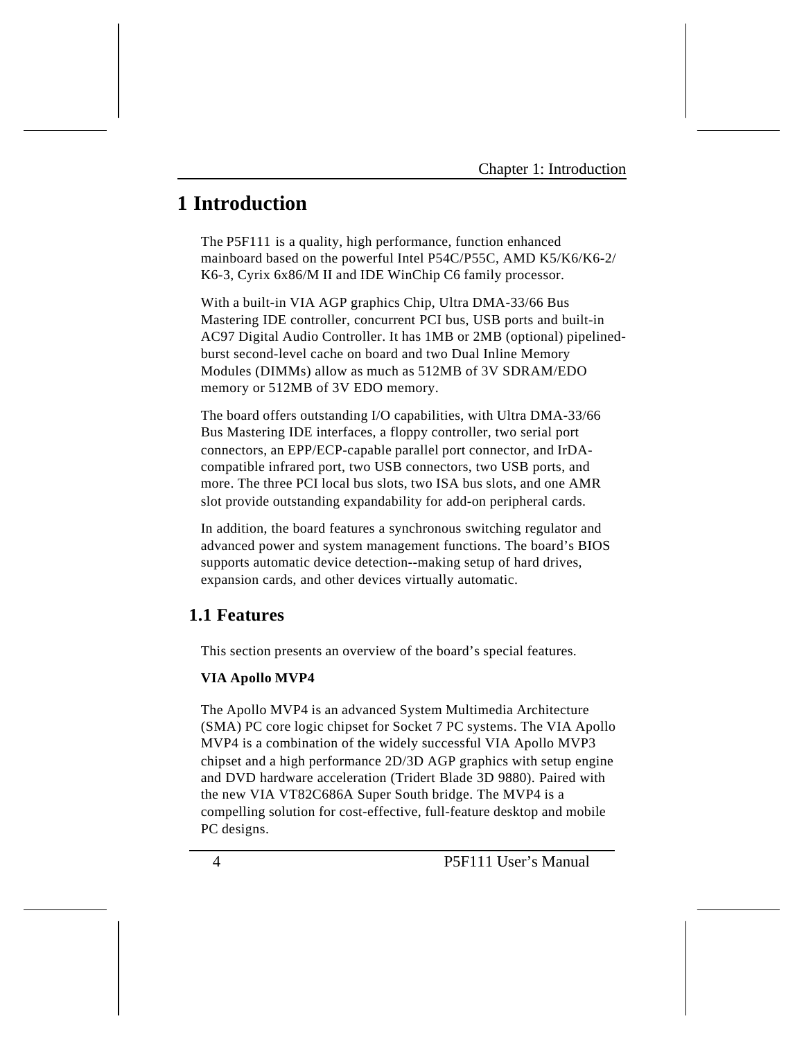# 1 Introduction

The P5F111 is a quality, high performance, function enhanced mainboard based on the powerful Intel P54C/P55C, AMD K5/K6/K6-2/ K6-3, Cyrix 6x86/M II and IDE WinChip C6 family processor.

With a built-in VIA AGP graphics Chip, Ultra DMA-33/66 Bus Mastering IDE controller, concurrent PCI bus, USB ports and built-in AC97 Digital Audio Controller. It has 1MB or 2MB (optional) pipelined-burst second-level cache on board and two Dual Inline Memory Modules (DIMMs) allow as much as 512MB of 3V SDRAM/EDO memory or 512MB of 3V EDO memory.

The board offers outstanding I/O capabilities, with Ultra DMA-33/66 Bus Mastering IDE interfaces, a floppy controller, two serial port connectors, an EPP/ECP-capable parallel port connector, and IrDA-compatible infrared port, two USB connectors, two USB ports, and more. The three PCI local bus slots, two ISA bus slots, and one AMR slot provide outstanding expandability for add-on peripheral cards.

In addition, the board features a synchronous switching regulator and advanced power and system management functions. The board's BIOS supports automatic device detection--making setup of hard drives, expansion cards, and other devices virtually automatic.

## 1.1 Features

This section presents an overview of the board's special features.

**VIA Apollo MVP4**

The Apollo MVP4 is an advanced System Multimedia Architecture (SMA) PC core logic chipset for Socket 7 PC systems. The VIA Apollo MVP4 is a combination of the widely successful VIA Apollo MVP3 chipset and a high performance 2D/3D AGP graphics with setup engine and DVD hardware acceleration (Tridert Blade 3D 9880). Paired with the new VIA VT82C686A Super South bridge. The MVP4 is a compelling solution for cost-effective, full-feature desktop and mobile PC designs.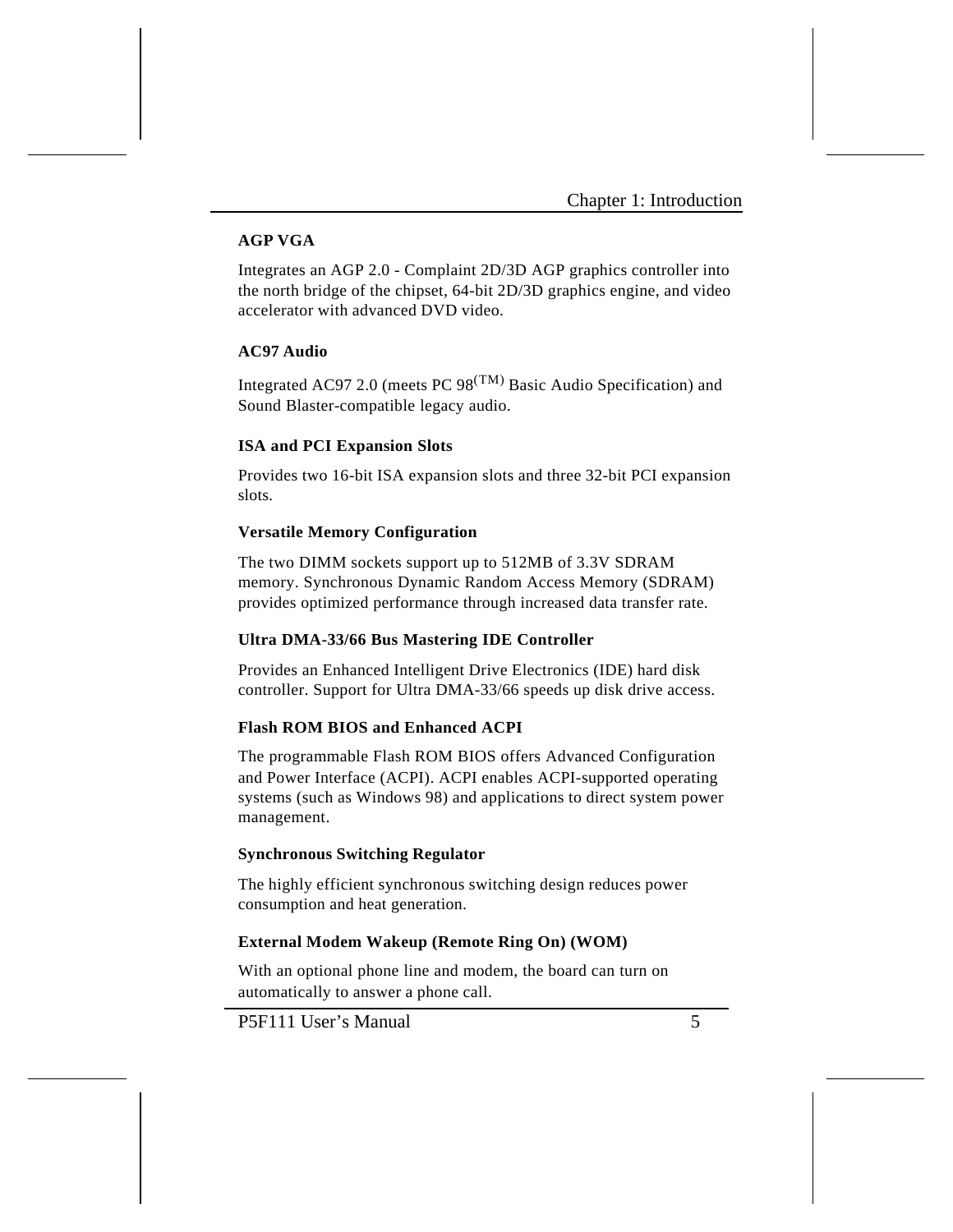### AGP VGA

Integrates an AGP 2.0 - Complaint 2D/3D AGP graphics controller into the north bridge of the chipset, 64-bit 2D/3D graphics engine, and video accelerator with advanced DVD video.

### AC97 Audio

Integrated AC97 2.0 (meets PC 98(TM) Basic Audio Specification) and Sound Blaster-compatible legacy audio.

### ISA and PCI Expansion Slots

Provides two 16-bit ISA expansion slots and three 32-bit PCI expansion slots.

### Versatile Memory Configuration

The two DIMM sockets support up to 512MB of 3.3V SDRAM memory. Synchronous Dynamic Random Access Memory (SDRAM) provides optimized performance through increased data transfer rate.

### Ultra DMA-33/66 Bus Mastering IDE Controller

Provides an Enhanced Intelligent Drive Electronics (IDE) hard disk controller. Support for Ultra DMA-33/66 speeds up disk drive access.

### Flash ROM BIOS and Enhanced ACPI

The programmable Flash ROM BIOS offers Advanced Configuration and Power Interface (ACPI). ACPI enables ACPI-supported operating systems (such as Windows 98) and applications to direct system power management.

### Synchronous Switching Regulator

The highly efficient synchronous switching design reduces power consumption and heat generation.

### External Modem Wakeup (Remote Ring On) (WOM)

With an optional phone line and modem, the board can turn on automatically to answer a phone call.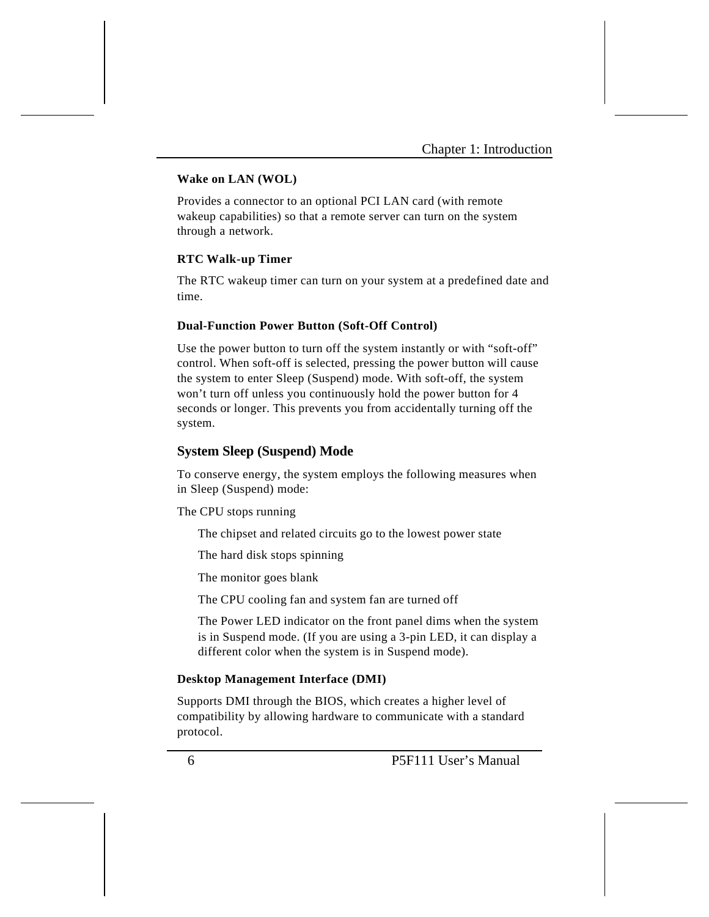#### Wake on LAN (WOL)

Provides a connector to an optional PCI LAN card (with remote wakeup capabilities) so that a remote server can turn on the system through a network.

#### RTC Walk-up Timer

The RTC wakeup timer can turn on your system at a predefined date and time.

#### Dual-Function Power Button (Soft-Off Control)

Use the power button to turn off the system instantly or with "soft-off" control. When soft-off is selected, pressing the power button will cause the system to enter Sleep (Suspend) mode. With soft-off, the system won't turn off unless you continuously hold the power button for 4 seconds or longer. This prevents you from accidentally turning off the system.

### System Sleep (Suspend) Mode

To conserve energy, the system employs the following measures when in Sleep (Suspend) mode:

The CPU stops running

- The chipset and related circuits go to the lowest power state
- The hard disk stops spinning
- The monitor goes blank
- The CPU cooling fan and system fan are turned off
- The Power LED indicator on the front panel dims when the system is in Suspend mode. (If you are using a 3-pin LED, it can display a different color when the system is in Suspend mode).

#### Desktop Management Interface (DMI)

Supports DMI through the BIOS, which creates a higher level of compatibility by allowing hardware to communicate with a standard protocol.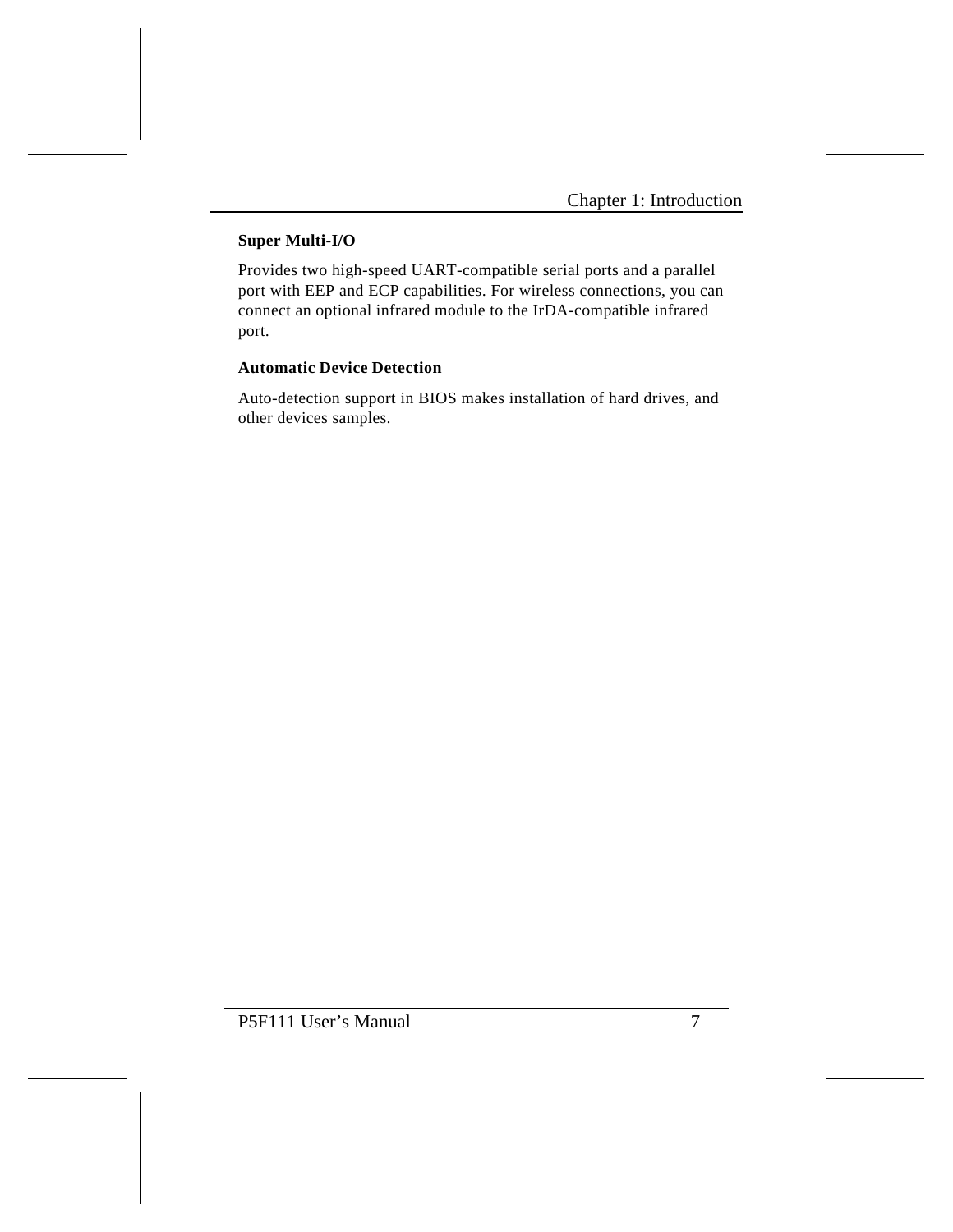**Super Multi-I/O**

Provides two high-speed UART-compatible serial ports and a parallel port with EEP and ECP capabilities. For wireless connections, you can connect an optional infrared module to the IrDA-compatible infrared port.

**Automatic Device Detection**

Auto-detection support in BIOS makes installation of hard drives, and other devices samples.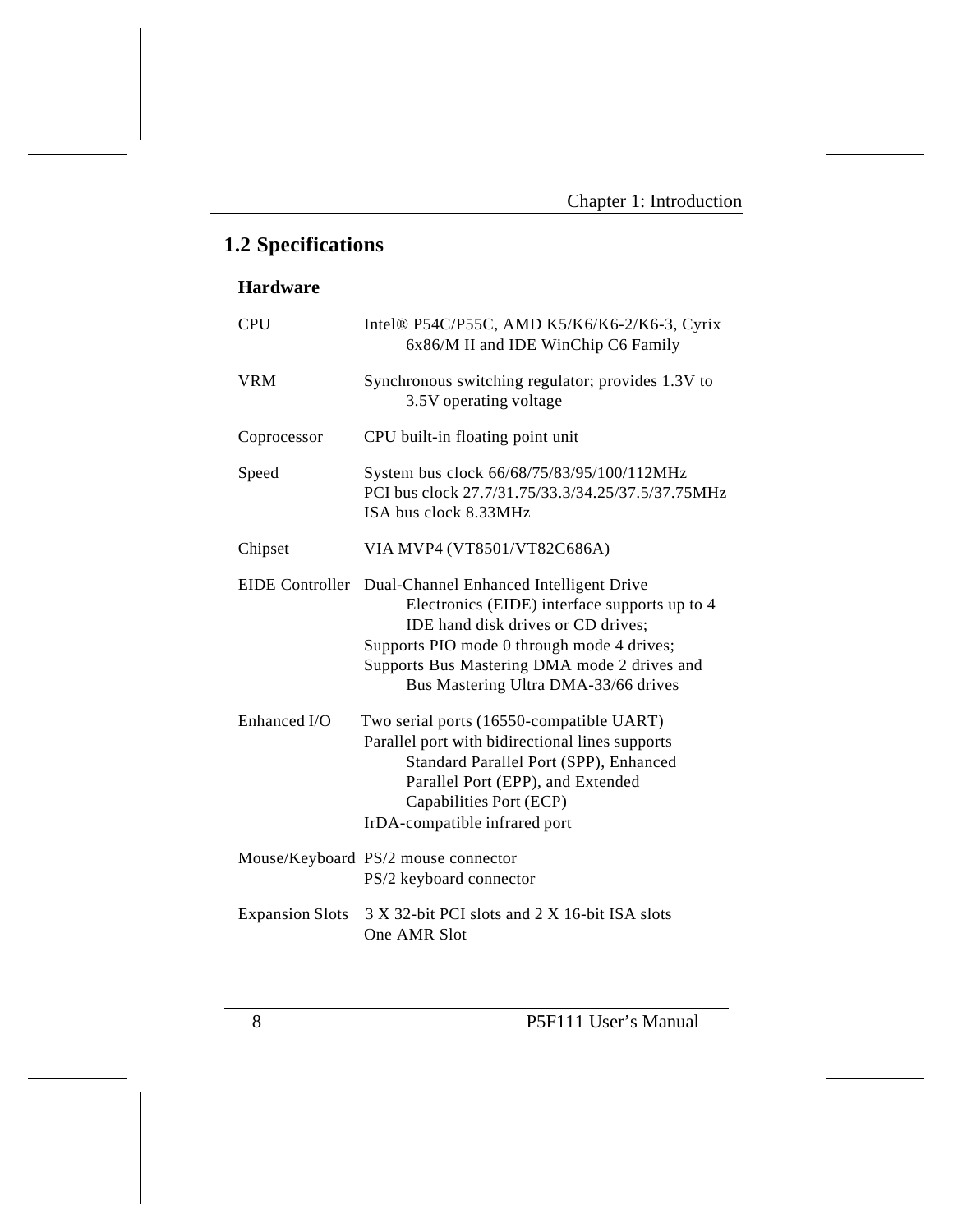## 1.2 Specifications

### Hardware

| | |
|---|---|
| CPU | Intel® P54C/P55C, AMD K5/K6/K6-2/K6-3, Cyrix 6x86/M II and IDE WinChip C6 Family |
| VRM | Synchronous switching regulator; provides 1.3V to 3.5V operating voltage |
| Coprocessor | CPU built-in floating point unit |
| Speed | System bus clock 66/68/75/83/95/100/112MHz<br>PCI bus clock 27.7/31.75/33.3/34.25/37.5/37.75MHz<br>ISA bus clock 8.33MHz |
| Chipset | VIA MVP4 (VT8501/VT82C686A) |
| EIDE Controller | Dual-Channel Enhanced Intelligent Drive Electronics (EIDE) interface supports up to 4 IDE hand disk drives or CD drives;<br>Supports PIO mode 0 through mode 4 drives;<br>Supports Bus Mastering DMA mode 2 drives and Bus Mastering Ultra DMA-33/66 drives |
| Enhanced I/O | Two serial ports (16550-compatible UART)<br>Parallel port with bidirectional lines supports Standard Parallel Port (SPP), Enhanced Parallel Port (EPP), and Extended Capabilities Port (ECP)<br>IrDA-compatible infrared port |
| Mouse/Keyboard | PS/2 mouse connector<br>PS/2 keyboard connector |
| Expansion Slots | 3 X 32-bit PCI slots and 2 X 16-bit ISA slots<br>One AMR Slot |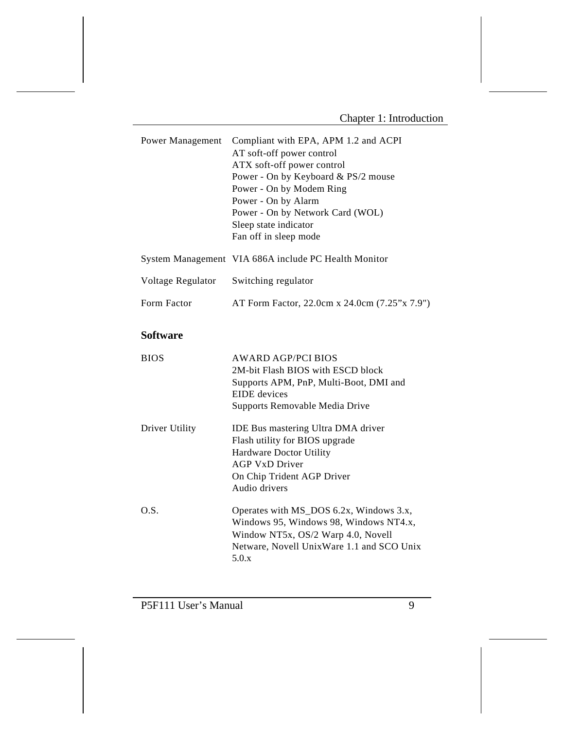| | |
|---|---|
| Power Management | Compliant with EPA, APM 1.2 and ACPI<br>AT soft-off power control<br>ATX soft-off power control<br>Power - On by Keyboard & PS/2 mouse<br>Power - On by Modem Ring<br>Power - On by Alarm<br>Power - On by Network Card (WOL)<br>Sleep state indicator<br>Fan off in sleep mode |
| System Management | VIA 686A include PC Health Monitor |
| Voltage Regulator | Switching regulator |
| Form Factor | AT Form Factor, 22.0cm x 24.0cm (7.25"x 7.9") |

**Software**

| | |
|---|---|
| BIOS | AWARD AGP/PCI BIOS<br>2M-bit Flash BIOS with ESCD block<br>Supports APM, PnP, Multi-Boot, DMI and EIDE devices<br>Supports Removable Media Drive |
| Driver Utility | IDE Bus mastering Ultra DMA driver<br>Flash utility for BIOS upgrade<br>Hardware Doctor Utility<br>AGP VxD Driver<br>On Chip Trident AGP Driver<br>Audio drivers |
| O.S. | Operates with MS_DOS 6.2x, Windows 3.x, Windows 95, Windows 98, Windows NT4.x, Window NT5x, OS/2 Warp 4.0, Novell Netware, Novell UnixWare 1.1 and SCO Unix 5.0.x |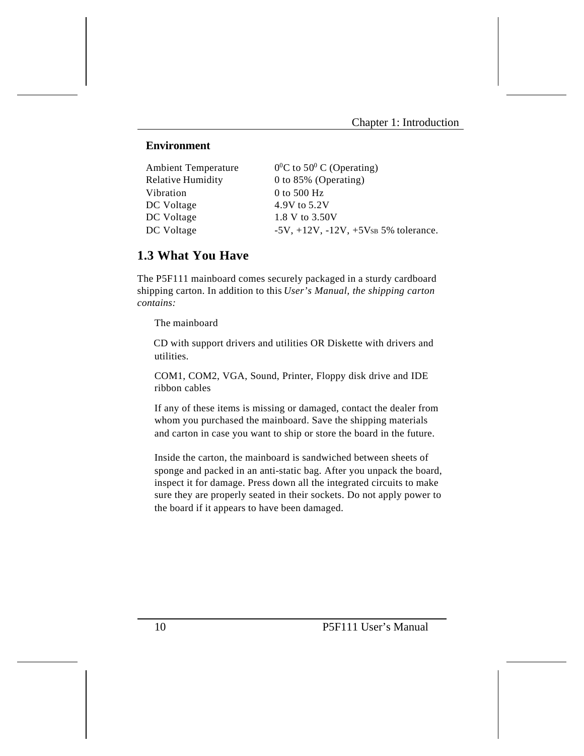### Environment

| | |
|---|---|
| Ambient Temperature | $0^0$C to $50^0$ C (Operating) |
| Relative Humidity | 0 to 85% (Operating) |
| Vibration | 0 to 500 Hz |
| DC Voltage | 4.9V to 5.2V |
| DC Voltage | 1.8 V to 3.50V |
| DC Voltage | -5V, +12V, -12V, +$5V_{SB}$ 5% tolerance. |

## 1.3 What You Have

The P5F111 mainboard comes securely packaged in a sturdy cardboard shipping carton. In addition to this *User's Manual, the shipping carton contains:*

The mainboard

CD with support drivers and utilities OR Diskette with drivers and utilities.

COM1, COM2, VGA, Sound, Printer, Floppy disk drive and IDE ribbon cables

If any of these items is missing or damaged, contact the dealer from whom you purchased the mainboard. Save the shipping materials and carton in case you want to ship or store the board in the future.

Inside the carton, the mainboard is sandwiched between sheets of sponge and packed in an anti-static bag. After you unpack the board, inspect it for damage. Press down all the integrated circuits to make sure they are properly seated in their sockets. Do not apply power to the board if it appears to have been damaged.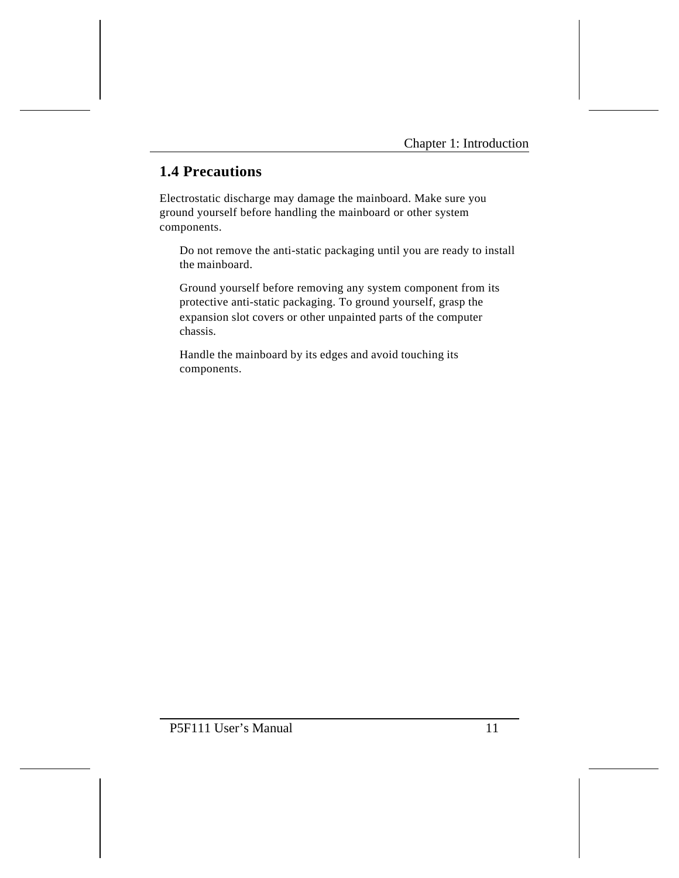## 1.4 Precautions

Electrostatic discharge may damage the mainboard. Make sure you ground yourself before handling the mainboard or other system components.

- Do not remove the anti-static packaging until you are ready to install the mainboard.
- Ground yourself before removing any system component from its protective anti-static packaging. To ground yourself, grasp the expansion slot covers or other unpainted parts of the computer chassis.
- Handle the mainboard by its edges and avoid touching its components.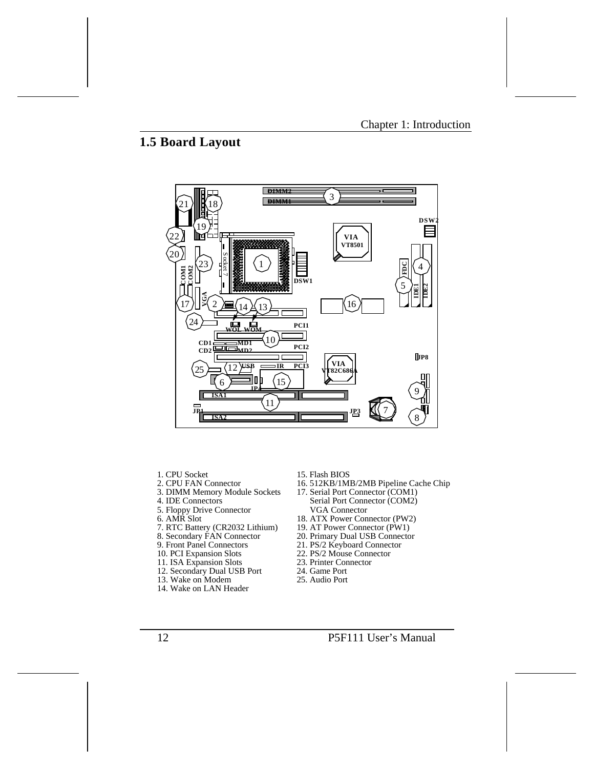## 1.5 Board Layout

1. CPU Socket
2. CPU FAN Connector
3. DIMM Memory Module Sockets
4. IDE Connectors
5. Floppy Drive Connector
6. AMR Slot
7. RTC Battery (CR2032 Lithium)
8. Secondary FAN Connector
9. Front Panel Connectors
10. PCI Expansion Slots
11. ISA Expansion Slots
12. Secondary Dual USB Port
13. Wake on Modem
14. Wake on LAN Header
15. Flash BIOS
16. 512KB/1MB/2MB Pipeline Cache Chip
17. Serial Port Connector (COM1)
    Serial Port Connector (COM2)
    VGA Connector
18. ATX Power Connector (PW2)
19. AT Power Connector (PW1)
20. Primary Dual USB Connector
21. PS/2 Keyboard Connector
22. PS/2 Mouse Connector
23. Printer Connector
24. Game Port
25. Audio Port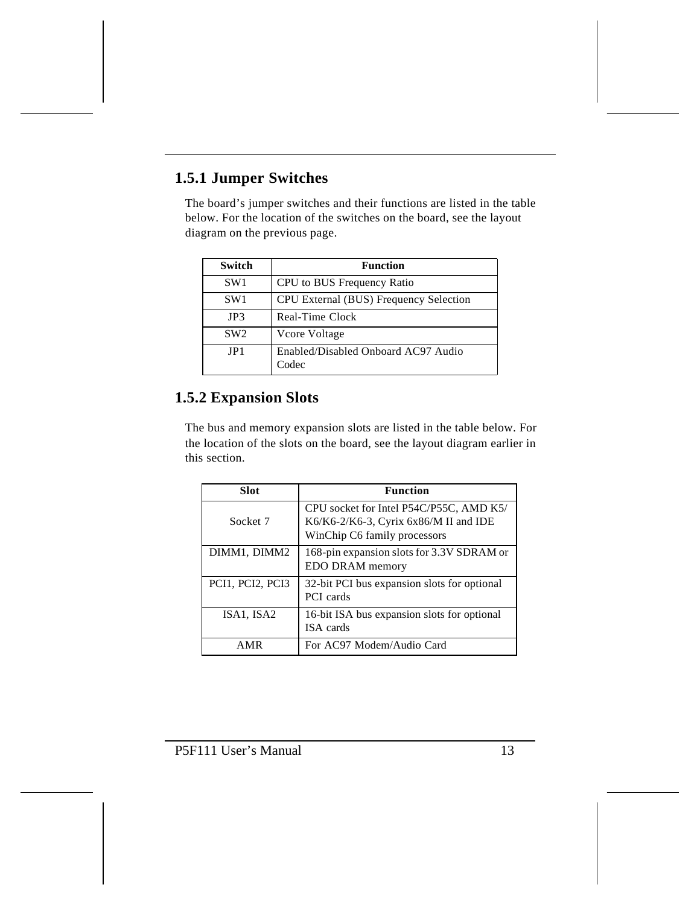## 1.5.1 Jumper Switches

The board's jumper switches and their functions are listed in the table below. For the location of the switches on the board, see the layout diagram on the previous page.

| Switch | Function |
|---|---|
| SW1 | CPU to BUS Frequency Ratio |
| SW1 | CPU External (BUS) Frequency Selection |
| JP3 | Real-Time Clock |
| SW2 | Vcore Voltage |
| JP1 | Enabled/Disabled Onboard AC97 Audio Codec |

## 1.5.2 Expansion Slots

The bus and memory expansion slots are listed in the table below. For the location of the slots on the board, see the layout diagram earlier in this section.

| Slot | Function |
|---|---|
| Socket 7 | CPU socket for Intel P54C/P55C, AMD K5/ K6/K6-2/K6-3, Cyrix 6x86/M II and IDE WinChip C6 family processors |
| DIMM1, DIMM2 | 168-pin expansion slots for 3.3V SDRAM or EDO DRAM memory |
| PCI1, PCI2, PCI3 | 32-bit PCI bus expansion slots for optional PCI cards |
| ISA1, ISA2 | 16-bit ISA bus expansion slots for optional ISA cards |
| AMR | For AC97 Modem/Audio Card |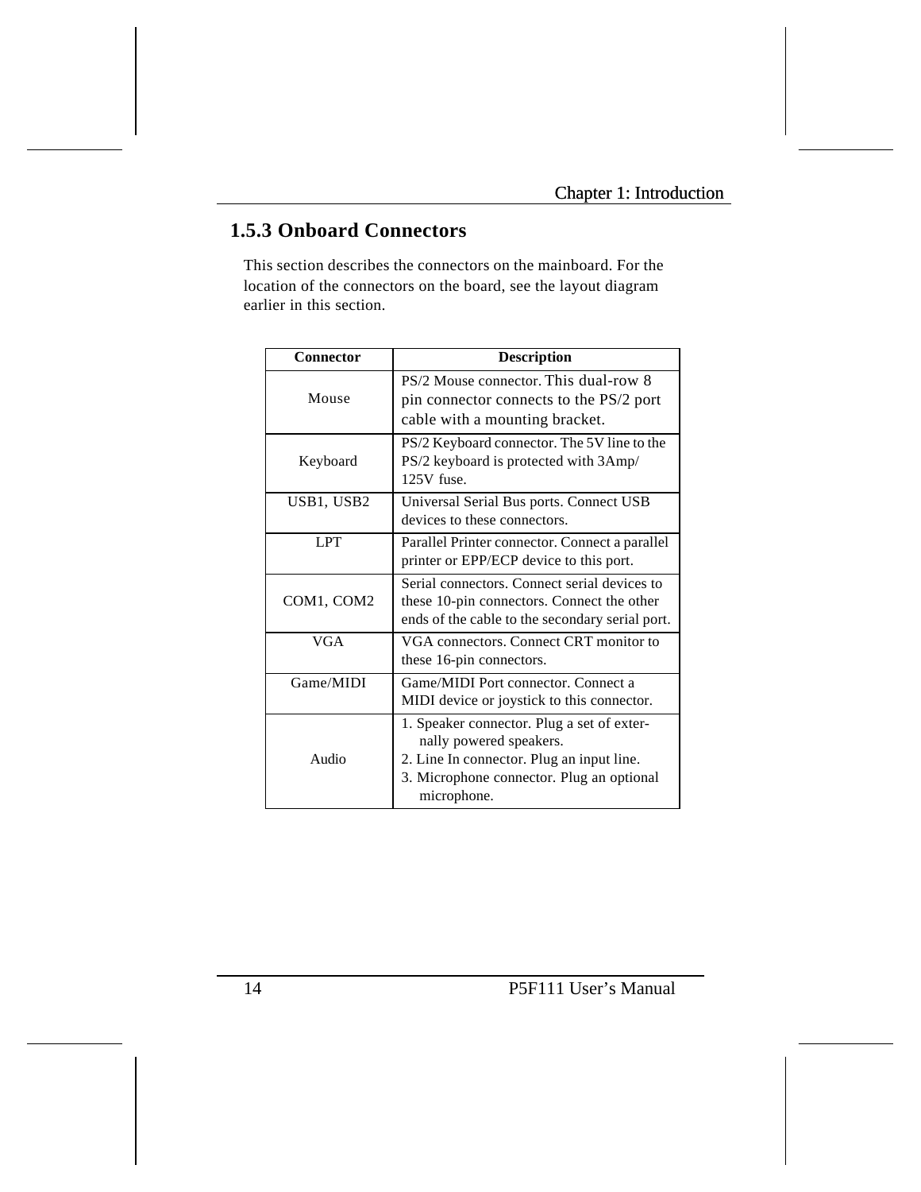### 1.5.3 Onboard Connectors

This section describes the connectors on the mainboard. For the location of the connectors on the board, see the layout diagram earlier in this section.

| Connector | Description |
|---|---|
| Mouse | PS/2 Mouse connector. This dual-row 8 pin connector connects to the PS/2 port cable with a mounting bracket. |
| Keyboard | PS/2 Keyboard connector. The 5V line to the PS/2 keyboard is protected with 3Amp/ 125V fuse. |
| USB1, USB2 | Universal Serial Bus ports. Connect USB devices to these connectors. |
| LPT | Parallel Printer connector. Connect a parallel printer or EPP/ECP device to this port. |
| COM1, COM2 | Serial connectors. Connect serial devices to these 10-pin connectors. Connect the other ends of the cable to the secondary serial port. |
| VGA | VGA connectors. Connect CRT monitor to these 16-pin connectors. |
| Game/MIDI | Game/MIDI Port connector. Connect a MIDI device or joystick to this connector. |
| Audio | 1. Speaker connector. Plug a set of exter-nally powered speakers.<br>2. Line In connector. Plug an input line.<br>3. Microphone connector. Plug an optional microphone. |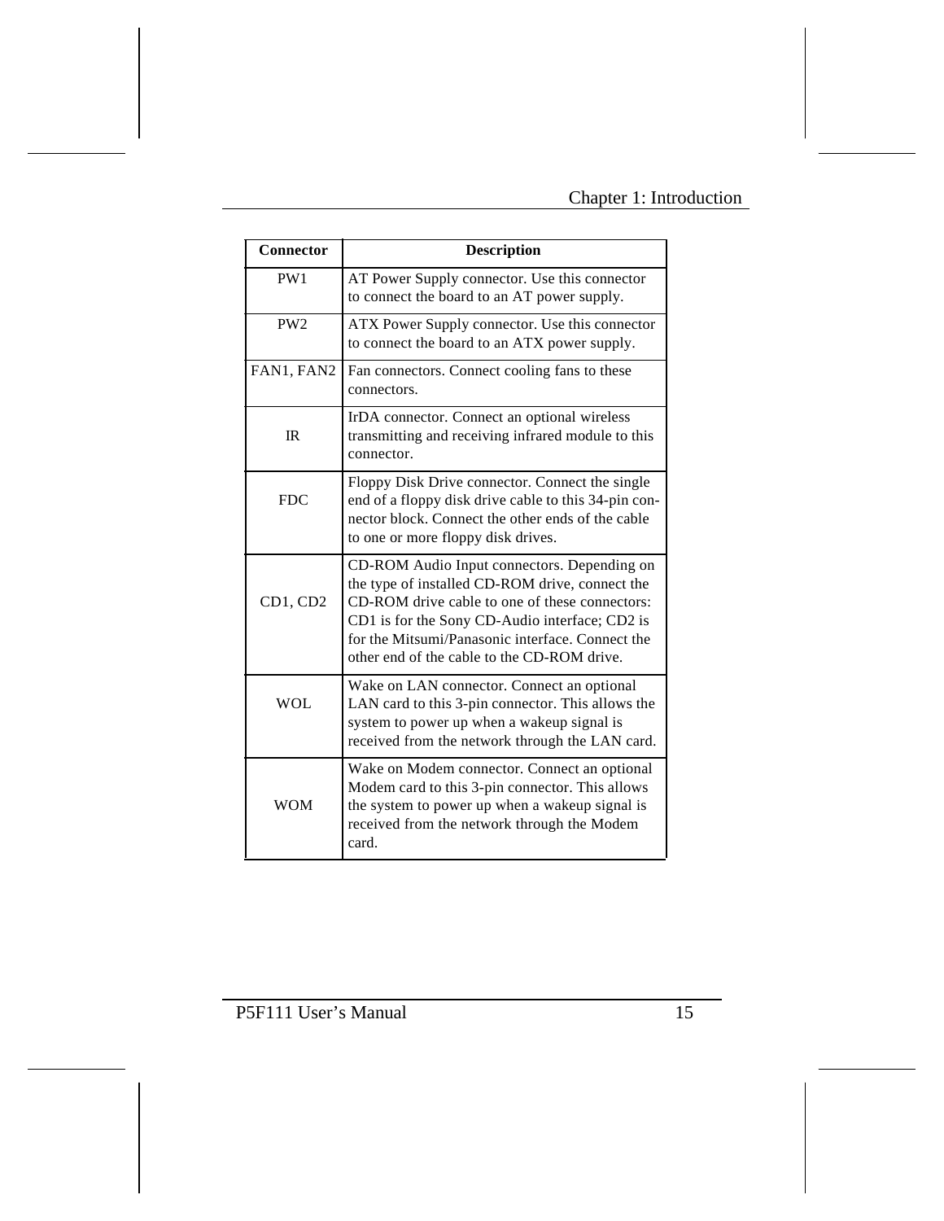| Connector | Description |
|---|---|
| PW1 | AT Power Supply connector. Use this connector to connect the board to an AT power supply. |
| PW2 | ATX Power Supply connector. Use this connector to connect the board to an ATX power supply. |
| FAN1, FAN2 | Fan connectors. Connect cooling fans to these connectors. |
| IR | IrDA connector. Connect an optional wireless transmitting and receiving infrared module to this connector. |
| FDC | Floppy Disk Drive connector. Connect the single end of a floppy disk drive cable to this 34-pin connector block. Connect the other ends of the cable to one or more floppy disk drives. |
| CD1, CD2 | CD-ROM Audio Input connectors. Depending on the type of installed CD-ROM drive, connect the CD-ROM drive cable to one of these connectors: CD1 is for the Sony CD-Audio interface; CD2 is for the Mitsumi/Panasonic interface. Connect the other end of the cable to the CD-ROM drive. |
| WOL | Wake on LAN connector. Connect an optional LAN card to this 3-pin connector. This allows the system to power up when a wakeup signal is received from the network through the LAN card. |
| WOM | Wake on Modem connector. Connect an optional Modem card to this 3-pin connector. This allows the system to power up when a wakeup signal is received from the network through the Modem card. |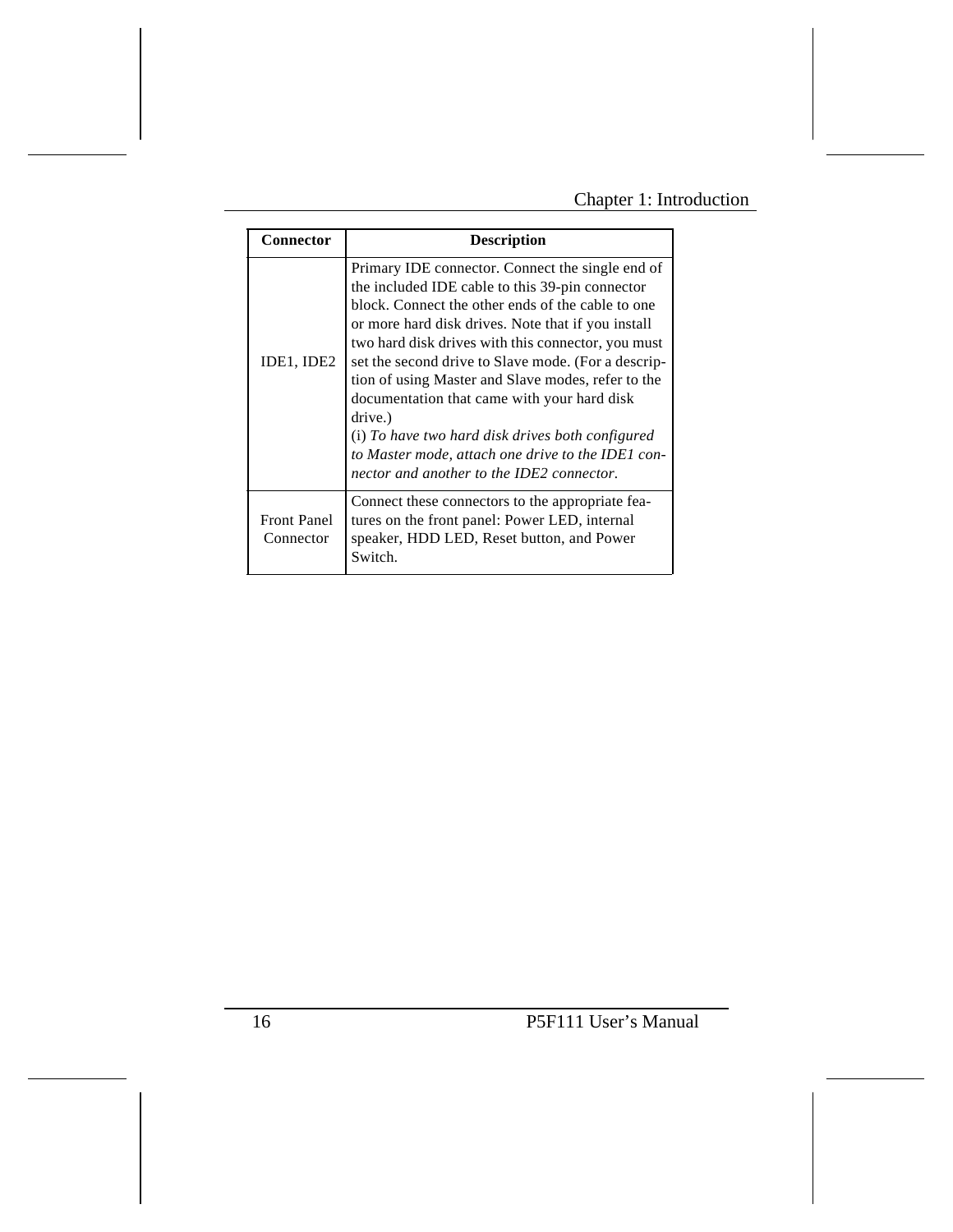| Connector | Description |
|---|---|
| IDE1, IDE2 | Primary IDE connector. Connect the single end of the included IDE cable to this 39-pin connector block. Connect the other ends of the cable to one or more hard disk drives. Note that if you install two hard disk drives with this connector, you must set the second drive to Slave mode. (For a description of using Master and Slave modes, refer to the documentation that came with your hard disk drive.)<br>(i) *To have two hard disk drives both configured to Master mode, attach one drive to the IDE1 connector and another to the IDE2 connector.* |
| Front Panel Connector | Connect these connectors to the appropriate features on the front panel: Power LED, internal speaker, HDD LED, Reset button, and Power Switch. |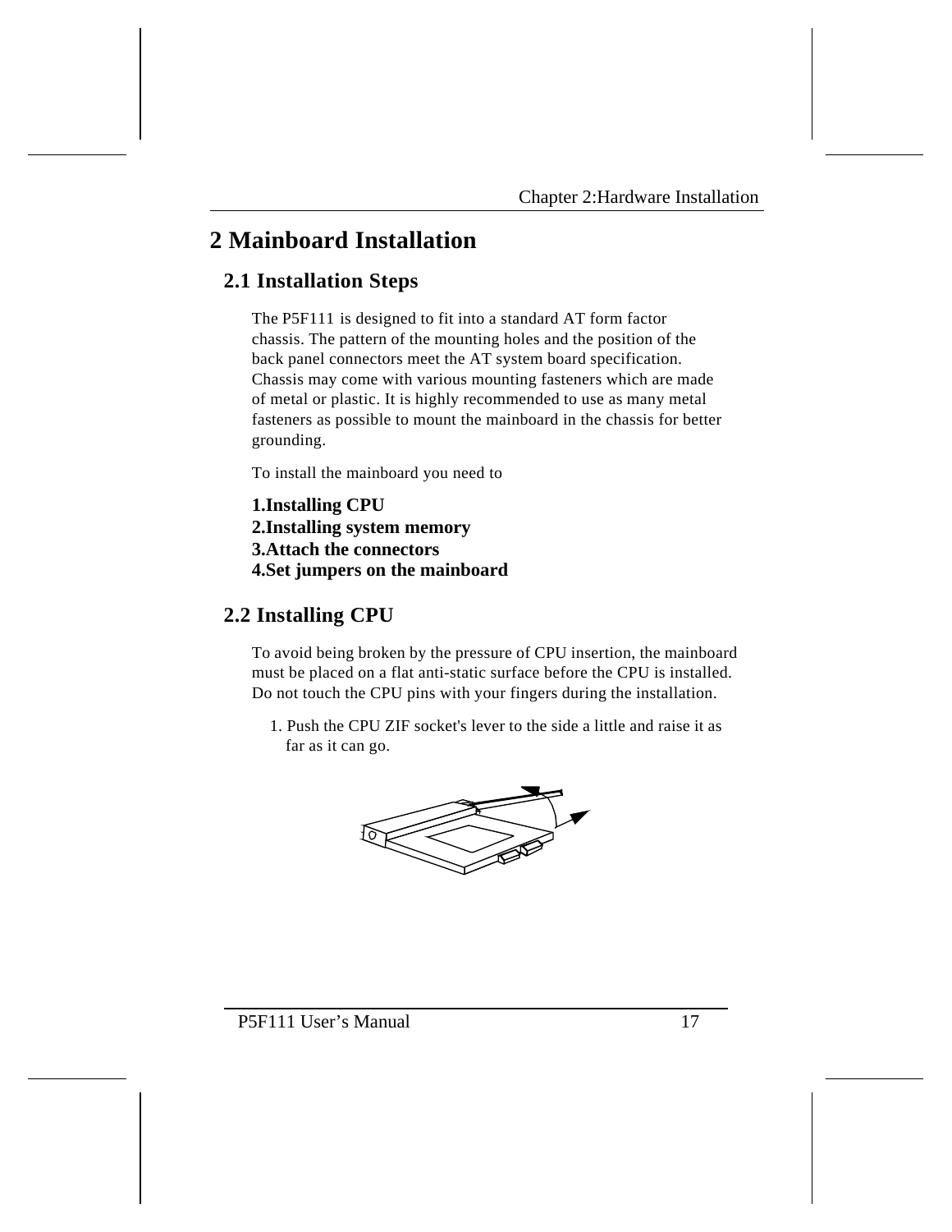# 2 Mainboard Installation

## 2.1 Installation Steps

The P5F111 is designed to fit into a standard AT form factor chassis. The pattern of the mounting holes and the position of the back panel connectors meet the AT system board specification. Chassis may come with various mounting fasteners which are made of metal or plastic. It is highly recommended to use as many metal fasteners as possible to mount the mainboard in the chassis for better grounding.

To install the mainboard you need to

**1.Installing CPU**
**2.Installing system memory**
**3.Attach the connectors**
**4.Set jumpers on the mainboard**

## 2.2 Installing CPU

To avoid being broken by the pressure of CPU insertion, the mainboard must be placed on a flat anti-static surface before the CPU is installed. Do not touch the CPU pins with your fingers during the installation.

1. Push the CPU ZIF socket's lever to the side a little and raise it as far as it can go.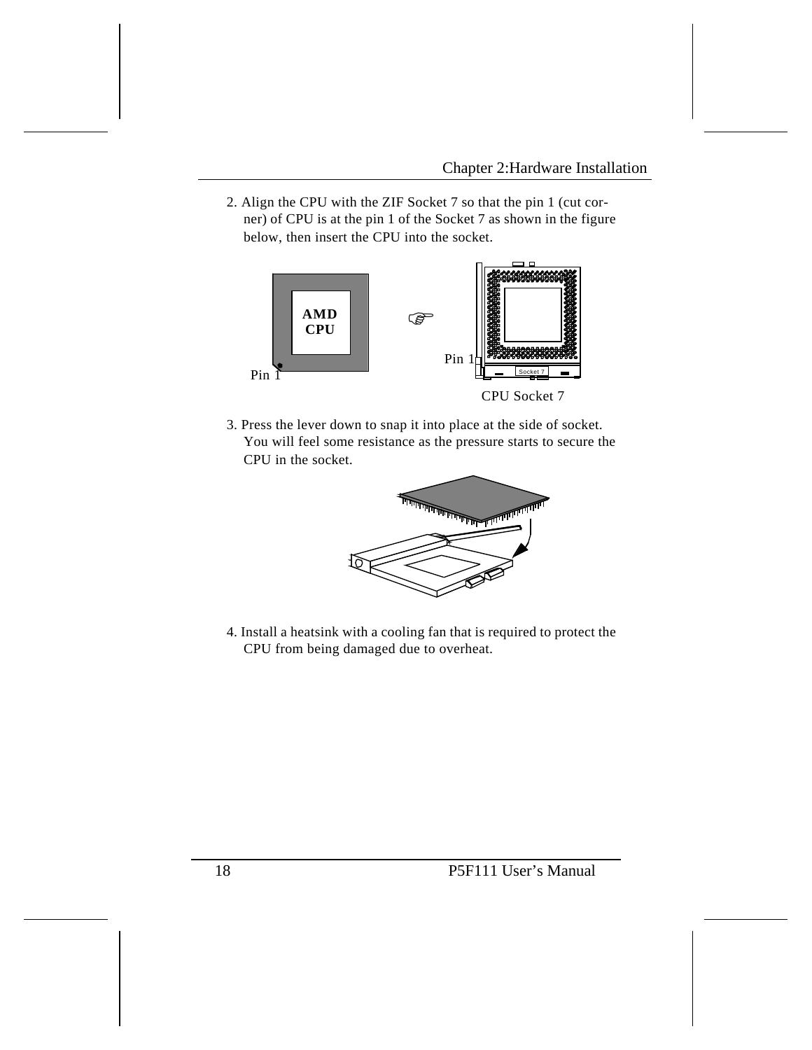2. Align the CPU with the ZIF Socket 7 so that the pin 1 (cut corner) of CPU is at the pin 1 of the Socket 7 as shown in the figure below, then insert the CPU into the socket.

3. Press the lever down to snap it into place at the side of socket. You will feel some resistance as the pressure starts to secure the CPU in the socket.

4. Install a heatsink with a cooling fan that is required to protect the CPU from being damaged due to overheat.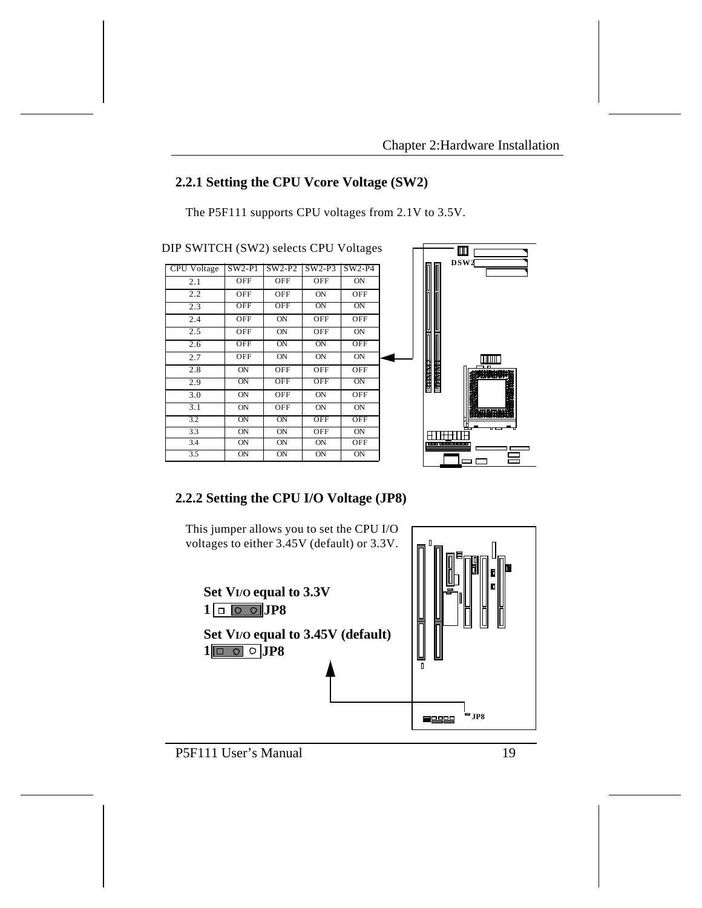## 2.2.1 Setting the CPU Vcore Voltage (SW2)

The P5F111 supports CPU voltages from 2.1V to 3.5V.

DIP SWITCH (SW2) selects CPU Voltages

| CPU Voltage | SW2-P1 | SW2-P2 | SW2-P3 | SW2-P4 |
|---|---|---|---|---|
| 2.1 | OFF | OFF | OFF | ON |
| 2.2 | OFF | OFF | ON | OFF |
| 2.3 | OFF | OFF | ON | ON |
| 2.4 | OFF | ON | OFF | OFF |
| 2.5 | OFF | ON | OFF | ON |
| 2.6 | OFF | ON | ON | OFF |
| 2.7 | OFF | ON | ON | ON |
| 2.8 | ON | OFF | OFF | OFF |
| 2.9 | ON | OFF | OFF | ON |
| 3.0 | ON | OFF | ON | OFF |
| 3.1 | ON | OFF | ON | ON |
| 3.2 | ON | ON | OFF | OFF |
| 3.3 | ON | ON | OFF | ON |
| 3.4 | ON | ON | ON | OFF |
| 3.5 | ON | ON | ON | ON |

DSW2

## 2.2.2 Setting the CPU I/O Voltage (JP8)

This jumper allows you to set the CPU I/O voltages to either 3.45V (default) or 3.3V.

**Set $V_{I/O}$ equal to 3.3V**

**1** **JP8**

**Set $V_{I/O}$ equal to 3.45V (default)**

**1** **JP8**

JP8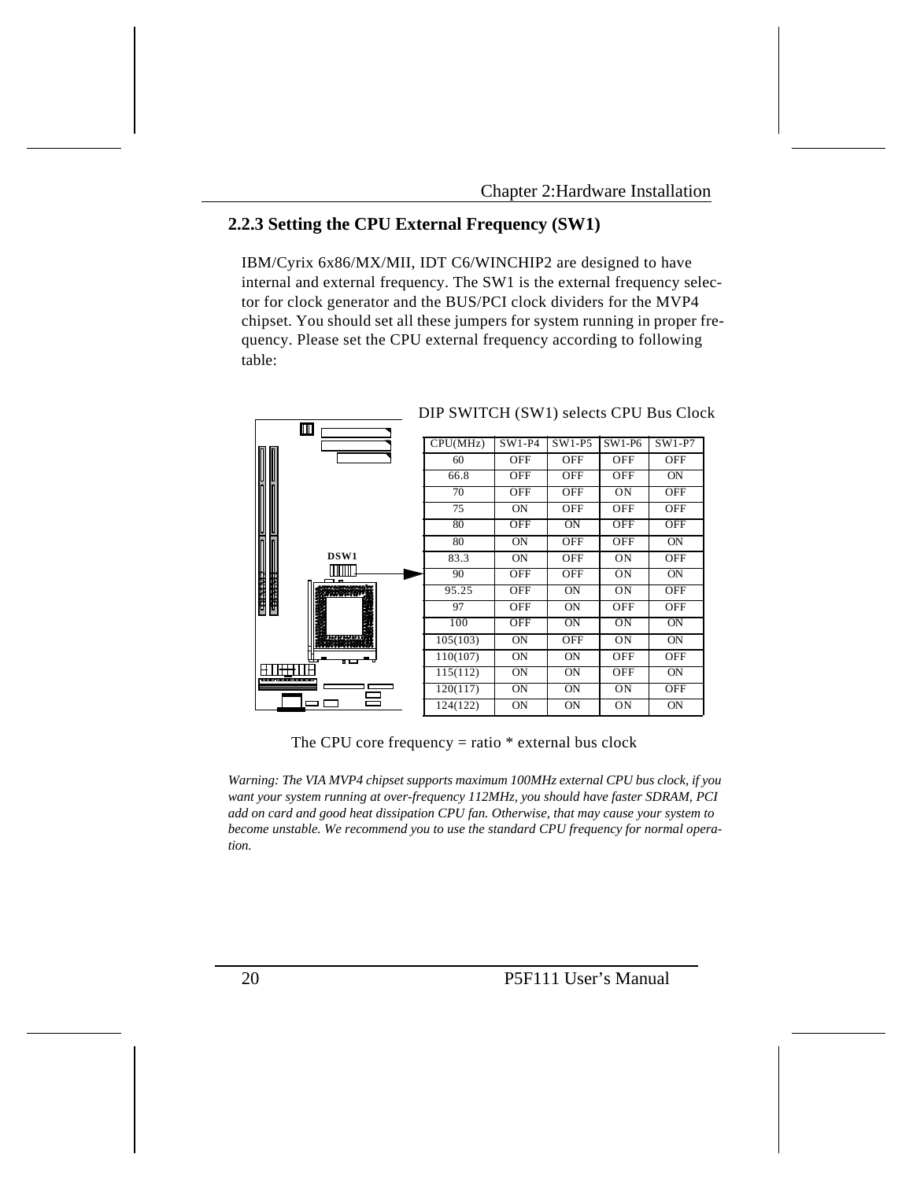## 2.2.3 Setting the CPU External Frequency (SW1)

IBM/Cyrix 6x86/MX/MII, IDT C6/WINCHIP2 are designed to have internal and external frequency. The SW1 is the external frequency selector for clock generator and the BUS/PCI clock dividers for the MVP4 chipset. You should set all these jumpers for system running in proper frequency. Please set the CPU external frequency according to following table:

DSW1

DIP SWITCH (SW1) selects CPU Bus Clock

| CPU(MHz) | SW1-P4 | SW1-P5 | SW1-P6 | SW1-P7 |
|---|---|---|---|---|
| 60 | OFF | OFF | OFF | OFF |
| 66.8 | OFF | OFF | OFF | ON |
| 70 | OFF | OFF | ON | OFF |
| 75 | ON | OFF | OFF | OFF |
| 80 | OFF | ON | OFF | OFF |
| 80 | ON | OFF | OFF | ON |
| 83.3 | ON | OFF | ON | OFF |
| 90 | OFF | OFF | ON | ON |
| 95.25 | OFF | ON | ON | OFF |
| 97 | OFF | ON | OFF | OFF |
| 100 | OFF | ON | ON | ON |
| 105(103) | ON | OFF | ON | ON |
| 110(107) | ON | ON | OFF | OFF |
| 115(112) | ON | ON | OFF | ON |
| 120(117) | ON | ON | ON | OFF |
| 124(122) | ON | ON | ON | ON |

The CPU core frequency = ratio * external bus clock

*Warning: The VIA MVP4 chipset supports maximum 100MHz external CPU bus clock, if you want your system running at over-frequency 112MHz, you should have faster SDRAM, PCI add on card and good heat dissipation CPU fan. Otherwise, that may cause your system to become unstable. We recommend you to use the standard CPU frequency for normal operation.*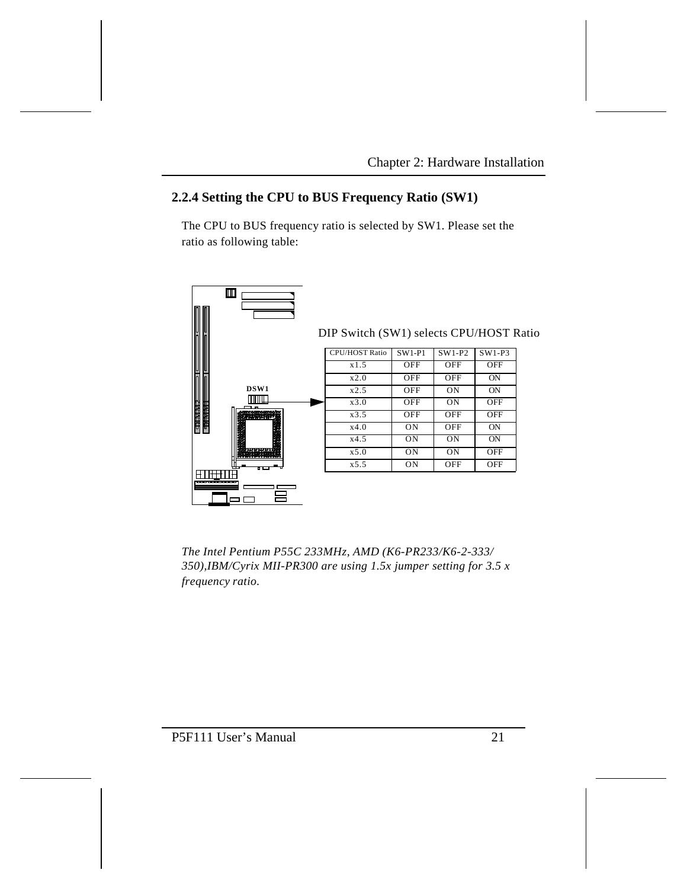## 2.2.4 Setting the CPU to BUS Frequency Ratio (SW1)

The CPU to BUS frequency ratio is selected by SW1. Please set the ratio as following table:

DSW1

DIP Switch (SW1) selects CPU/HOST Ratio

| CPU/HOST Ratio | SW1-P1 | SW1-P2 | SW1-P3 |
|---|---|---|---|
| x1.5 | OFF | OFF | OFF |
| x2.0 | OFF | OFF | ON |
| x2.5 | OFF | ON | ON |
| x3.0 | OFF | ON | OFF |
| x3.5 | OFF | OFF | OFF |
| x4.0 | ON | OFF | ON |
| x4.5 | ON | ON | ON |
| x5.0 | ON | ON | OFF |
| x5.5 | ON | OFF | OFF |

*The Intel Pentium P55C 233MHz, AMD (K6-PR233/K6-2-333/350),IBM/Cyrix MII-PR300 are using 1.5x jumper setting for 3.5 x frequency ratio.*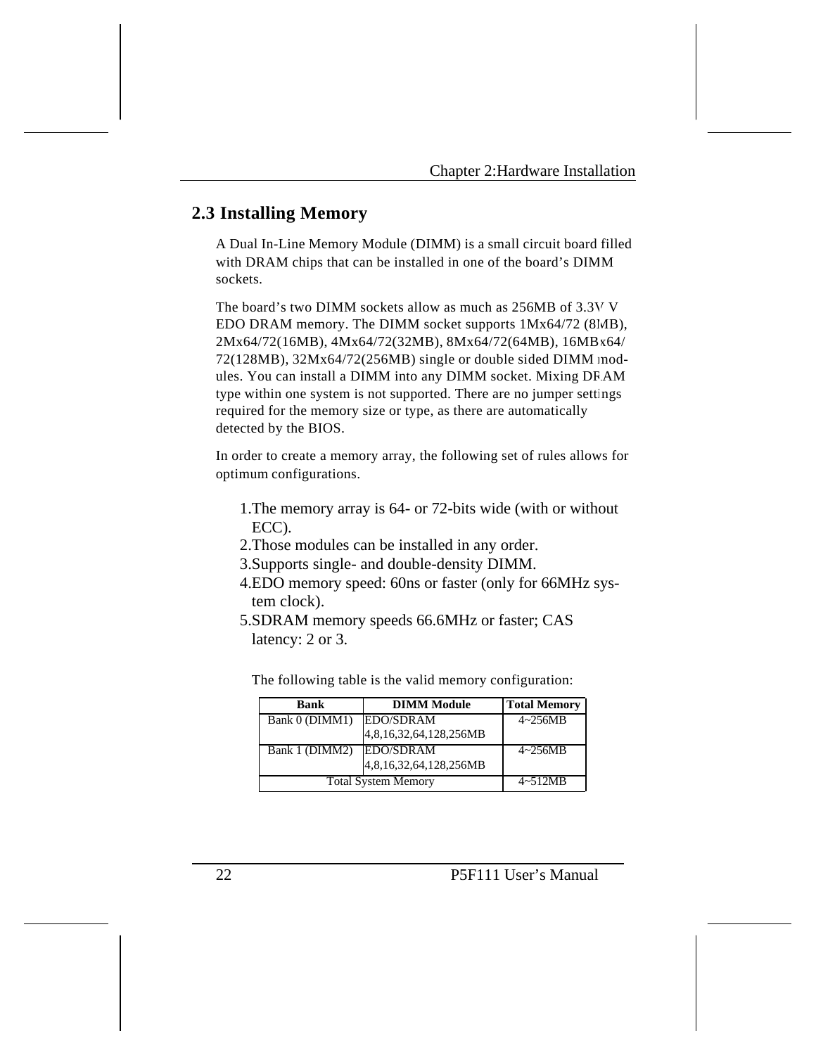## 2.3 Installing Memory

A Dual In-Line Memory Module (DIMM) is a small circuit board filled with DRAM chips that can be installed in one of the board's DIMM sockets.

The board's two DIMM sockets allow as much as 256MB of 3.3V V EDO DRAM memory. The DIMM socket supports 1Mx64/72 (8MB), 2Mx64/72(16MB), 4Mx64/72(32MB), 8Mx64/72(64MB), 16MBx64/72(128MB), 32Mx64/72(256MB) single or double sided DIMM modules. You can install a DIMM into any DIMM socket. Mixing DRAM type within one system is not supported. There are no jumper settings required for the memory size or type, as there are automatically detected by the BIOS.

In order to create a memory array, the following set of rules allows for optimum configurations.

1. The memory array is 64- or 72-bits wide (with or without ECC).
2. Those modules can be installed in any order.
3. Supports single- and double-density DIMM.
4. EDO memory speed: 60ns or faster (only for 66MHz system clock).
5. SDRAM memory speeds 66.6MHz or faster; CAS latency: 2 or 3.

The following table is the valid memory configuration:

| Bank | DIMM Module | Total Memory |
|---|---|---|
| Bank 0 (DIMM1) | EDO/SDRAM 4,8,16,32,64,128,256MB | 4~256MB |
| Bank 1 (DIMM2) | EDO/SDRAM 4,8,16,32,64,128,256MB | 4~256MB |
| Total System Memory | | 4~512MB |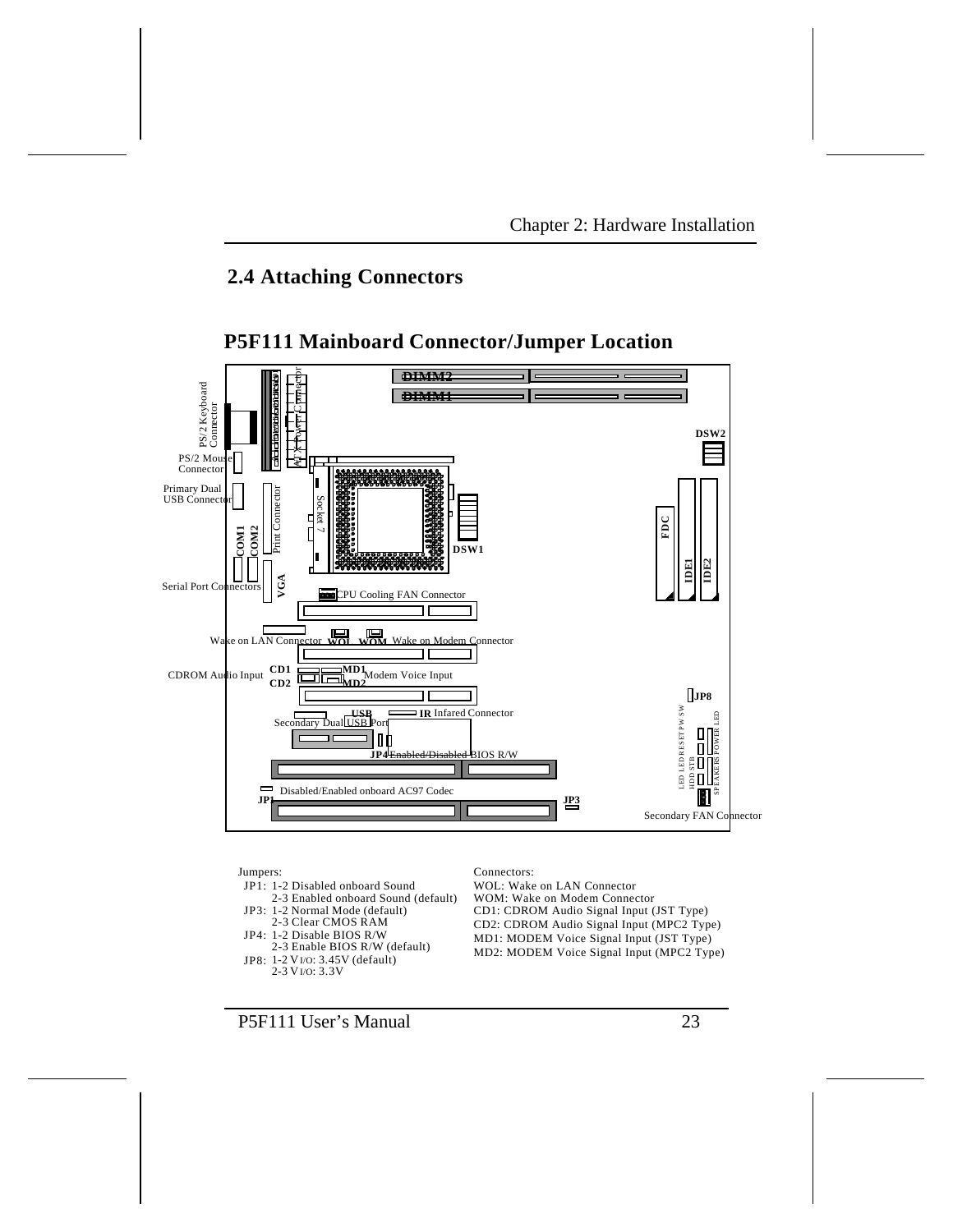## 2.4 Attaching Connectors

### P5F111 Mainboard Connector/Jumper Location

Jumpers:

- JP1: 1-2 Disabled onboard Sound
  2-3 Enabled onboard Sound (default)
- JP3: 1-2 Normal Mode (default)
  2-3 Clear CMOS RAM
- JP4: 1-2 Disable BIOS R/W
  2-3 Enable BIOS R/W (default)
- JP8: 1-2 $V_{I/O}$: 3.45V (default)
  2-3 $V_{I/O}$: 3.3V

Connectors:

- WOL: Wake on LAN Connector
- WOM: Wake on Modem Connector
- CD1: CDROM Audio Signal Input (JST Type)
- CD2: CDROM Audio Signal Input (MPC2 Type)
- MD1: MODEM Voice Signal Input (JST Type)
- MD2: MODEM Voice Signal Input (MPC2 Type)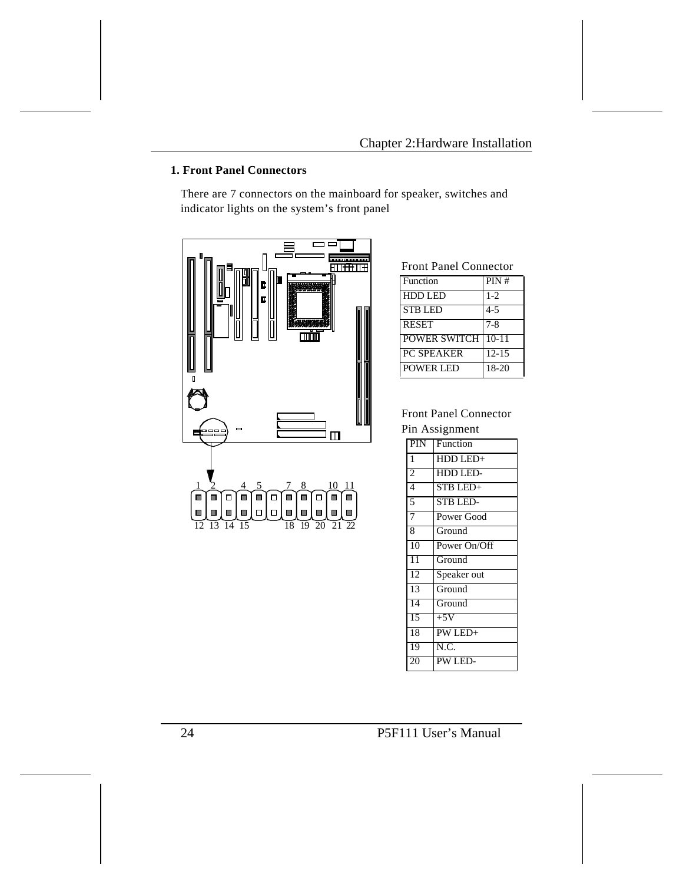## 1. Front Panel Connectors

There are 7 connectors on the mainboard for speaker, switches and indicator lights on the system's front panel

Front Panel Connector

| Function | PIN # |
|---|---|
| HDD LED | 1-2 |
| STB LED | 4-5 |
| RESET | 7-8 |
| POWER SWITCH | 10-11 |
| PC SPEAKER | 12-15 |
| POWER LED | 18-20 |

Front Panel Connector Pin Assignment

| PIN | Function |
|---|---|
| 1 | HDD LED+ |
| 2 | HDD LED- |
| 4 | STB LED+ |
| 5 | STB LED- |
| 7 | Power Good |
| 8 | Ground |
| 10 | Power On/Off |
| 11 | Ground |
| 12 | Speaker out |
| 13 | Ground |
| 14 | Ground |
| 15 | +5V |
| 18 | PW LED+ |
| 19 | N.C. |
| 20 | PW LED- |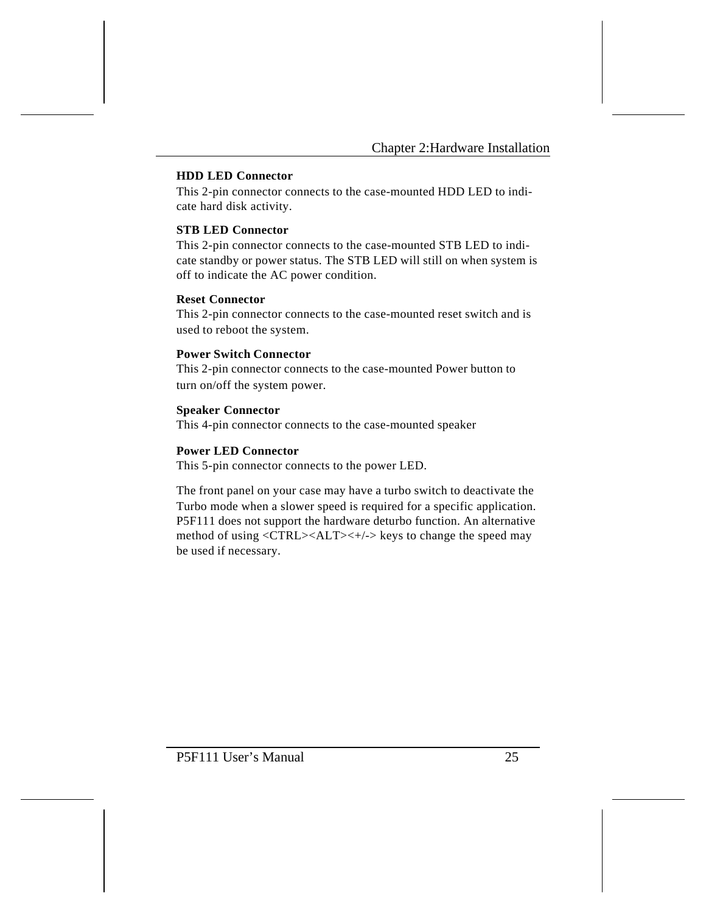**HDD LED Connector**

This 2-pin connector connects to the case-mounted HDD LED to indicate hard disk activity.

**STB LED Connector**

This 2-pin connector connects to the case-mounted STB LED to indicate standby or power status. The STB LED will still on when system is off to indicate the AC power condition.

**Reset Connector**

This 2-pin connector connects to the case-mounted reset switch and is used to reboot the system.

**Power Switch Connector**

This 2-pin connector connects to the case-mounted Power button to turn on/off the system power.

**Speaker Connector**

This 4-pin connector connects to the case-mounted speaker

**Power LED Connector**

This 5-pin connector connects to the power LED.

The front panel on your case may have a turbo switch to deactivate the Turbo mode when a slower speed is required for a specific application. P5F111 does not support the hardware deturbo function. An alternative method of using <CTRL><ALT><+/-> keys to change the speed may be used if necessary.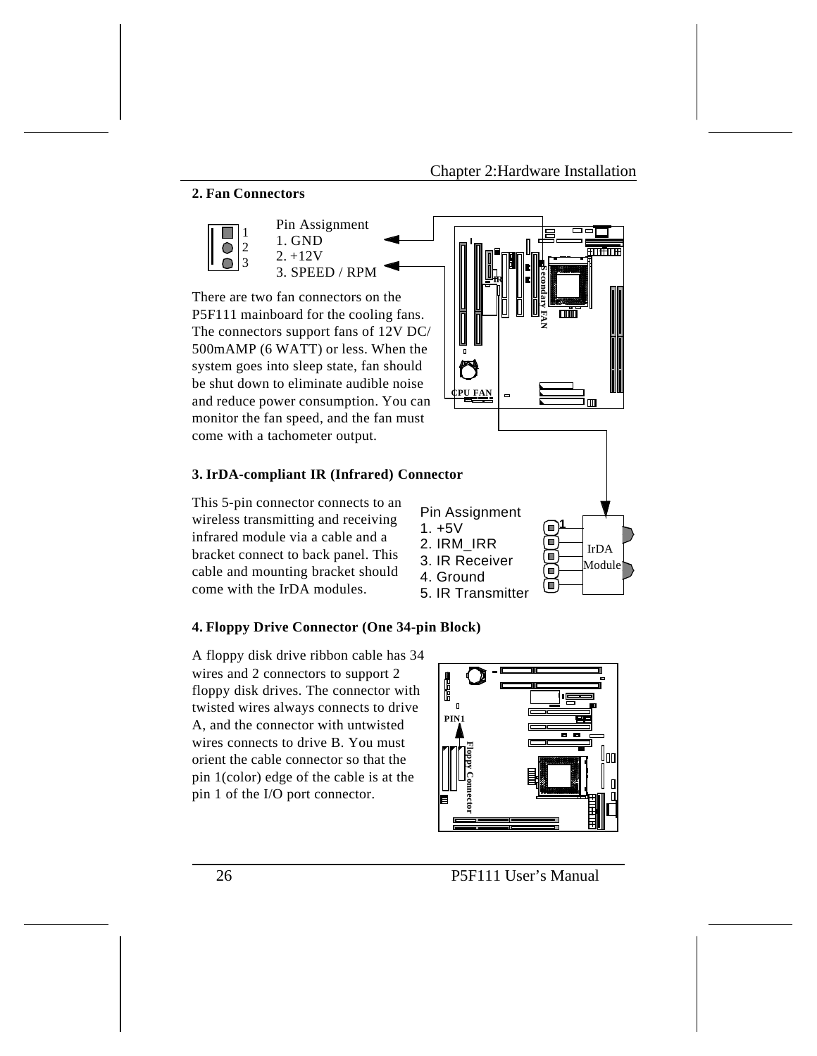## 2. Fan Connectors

Pin Assignment
1. GND
2. +12V
3. SPEED / RPM

There are two fan connectors on the P5F111 mainboard for the cooling fans. The connectors support fans of 12V DC/ 500mAMP (6 WATT) or less. When the system goes into sleep state, fan should be shut down to eliminate audible noise and reduce power consumption. You can monitor the fan speed, and the fan must come with a tachometer output.

## 3. IrDA-compliant IR (Infrared) Connector

This 5-pin connector connects to an wireless transmitting and receiving infrared module via a cable and a bracket connect to back panel. This cable and mounting bracket should come with the IrDA modules.

Pin Assignment
1. +5V
2. IRM_IRR
3. IR Receiver
4. Ground
5. IR Transmitter

## 4. Floppy Drive Connector (One 34-pin Block)

A floppy disk drive ribbon cable has 34 wires and 2 connectors to support 2 floppy disk drives. The connector with twisted wires always connects to drive A, and the connector with untwisted wires connects to drive B. You must orient the cable connector so that the pin 1(color) edge of the cable is at the pin 1 of the I/O port connector.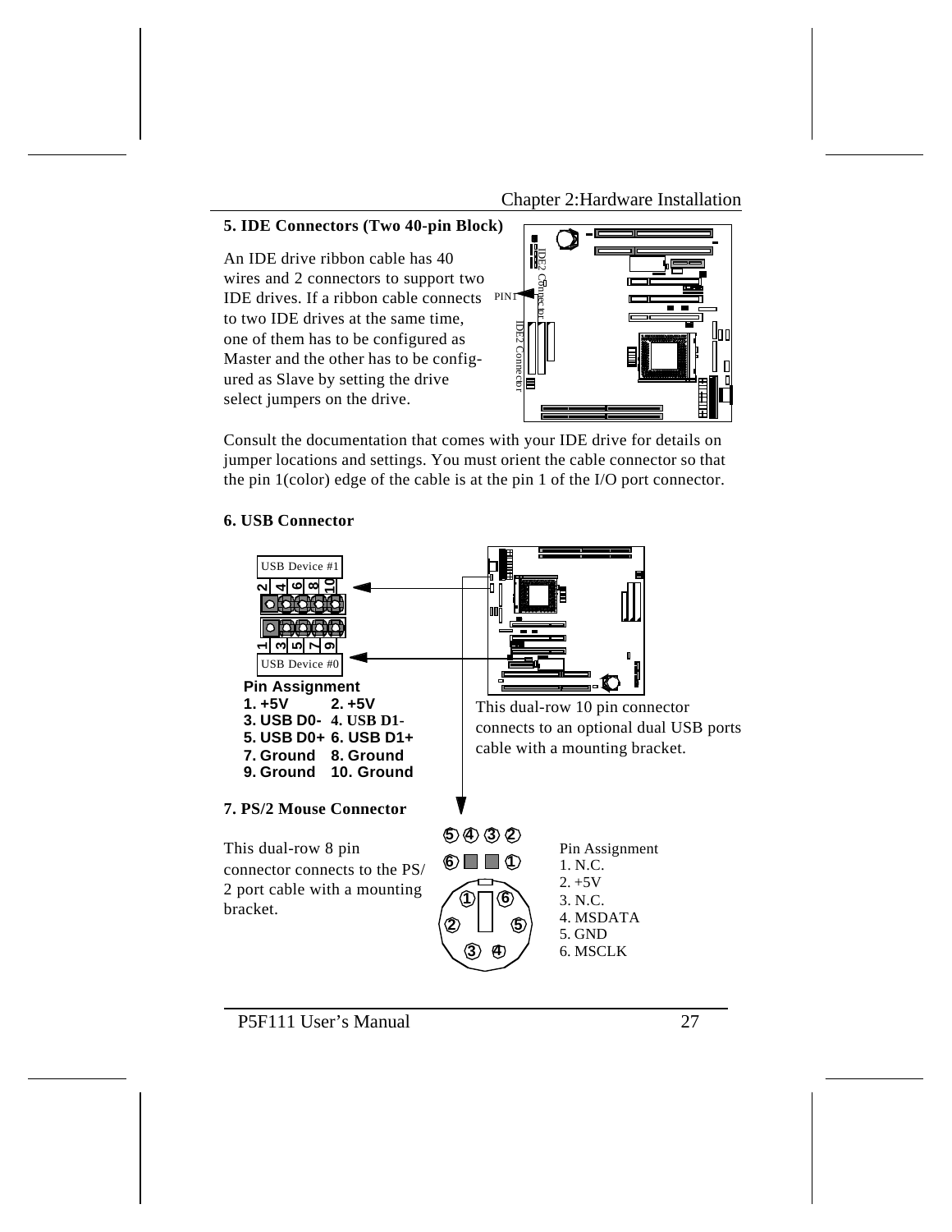## 5. IDE Connectors (Two 40-pin Block)

An IDE drive ribbon cable has 40 wires and 2 connectors to support two IDE drives. If a ribbon cable connects to two IDE drives at the same time, one of them has to be configured as Master and the other has to be configured as Slave by setting the drive select jumpers on the drive.

Consult the documentation that comes with your IDE drive for details on jumper locations and settings. You must orient the cable connector so that the pin 1(color) edge of the cable is at the pin 1 of the I/O port connector.

## 6. USB Connector

**Pin Assignment**

| | |
|---|---|
| 1. +5V | 2. +5V |
| 3. USB D0- | 4. USB D1- |
| 5. USB D0+ | 6. USB D1+ |
| 7. Ground | 8. Ground |
| 9. Ground | 10. Ground |

This dual-row 10 pin connector connects to an optional dual USB ports cable with a mounting bracket.

## 7. PS/2 Mouse Connector

This dual-row 8 pin connector connects to the PS/2 port cable with a mounting bracket.

Pin Assignment
1. N.C.
2. +5V
3. N.C.
4. MSDATA
5. GND
6. MSCLK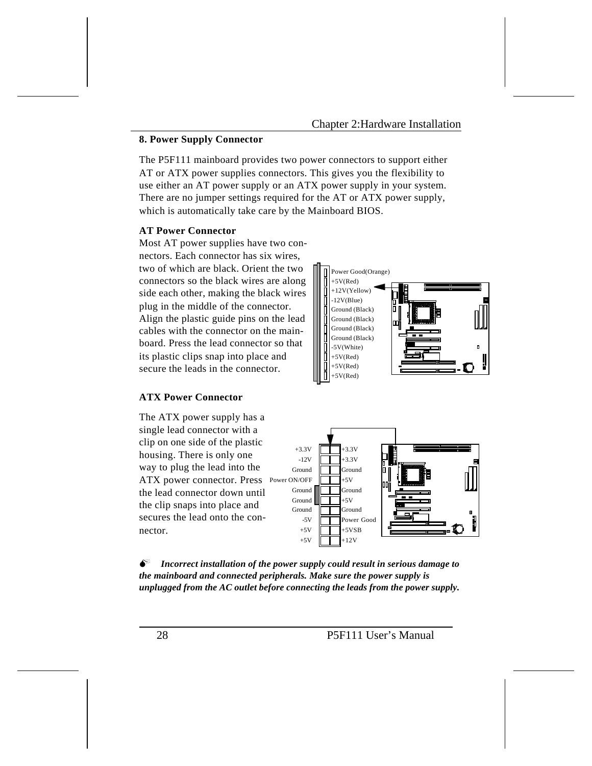## 8. Power Supply Connector

The P5F111 mainboard provides two power connectors to support either AT or ATX power supplies connectors. This gives you the flexibility to use either an AT power supply or an ATX power supply in your system. There are no jumper settings required for the AT or ATX power supply, which is automatically take care by the Mainboard BIOS.

### AT Power Connector

Most AT power supplies have two connectors. Each connector has six wires, two of which are black. Orient the two connectors so the black wires are along side each other, making the black wires plug in the middle of the connector. Align the plastic guide pins on the lead cables with the connector on the mainboard. Press the lead connector so that its plastic clips snap into place and secure the leads in the connector.

Power Good(Orange)
+5V(Red)
+12V(Yellow)
-12V(Blue)
Ground (Black)
Ground (Black)
Ground (Black)
Ground (Black)
-5V(White)
+5V(Red)
+5V(Red)
+5V(Red)

### ATX Power Connector

The ATX power supply has a single lead connector with a clip on one side of the plastic housing. There is only one way to plug the lead into the ATX power connector. Press the lead connector down until the clip snaps into place and secures the lead onto the connector.

| | |
|---|---|
| +3.3V | +3.3V |
| -12V | +3.3V |
| Ground | Ground |
| Power ON/OFF | +5V |
| Ground | Ground |
| Ground | +5V |
| Ground | Ground |
| -5V | Power Good |
| +5V | +5VSB |
| +5V | +12V |

***Incorrect installation of the power supply could result in serious damage to the mainboard and connected peripherals. Make sure the power supply is unplugged from the AC outlet before connecting the leads from the power supply.***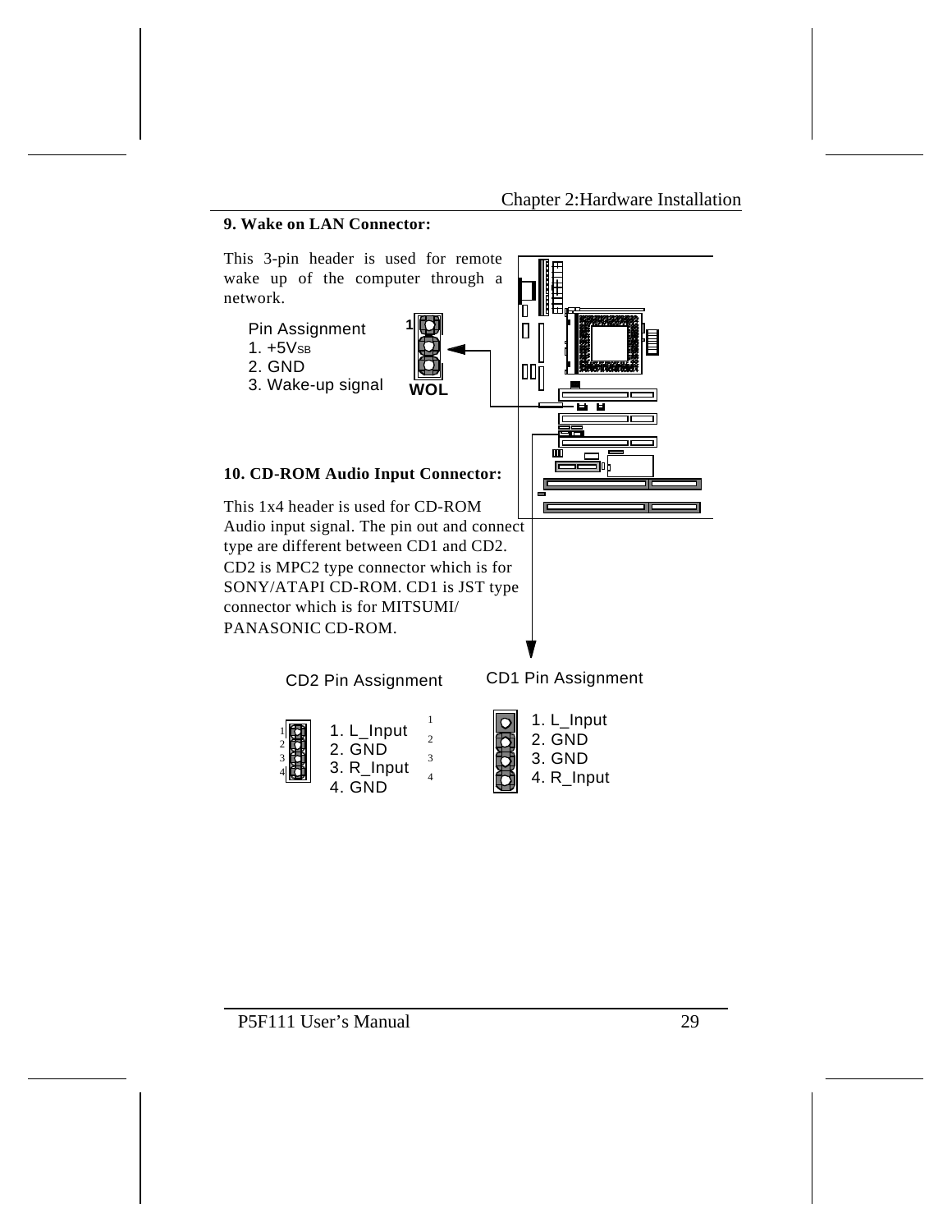**9. Wake on LAN Connector:**

This 3-pin header is used for remote wake up of the computer through a network.

Pin Assignment
1. +5VSB
2. GND
3. Wake-up signal

WOL

**10. CD-ROM Audio Input Connector:**

This 1x4 header is used for CD-ROM Audio input signal. The pin out and connect type are different between CD1 and CD2. CD2 is MPC2 type connector which is for SONY/ATAPI CD-ROM. CD1 is JST type connector which is for MITSUMI/ PANASONIC CD-ROM.

CD2 Pin Assignment
1. L_Input
2. GND
3. R_Input
4. GND

CD1 Pin Assignment
1. L_Input
2. GND
3. GND
4. R_Input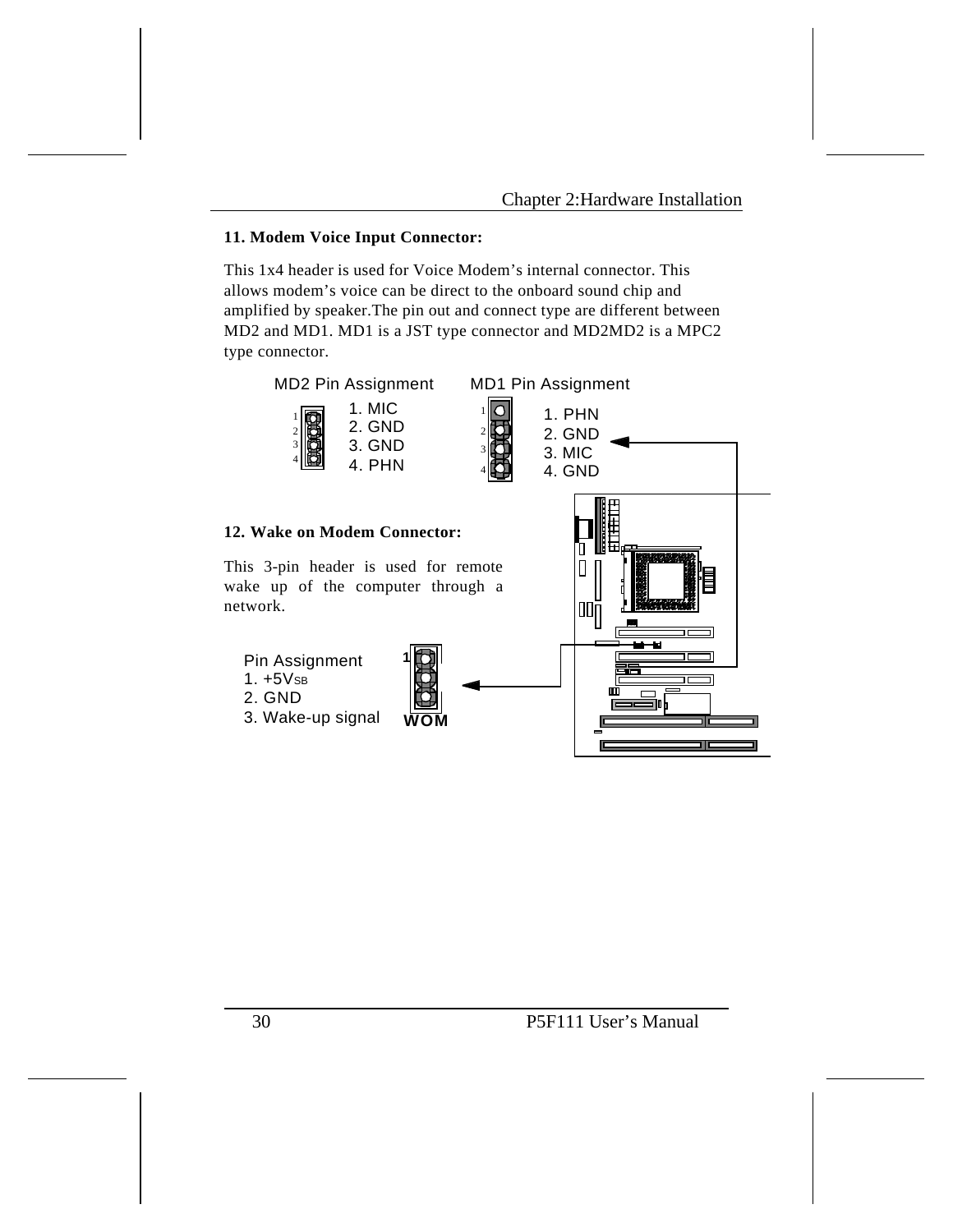## 11. Modem Voice Input Connector:

This 1x4 header is used for Voice Modem's internal connector. This allows modem's voice can be direct to the onboard sound chip and amplified by speaker.The pin out and connect type are different between MD2 and MD1. MD1 is a JST type connector and MD2MD2 is a MPC2 type connector.

MD2 Pin Assignment

1. MIC
2. GND
3. GND
4. PHN

MD1 Pin Assignment

1. PHN
2. GND
3. MIC
4. GND

## 12. Wake on Modem Connector:

This 3-pin header is used for remote wake up of the computer through a network.

Pin Assignment

1. $+5V_{SB}$
2. GND
3. Wake-up signal

WOM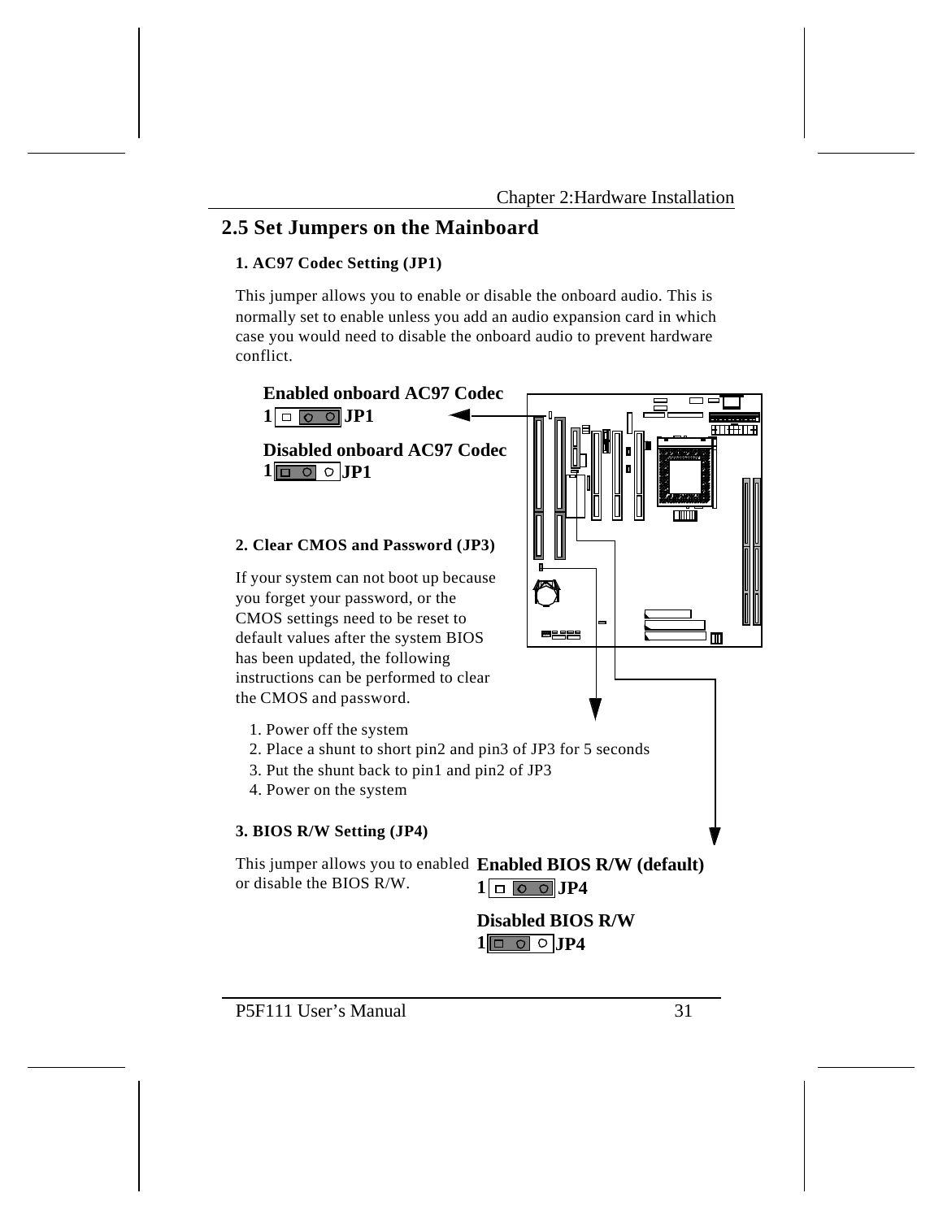## 2.5 Set Jumpers on the Mainboard

### 1. AC97 Codec Setting (JP1)

This jumper allows you to enable or disable the onboard audio. This is normally set to enable unless you add an audio expansion card in which case you would need to disable the onboard audio to prevent hardware conflict.

**Enabled onboard AC97 Codec**
**1** **JP1**

**Disabled onboard AC97 Codec**
**1** **JP1**

### 2. Clear CMOS and Password (JP3)

If your system can not boot up because you forget your password, or the CMOS settings need to be reset to default values after the system BIOS has been updated, the following instructions can be performed to clear the CMOS and password.

1. Power off the system
2. Place a shunt to short pin2 and pin3 of JP3 for 5 seconds
3. Put the shunt back to pin1 and pin2 of JP3
4. Power on the system

### 3. BIOS R/W Setting (JP4)

This jumper allows you to enabled or disable the BIOS R/W.

**Enabled BIOS R/W (default)**
**1** **JP4**

**Disabled BIOS R/W**
**1** **JP4**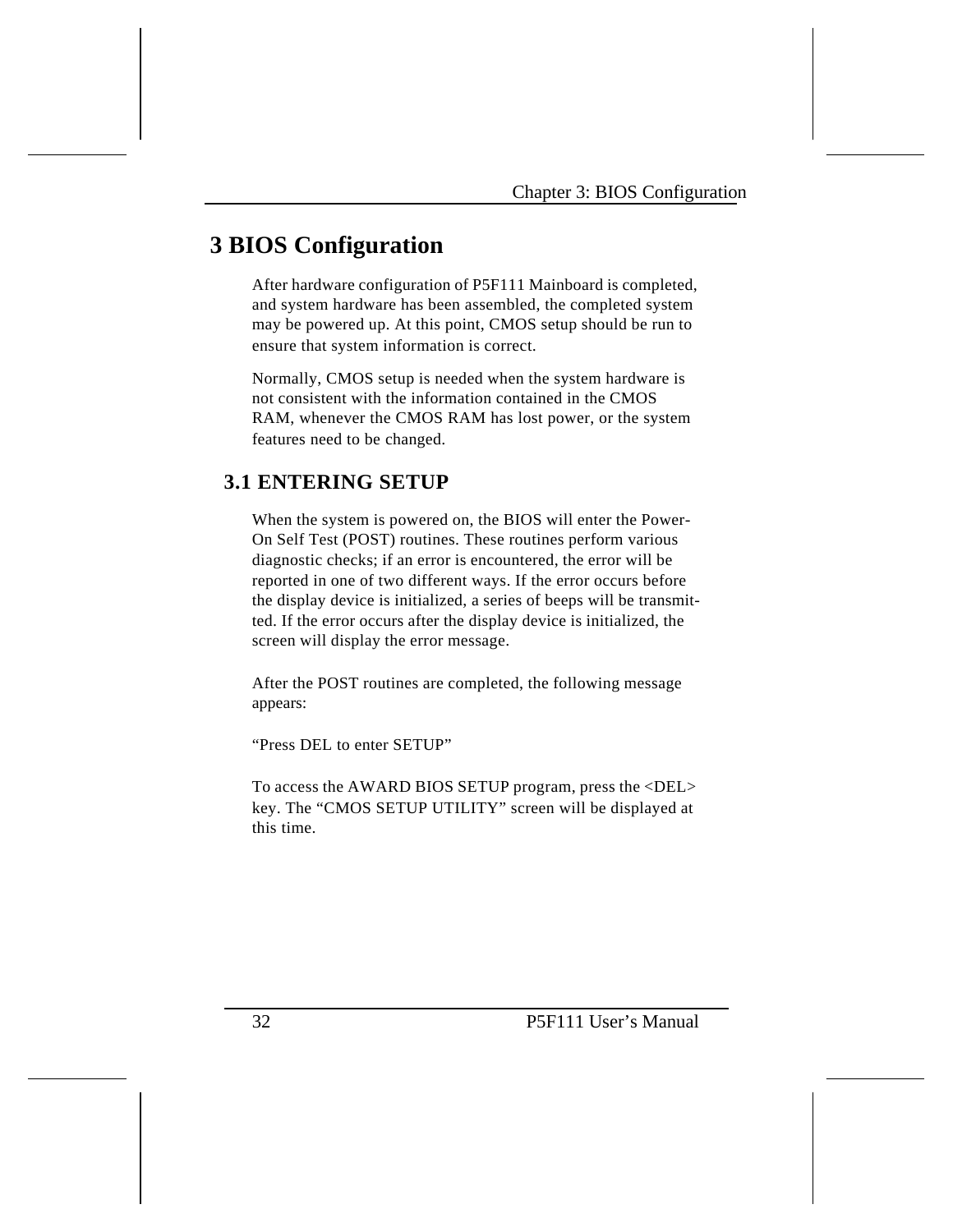# 3 BIOS Configuration

After hardware configuration of P5F111 Mainboard is completed, and system hardware has been assembled, the completed system may be powered up. At this point, CMOS setup should be run to ensure that system information is correct.

Normally, CMOS setup is needed when the system hardware is not consistent with the information contained in the CMOS RAM, whenever the CMOS RAM has lost power, or the system features need to be changed.

## 3.1 ENTERING SETUP

When the system is powered on, the BIOS will enter the Power-On Self Test (POST) routines. These routines perform various diagnostic checks; if an error is encountered, the error will be reported in one of two different ways. If the error occurs before the display device is initialized, a series of beeps will be transmitted. If the error occurs after the display device is initialized, the screen will display the error message.

After the POST routines are completed, the following message appears:

"Press DEL to enter SETUP"

To access the AWARD BIOS SETUP program, press the <DEL> key. The "CMOS SETUP UTILITY" screen will be displayed at this time.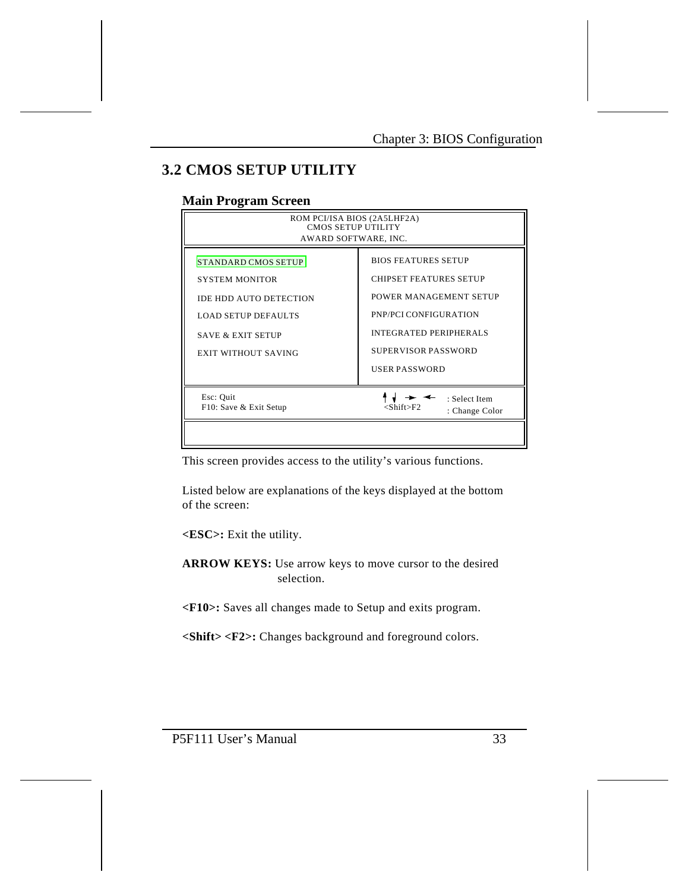## 3.2 CMOS SETUP UTILITY

### Main Program Screen

```
                    ROM PCI/ISA BIOS (2A5LHF2A)
                        CMOS SETUP UTILITY
                       AWARD SOFTWARE, INC.

 STANDARD CMOS SETUP             BIOS FEATURES SETUP
 SYSTEM MONITOR                  CHIPSET FEATURES SETUP
 IDE HDD AUTO DETECTION          POWER MANAGEMENT SETUP
 LOAD SETUP DEFAULTS             PNP/PCI CONFIGURATION
 SAVE & EXIT SETUP               INTEGRATED PERIPHERALS
 EXIT WITHOUT SAVING             SUPERVISOR PASSWORD
                                 USER PASSWORD

 Esc: Quit                       ↑ ↓ → ←      : Select Item
 F10: Save & Exit Setup          <Shift>F2    : Change Color
```

This screen provides access to the utility's various functions.

Listed below are explanations of the keys displayed at the bottom of the screen:

**<ESC>:** Exit the utility.

**ARROW KEYS:** Use arrow keys to move cursor to the desired selection.

**<F10>:** Saves all changes made to Setup and exits program.

**<Shift> <F2>:** Changes background and foreground colors.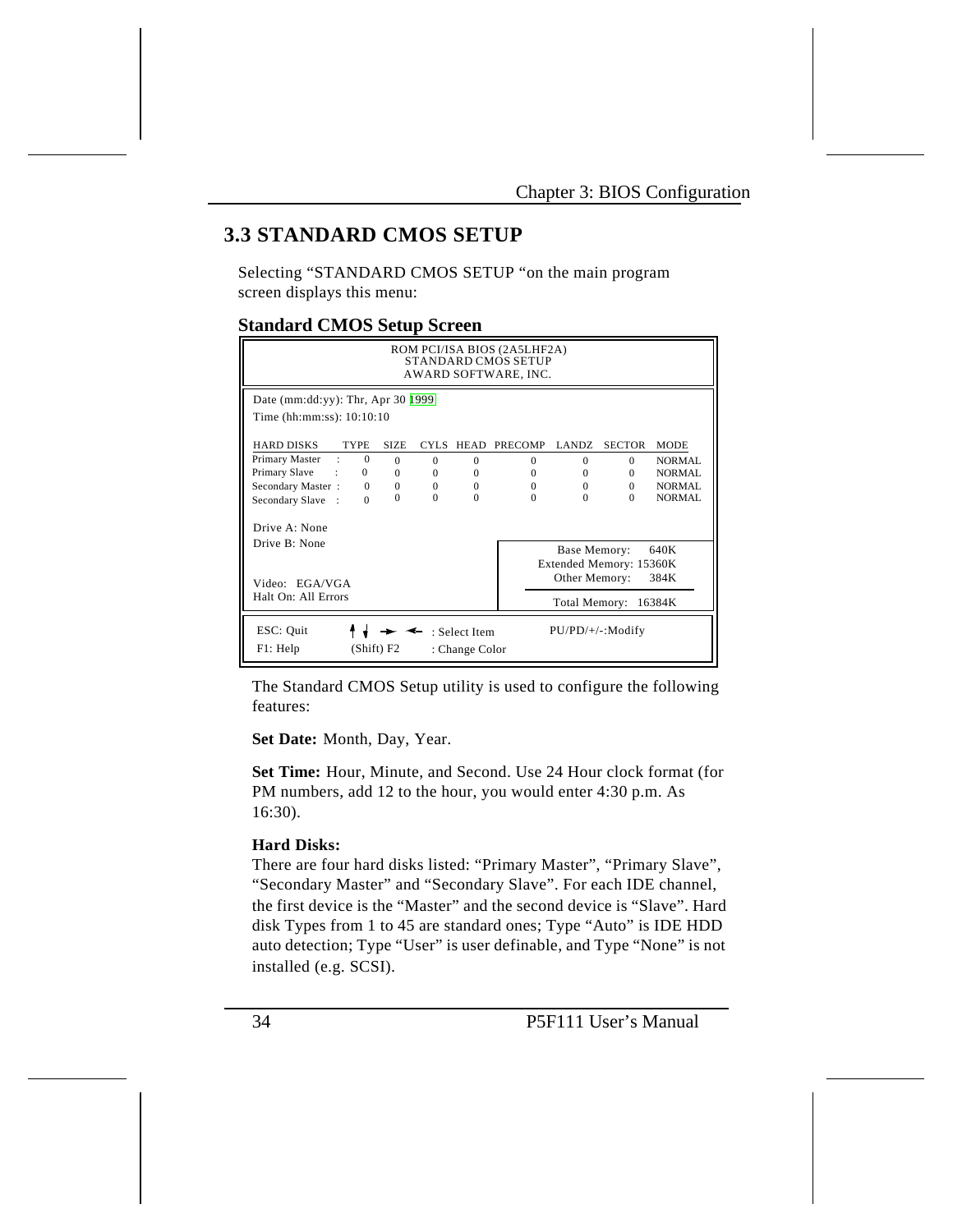## 3.3 STANDARD CMOS SETUP

Selecting "STANDARD CMOS SETUP "on the main program screen displays this menu:

### Standard CMOS Setup Screen

```
                    ROM PCI/ISA BIOS (2A5LHF2A)
                       STANDARD CMOS SETUP
                       AWARD SOFTWARE, INC.

Date (mm:dd:yy): Thr, Apr 30 1999
Time (hh:mm:ss): 10:10:10

HARD DISKS        TYPE  SIZE  CYLS  HEAD  PRECOMP  LANDZ  SECTOR  MODE
Primary Master  :   0     0     0     0      0       0      0     NORMAL
Primary Slave   :   0     0     0     0      0       0      0     NORMAL
Secondary Master :  0     0     0     0      0       0      0     NORMAL
Secondary Slave  :  0     0     0     0      0       0      0     NORMAL

Drive A: None
Drive B: None                                   Base Memory:     640K
                                            Extended Memory: 15360K
Video:  EGA/VGA                                 Other Memory:    384K
Halt On: All Errors
                                                Total Memory:  16384K

ESC: Quit     ↑ ↓ → ← : Select Item            PU/PD/+/-:Modify
F1: Help      (Shift) F2 : Change Color
```

The Standard CMOS Setup utility is used to configure the following features:

**Set Date:** Month, Day, Year.

**Set Time:** Hour, Minute, and Second. Use 24 Hour clock format (for PM numbers, add 12 to the hour, you would enter 4:30 p.m. As 16:30).

**Hard Disks:**
There are four hard disks listed: "Primary Master", "Primary Slave", "Secondary Master" and "Secondary Slave". For each IDE channel, the first device is the "Master" and the second device is "Slave". Hard disk Types from 1 to 45 are standard ones; Type "Auto" is IDE HDD auto detection; Type "User" is user definable, and Type "None" is not installed (e.g. SCSI).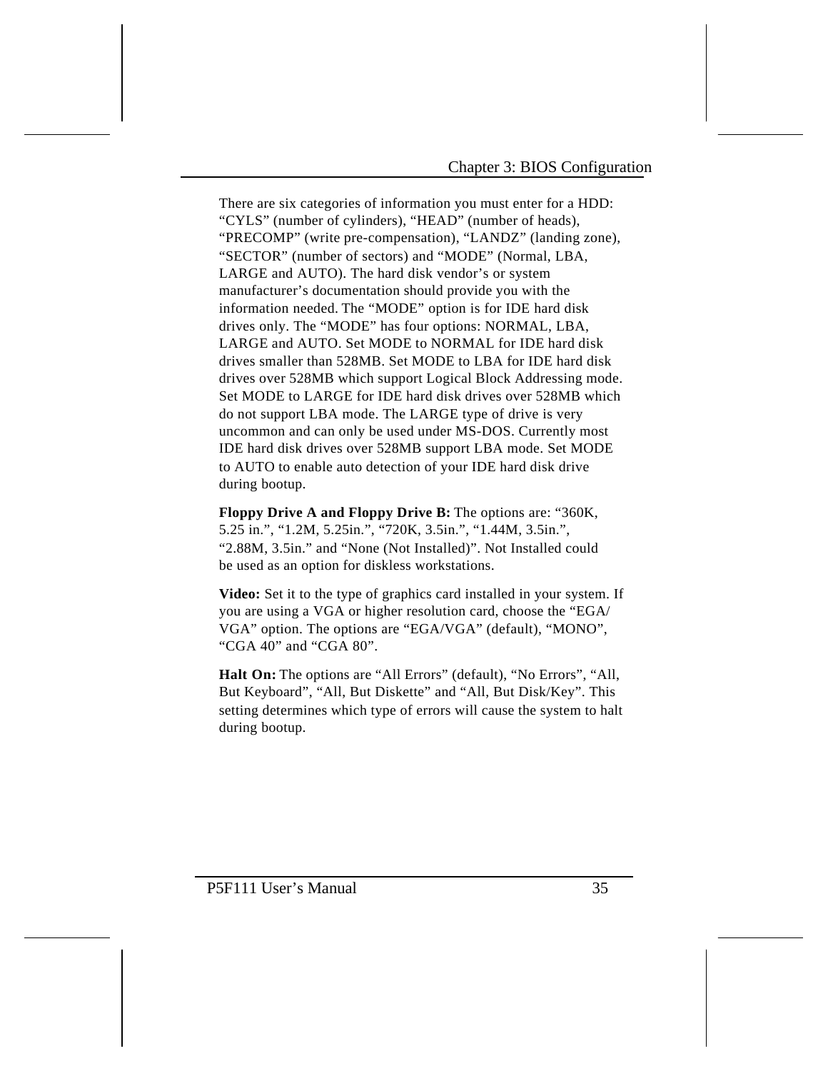There are six categories of information you must enter for a HDD: "CYLS" (number of cylinders), "HEAD" (number of heads), "PRECOMP" (write pre-compensation), "LANDZ" (landing zone), "SECTOR" (number of sectors) and "MODE" (Normal, LBA, LARGE and AUTO). The hard disk vendor's or system manufacturer's documentation should provide you with the information needed. The "MODE" option is for IDE hard disk drives only. The "MODE" has four options: NORMAL, LBA, LARGE and AUTO. Set MODE to NORMAL for IDE hard disk drives smaller than 528MB. Set MODE to LBA for IDE hard disk drives over 528MB which support Logical Block Addressing mode. Set MODE to LARGE for IDE hard disk drives over 528MB which do not support LBA mode. The LARGE type of drive is very uncommon and can only be used under MS-DOS. Currently most IDE hard disk drives over 528MB support LBA mode. Set MODE to AUTO to enable auto detection of your IDE hard disk drive during bootup.

**Floppy Drive A and Floppy Drive B:** The options are: "360K, 5.25 in.", "1.2M, 5.25in.", "720K, 3.5in.", "1.44M, 3.5in.", "2.88M, 3.5in." and "None (Not Installed)". Not Installed could be used as an option for diskless workstations.

**Video:** Set it to the type of graphics card installed in your system. If you are using a VGA or higher resolution card, choose the "EGA/VGA" option. The options are "EGA/VGA" (default), "MONO", "CGA 40" and "CGA 80".

**Halt On:** The options are "All Errors" (default), "No Errors", "All, But Keyboard", "All, But Diskette" and "All, But Disk/Key". This setting determines which type of errors will cause the system to halt during bootup.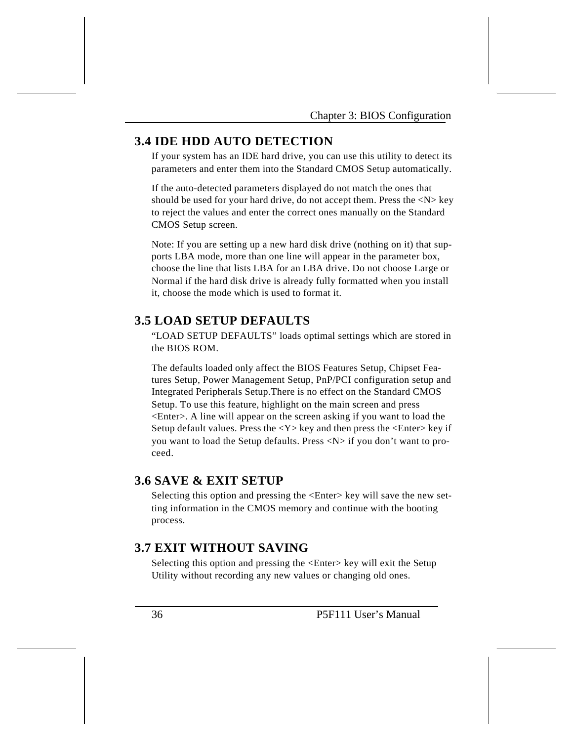## 3.4 IDE HDD AUTO DETECTION

If your system has an IDE hard drive, you can use this utility to detect its parameters and enter them into the Standard CMOS Setup automatically.

If the auto-detected parameters displayed do not match the ones that should be used for your hard drive, do not accept them. Press the <N> key to reject the values and enter the correct ones manually on the Standard CMOS Setup screen.

Note: If you are setting up a new hard disk drive (nothing on it) that supports LBA mode, more than one line will appear in the parameter box, choose the line that lists LBA for an LBA drive. Do not choose Large or Normal if the hard disk drive is already fully formatted when you install it, choose the mode which is used to format it.

## 3.5 LOAD SETUP DEFAULTS

"LOAD SETUP DEFAULTS" loads optimal settings which are stored in the BIOS ROM.

The defaults loaded only affect the BIOS Features Setup, Chipset Features Setup, Power Management Setup, PnP/PCI configuration setup and Integrated Peripherals Setup.There is no effect on the Standard CMOS Setup. To use this feature, highlight on the main screen and press <Enter>. A line will appear on the screen asking if you want to load the Setup default values. Press the <Y> key and then press the <Enter> key if you want to load the Setup defaults. Press <N> if you don't want to proceed.

## 3.6 SAVE & EXIT SETUP

Selecting this option and pressing the <Enter> key will save the new setting information in the CMOS memory and continue with the booting process.

## 3.7 EXIT WITHOUT SAVING

Selecting this option and pressing the <Enter> key will exit the Setup Utility without recording any new values or changing old ones.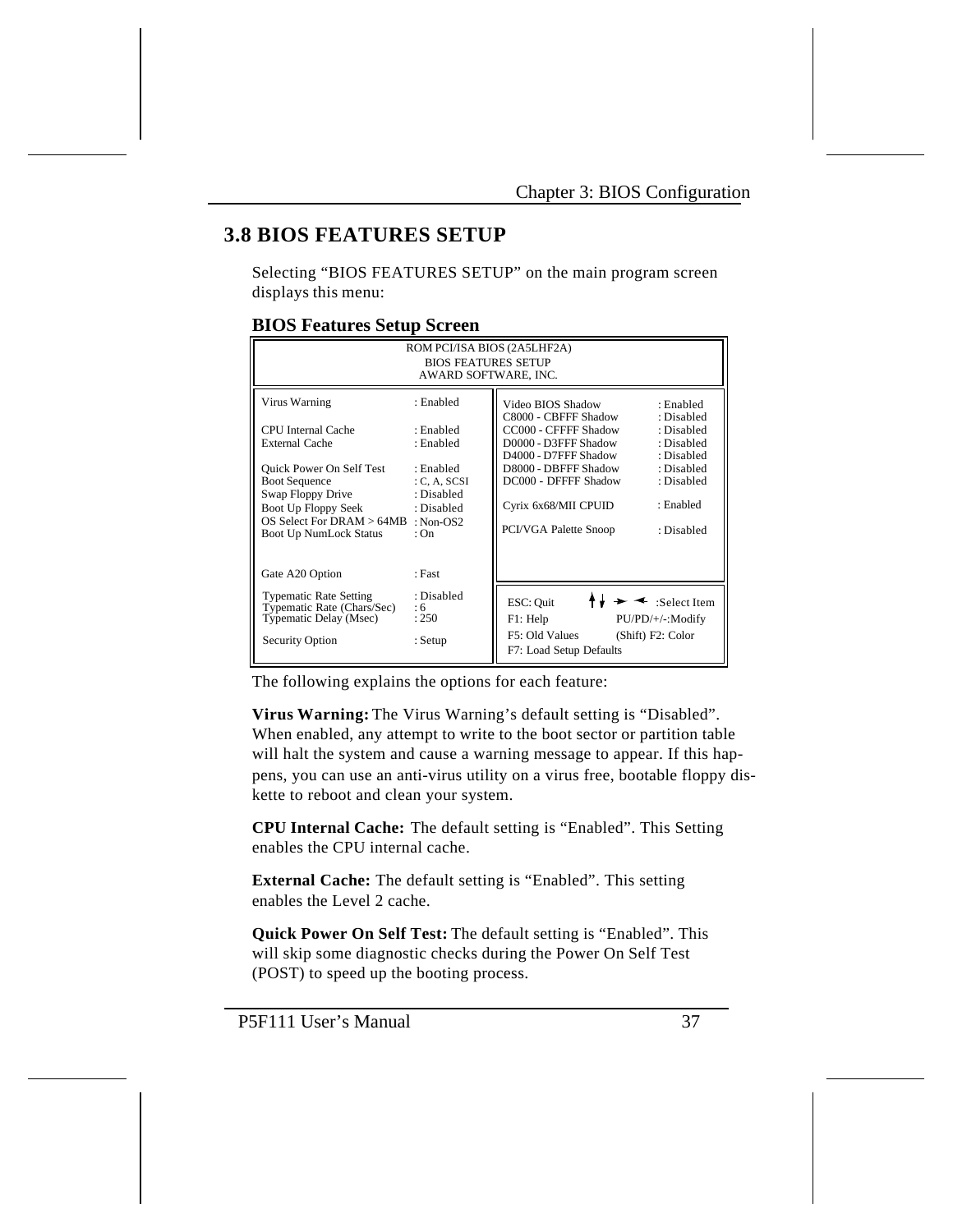## 3.8 BIOS FEATURES SETUP

Selecting "BIOS FEATURES SETUP" on the main program screen displays this menu:

### BIOS Features Setup Screen

```
                        ROM PCI/ISA BIOS (2A5LHF2A)
                           BIOS FEATURES SETUP
                          AWARD SOFTWARE, INC.

Virus Warning              : Enabled       Video BIOS Shadow       : Enabled
                                           C8000 - CBFFF Shadow    : Disabled
CPU Internal Cache         : Enabled       CC000 - CFFFF Shadow    : Disabled
External Cache             : Enabled       D0000 - D3FFF Shadow    : Disabled
                                           D4000 - D7FFF Shadow    : Disabled
Quick Power On Self Test   : Enabled       D8000 - DBFFF Shadow    : Disabled
Boot Sequence              : C, A, SCSI    DC000 - DFFFF Shadow    : Disabled
Swap Floppy Drive          : Disabled
Boot Up Floppy Seek        : Disabled      Cyrix 6x68/MII CPUID    : Enabled
OS Select For DRAM > 64MB  : Non-OS2
Boot Up NumLock Status     : On            PCI/VGA Palette Snoop   : Disabled


Gate A20 Option            : Fast

Typematic Rate Setting     : Disabled      ESC: Quit        ↑↓ → ← :Select Item
Typematic Rate (Chars/Sec) : 6             F1: Help         PU/PD/+/-:Modify
Typematic Delay (Msec)     : 250           F5: Old Values   (Shift) F2: Color
                                           F7: Load Setup Defaults
Security Option            : Setup
```

The following explains the options for each feature:

**Virus Warning:** The Virus Warning's default setting is "Disabled". When enabled, any attempt to write to the boot sector or partition table will halt the system and cause a warning message to appear. If this happens, you can use an anti-virus utility on a virus free, bootable floppy diskette to reboot and clean your system.

**CPU Internal Cache:** The default setting is "Enabled". This Setting enables the CPU internal cache.

**External Cache:** The default setting is "Enabled". This setting enables the Level 2 cache.

**Quick Power On Self Test:** The default setting is "Enabled". This will skip some diagnostic checks during the Power On Self Test (POST) to speed up the booting process.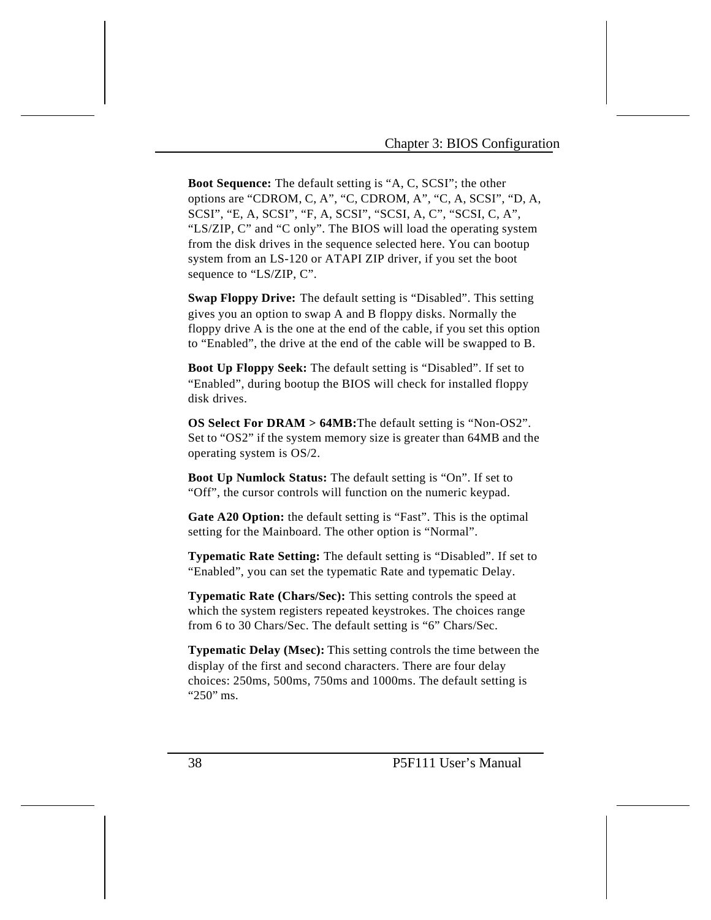**Boot Sequence:** The default setting is "A, C, SCSI"; the other options are "CDROM, C, A", "C, CDROM, A", "C, A, SCSI", "D, A, SCSI", "E, A, SCSI", "F, A, SCSI", "SCSI, A, C", "SCSI, C, A", "LS/ZIP, C" and "C only". The BIOS will load the operating system from the disk drives in the sequence selected here. You can bootup system from an LS-120 or ATAPI ZIP driver, if you set the boot sequence to "LS/ZIP, C".

**Swap Floppy Drive:** The default setting is "Disabled". This setting gives you an option to swap A and B floppy disks. Normally the floppy drive A is the one at the end of the cable, if you set this option to "Enabled", the drive at the end of the cable will be swapped to B.

**Boot Up Floppy Seek:** The default setting is "Disabled". If set to "Enabled", during bootup the BIOS will check for installed floppy disk drives.

**OS Select For DRAM > 64MB:**The default setting is "Non-OS2". Set to "OS2" if the system memory size is greater than 64MB and the operating system is OS/2.

**Boot Up Numlock Status:** The default setting is "On". If set to "Off", the cursor controls will function on the numeric keypad.

**Gate A20 Option:** the default setting is "Fast". This is the optimal setting for the Mainboard. The other option is "Normal".

**Typematic Rate Setting:** The default setting is "Disabled". If set to "Enabled", you can set the typematic Rate and typematic Delay.

**Typematic Rate (Chars/Sec):** This setting controls the speed at which the system registers repeated keystrokes. The choices range from 6 to 30 Chars/Sec. The default setting is "6" Chars/Sec.

**Typematic Delay (Msec):** This setting controls the time between the display of the first and second characters. There are four delay choices: 250ms, 500ms, 750ms and 1000ms. The default setting is "250" ms.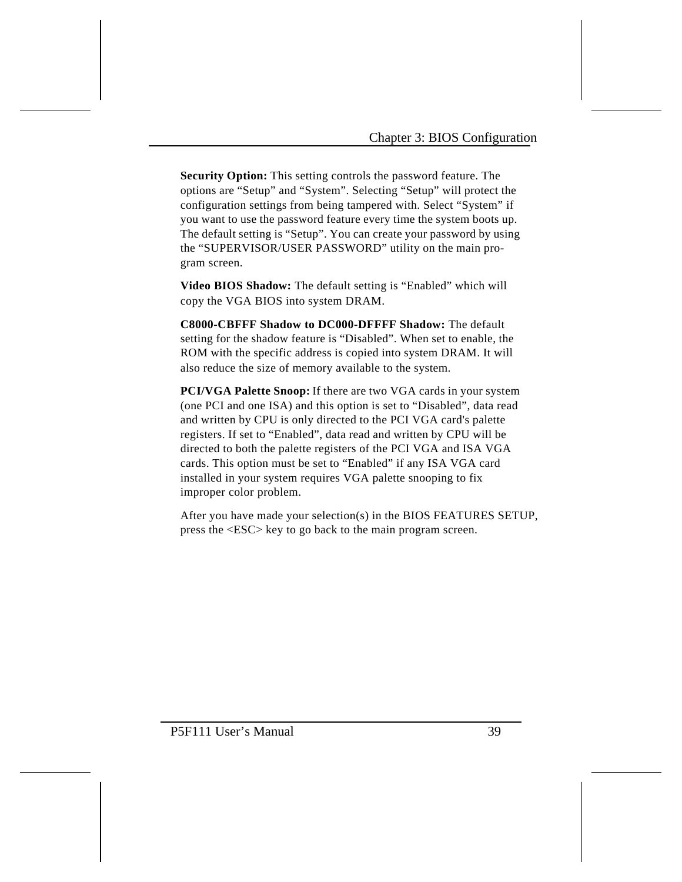**Security Option:** This setting controls the password feature. The options are “Setup” and “System”. Selecting “Setup” will protect the configuration settings from being tampered with. Select “System” if you want to use the password feature every time the system boots up. The default setting is “Setup”. You can create your password by using the “SUPERVISOR/USER PASSWORD” utility on the main program screen.

**Video BIOS Shadow:** The default setting is “Enabled” which will copy the VGA BIOS into system DRAM.

**C8000-CBFFF Shadow to DC000-DFFFF Shadow:** The default setting for the shadow feature is “Disabled”. When set to enable, the ROM with the specific address is copied into system DRAM. It will also reduce the size of memory available to the system.

**PCI/VGA Palette Snoop:** If there are two VGA cards in your system (one PCI and one ISA) and this option is set to “Disabled”, data read and written by CPU is only directed to the PCI VGA card's palette registers. If set to “Enabled”, data read and written by CPU will be directed to both the palette registers of the PCI VGA and ISA VGA cards. This option must be set to “Enabled” if any ISA VGA card installed in your system requires VGA palette snooping to fix improper color problem.

After you have made your selection(s) in the BIOS FEATURES SETUP, press the <ESC> key to go back to the main program screen.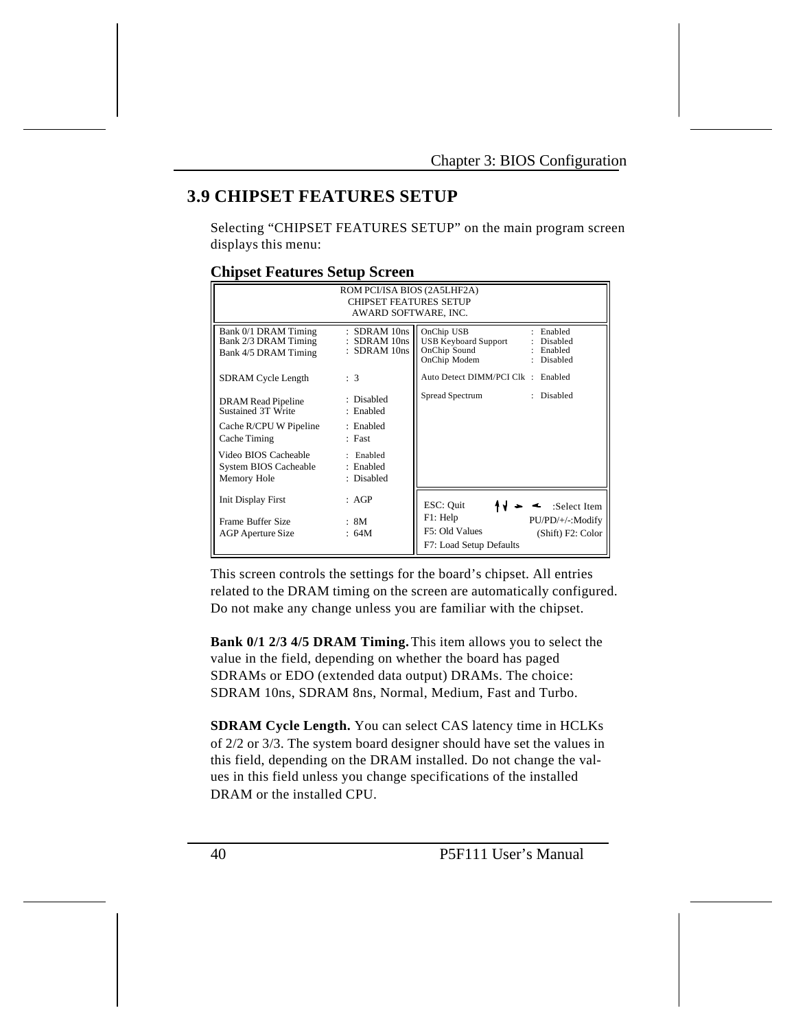## 3.9 CHIPSET FEATURES SETUP

Selecting "CHIPSET FEATURES SETUP" on the main program screen displays this menu:

### Chipset Features Setup Screen

```
                         ROM PCI/ISA BIOS (2A5LHF2A)
                           CHIPSET FEATURES SETUP
                            AWARD SOFTWARE, INC.

Bank 0/1 DRAM Timing     : SDRAM 10ns    OnChip USB                  : Enabled
Bank 2/3 DRAM Timing     : SDRAM 10ns    USB Keyboard Support        : Disabled
Bank 4/5 DRAM Timing     : SDRAM 10ns    OnChip Sound                : Enabled
                                         OnChip Modem                : Disabled
SDRAM Cycle Length       : 3
                                         Auto Detect DIMM/PCI Clk    : Enabled
DRAM Read Pipeline       : Disabled
Sustained 3T Write       : Enabled       Spread Spectrum             : Disabled

Cache R/CPU W Pipeline   : Enabled
Cache Timing             : Fast

Video BIOS Cacheable     : Enabled
System BIOS Cacheable    : Enabled
Memory Hole              : Disabled

Init Display First       : AGP           ESC: Quit      ↑↓→←   :Select Item
                                         F1: Help       PU/PD/+/-:Modify
Frame Buffer Size        : 8M            F5: Old Values  (Shift) F2: Color
AGP Aperture Size        : 64M           F7: Load Setup Defaults
```

This screen controls the settings for the board's chipset. All entries related to the DRAM timing on the screen are automatically configured. Do not make any change unless you are familiar with the chipset.

**Bank 0/1 2/3 4/5 DRAM Timing.** This item allows you to select the value in the field, depending on whether the board has paged SDRAMs or EDO (extended data output) DRAMs. The choice: SDRAM 10ns, SDRAM 8ns, Normal, Medium, Fast and Turbo.

**SDRAM Cycle Length.** You can select CAS latency time in HCLKs of 2/2 or 3/3. The system board designer should have set the values in this field, depending on the DRAM installed. Do not change the values in this field unless you change specifications of the installed DRAM or the installed CPU.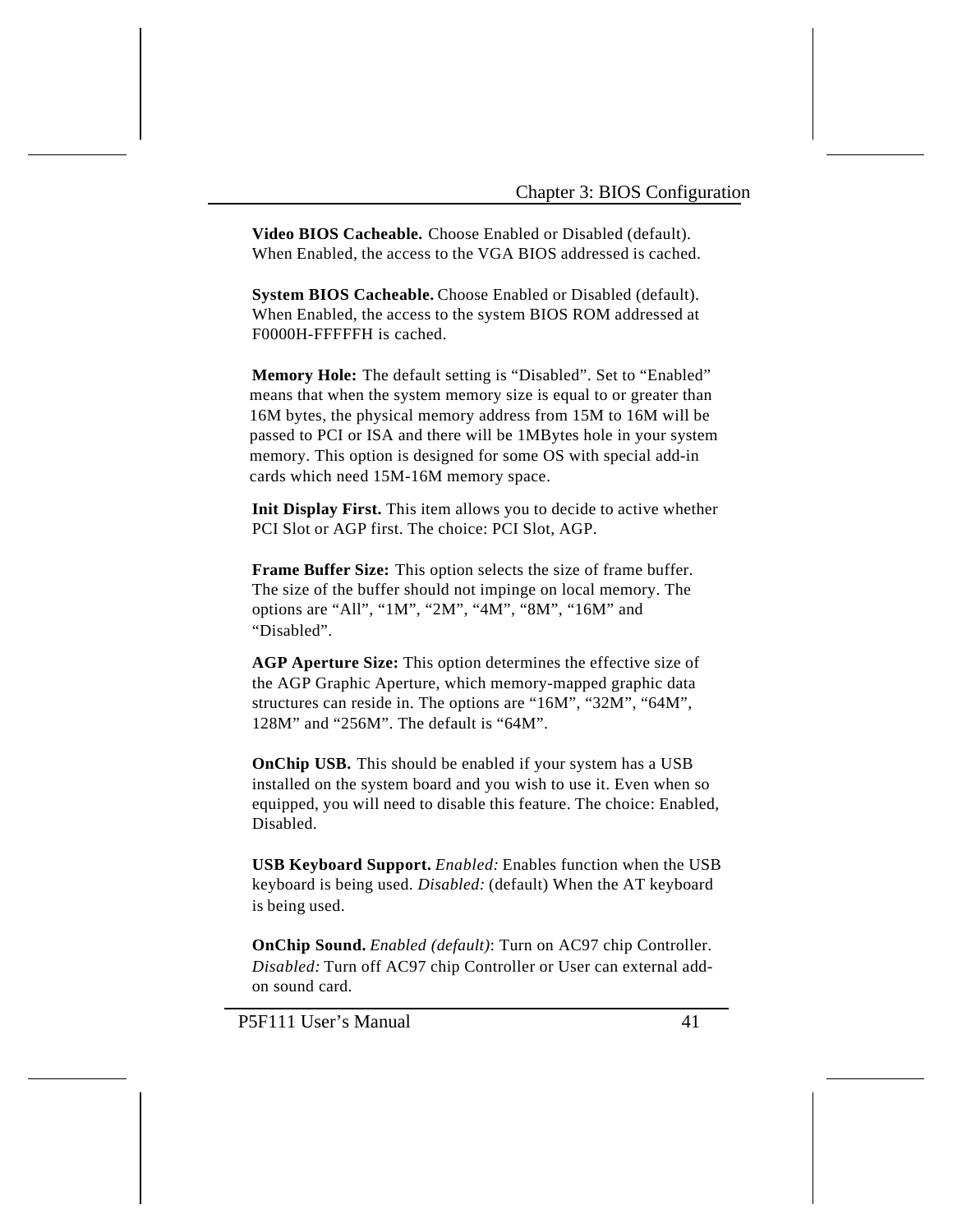**Video BIOS Cacheable.** Choose Enabled or Disabled (default). When Enabled, the access to the VGA BIOS addressed is cached.

**System BIOS Cacheable.** Choose Enabled or Disabled (default). When Enabled, the access to the system BIOS ROM addressed at F0000H-FFFFFH is cached.

**Memory Hole:** The default setting is “Disabled”. Set to “Enabled” means that when the system memory size is equal to or greater than 16M bytes, the physical memory address from 15M to 16M will be passed to PCI or ISA and there will be 1MBytes hole in your system memory. This option is designed for some OS with special add-in cards which need 15M-16M memory space.

**Init Display First.** This item allows you to decide to active whether PCI Slot or AGP first. The choice: PCI Slot, AGP.

**Frame Buffer Size:** This option selects the size of frame buffer. The size of the buffer should not impinge on local memory. The options are “All”, “1M”, “2M”, “4M”, “8M”, “16M” and “Disabled”.

**AGP Aperture Size:** This option determines the effective size of the AGP Graphic Aperture, which memory-mapped graphic data structures can reside in. The options are “16M”, “32M”, “64M”, 128M” and “256M”. The default is “64M”.

**OnChip USB.** This should be enabled if your system has a USB installed on the system board and you wish to use it. Even when so equipped, you will need to disable this feature. The choice: Enabled, Disabled.

**USB Keyboard Support.** *Enabled:* Enables function when the USB keyboard is being used. *Disabled:* (default) When the AT keyboard is being used.

**OnChip Sound.** *Enabled (default)*: Turn on AC97 chip Controller. *Disabled:* Turn off AC97 chip Controller or User can external add-on sound card.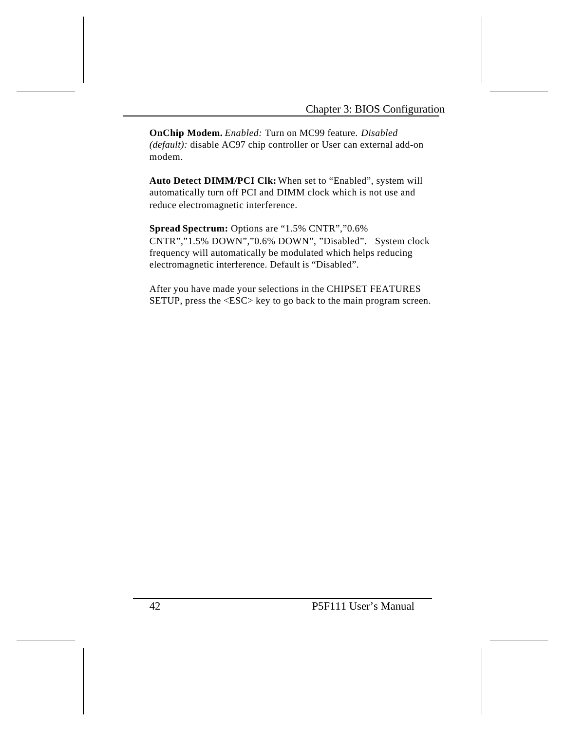**OnChip Modem.** *Enabled:* Turn on MC99 feature. *Disabled (default):* disable AC97 chip controller or User can external add-on modem.

**Auto Detect DIMM/PCI Clk:** When set to “Enabled”, system will automatically turn off PCI and DIMM clock which is not use and reduce electromagnetic interference.

**Spread Spectrum:** Options are “1.5% CNTR”,”0.6% CNTR”,”1.5% DOWN”,”0.6% DOWN”, ”Disabled”. System clock frequency will automatically be modulated which helps reducing electromagnetic interference. Default is “Disabled”.

After you have made your selections in the CHIPSET FEATURES SETUP, press the <ESC> key to go back to the main program screen.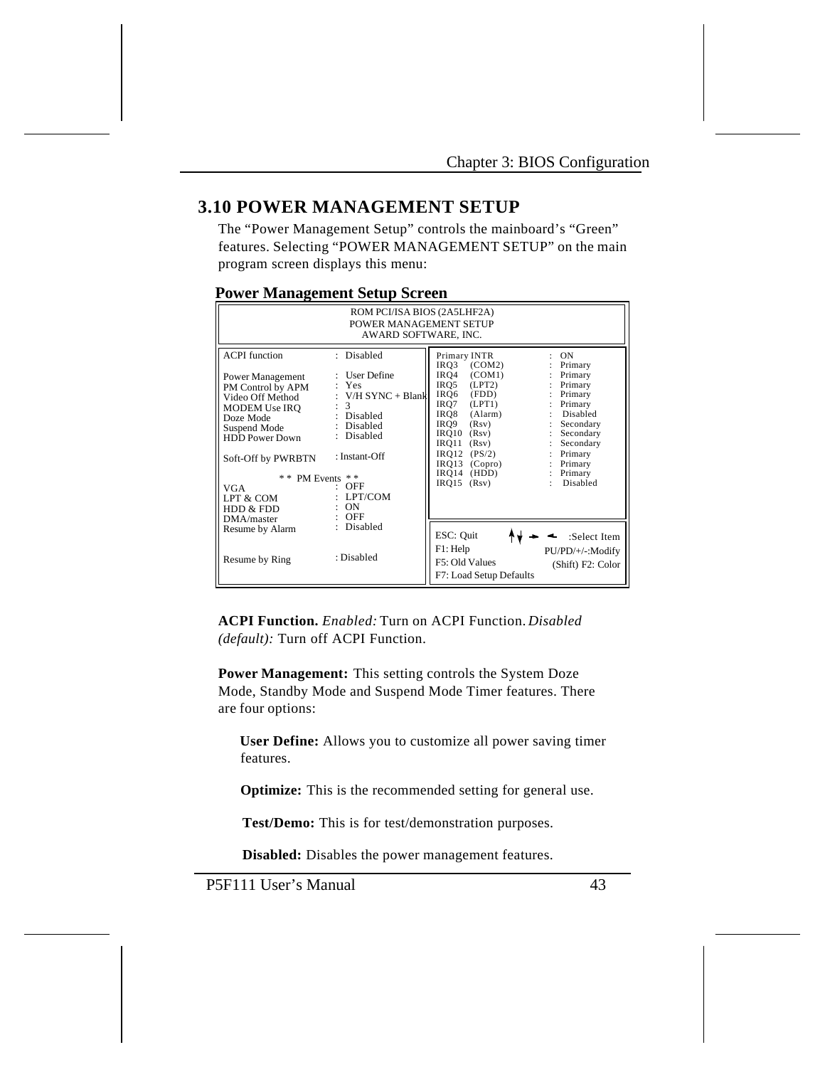## 3.10 POWER MANAGEMENT SETUP

The "Power Management Setup" controls the mainboard's "Green" features. Selecting "POWER MANAGEMENT SETUP" on the main program screen displays this menu:

**Power Management Setup Screen**

```
                         ROM PCI/ISA BIOS (2A5LHF2A)
                           POWER MANAGEMENT SETUP
                            AWARD SOFTWARE, INC.

ACPI function          : Disabled            Primary INTR        : ON
                                             IRQ3   (COM2)       : Primary
Power Management       : User Define         IRQ4   (COM1)       : Primary
PM Control by APM      : Yes                 IRQ5   (LPT2)       : Primary
Video Off Method       : V/H SYNC + Blank    IRQ6   (FDD)        : Primary
MODEM Use IRQ          : 3                   IRQ7   (LPT1)       : Primary
Doze Mode              : Disabled            IRQ8   (Alarm)      : Disabled
Suspend Mode           : Disabled            IRQ9   (Rsv)        : Secondary
HDD Power Down         : Disabled            IRQ10  (Rsv)        : Secondary
                                             IRQ11  (Rsv)        : Secondary
Soft-Off by PWRBTN     : Instant-Off         IRQ12  (PS/2)       : Primary
                                             IRQ13  (Copro)      : Primary
         * *  PM Events  * *                 IRQ14  (HDD)        : Primary
VGA                    : OFF                 IRQ15  (Rsv)        : Disabled
LPT & COM              : LPT/COM
HDD & FDD              : ON
DMA/master             : OFF
Resume by Alarm        : Disabled            ESC: Quit       ↑↓→←  :Select Item
                                             F1: Help          PU/PD/+/-:Modify
Resume by Ring         : Disabled            F5: Old Values   (Shift) F2: Color
                                             F7: Load Setup Defaults
```

**ACPI Function.** *Enabled:* Turn on ACPI Function. *Disabled (default):* Turn off ACPI Function.

**Power Management:** This setting controls the System Doze Mode, Standby Mode and Suspend Mode Timer features. There are four options:

**User Define:** Allows you to customize all power saving timer features.

**Optimize:** This is the recommended setting for general use.

**Test/Demo:** This is for test/demonstration purposes.

**Disabled:** Disables the power management features.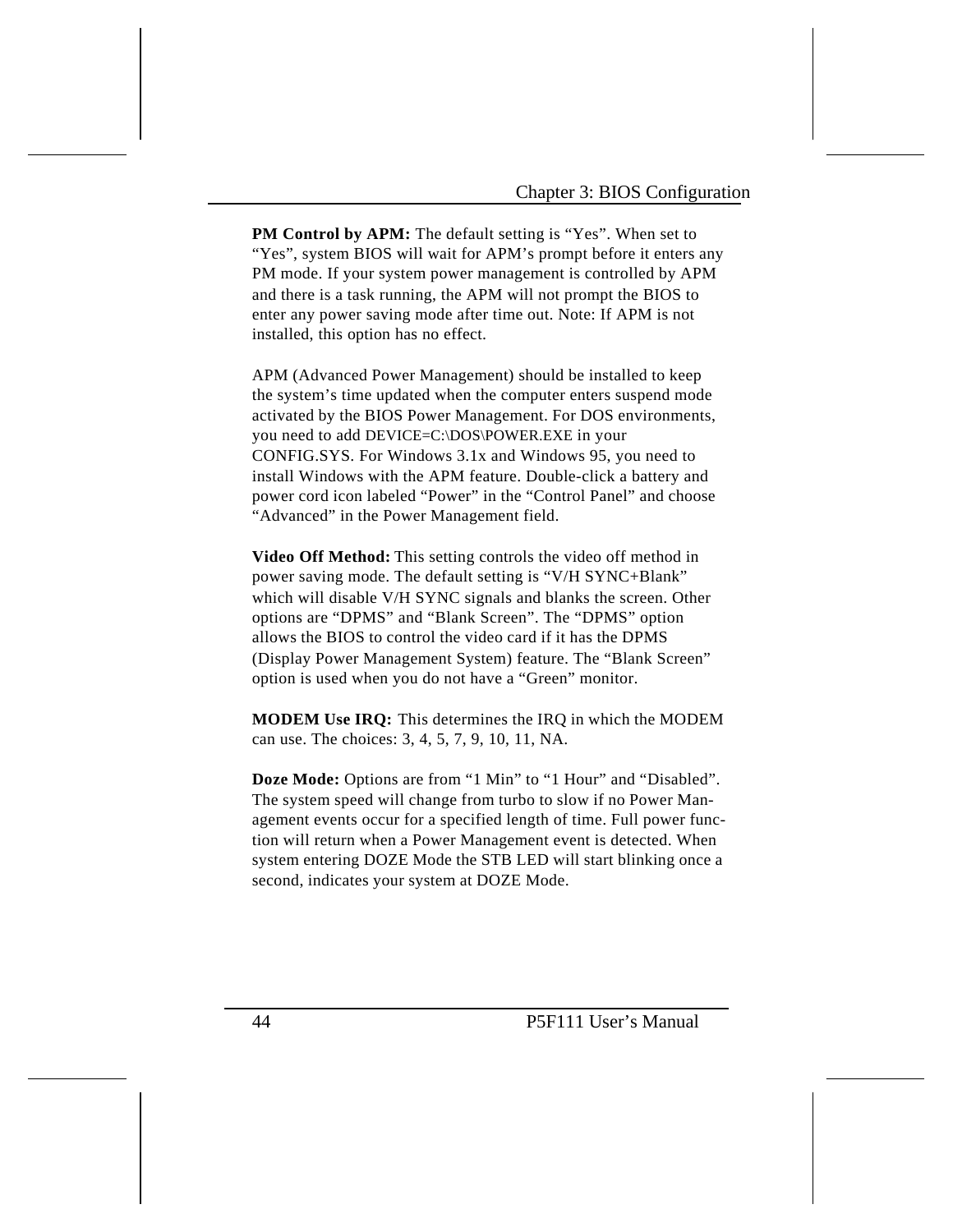**PM Control by APM:** The default setting is “Yes”. When set to “Yes”, system BIOS will wait for APM’s prompt before it enters any PM mode. If your system power management is controlled by APM and there is a task running, the APM will not prompt the BIOS to enter any power saving mode after time out. Note: If APM is not installed, this option has no effect.

APM (Advanced Power Management) should be installed to keep the system’s time updated when the computer enters suspend mode activated by the BIOS Power Management. For DOS environments, you need to add DEVICE=C:\DOS\POWER.EXE in your CONFIG.SYS. For Windows 3.1x and Windows 95, you need to install Windows with the APM feature. Double-click a battery and power cord icon labeled “Power” in the “Control Panel” and choose “Advanced” in the Power Management field.

**Video Off Method:** This setting controls the video off method in power saving mode. The default setting is “V/H SYNC+Blank” which will disable V/H SYNC signals and blanks the screen. Other options are “DPMS” and “Blank Screen”. The “DPMS” option allows the BIOS to control the video card if it has the DPMS (Display Power Management System) feature. The “Blank Screen” option is used when you do not have a “Green” monitor.

**MODEM Use IRQ:** This determines the IRQ in which the MODEM can use. The choices: 3, 4, 5, 7, 9, 10, 11, NA.

**Doze Mode:** Options are from “1 Min” to “1 Hour” and “Disabled”. The system speed will change from turbo to slow if no Power Management events occur for a specified length of time. Full power function will return when a Power Management event is detected. When system entering DOZE Mode the STB LED will start blinking once a second, indicates your system at DOZE Mode.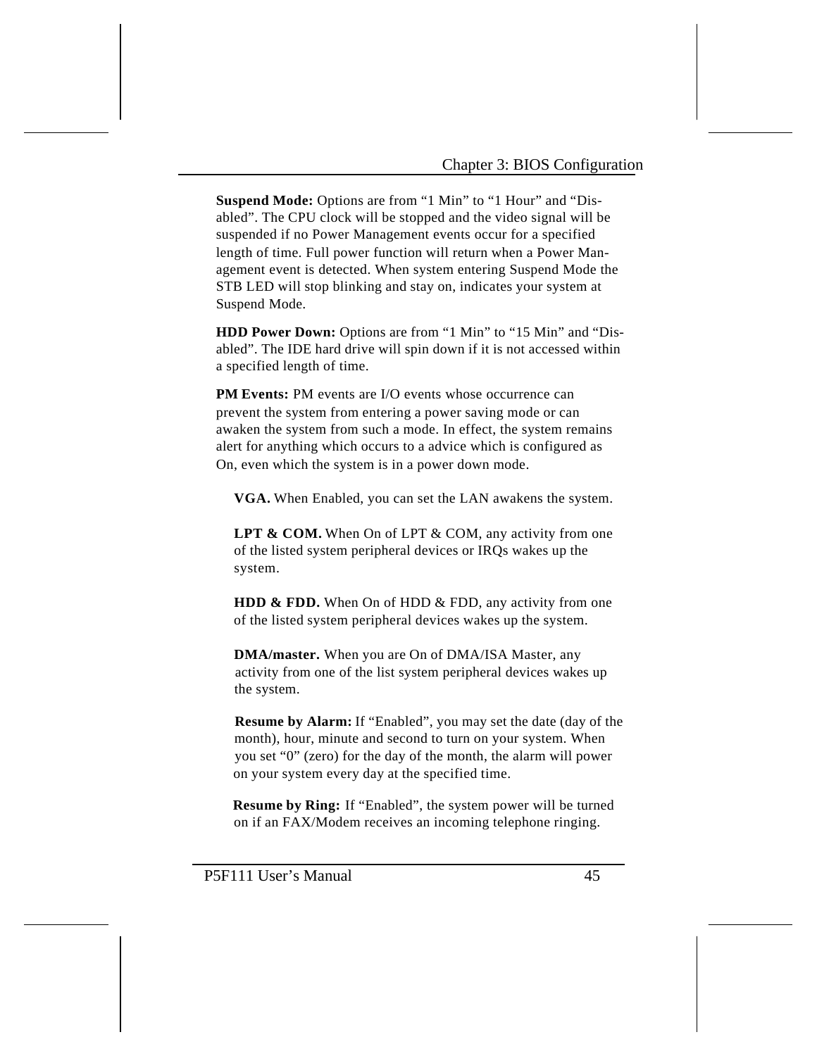**Suspend Mode:** Options are from “1 Min” to “1 Hour” and “Disabled”. The CPU clock will be stopped and the video signal will be suspended if no Power Management events occur for a specified length of time. Full power function will return when a Power Management event is detected. When system entering Suspend Mode the STB LED will stop blinking and stay on, indicates your system at Suspend Mode.

**HDD Power Down:** Options are from “1 Min” to “15 Min” and “Disabled”. The IDE hard drive will spin down if it is not accessed within a specified length of time.

**PM Events:** PM events are I/O events whose occurrence can prevent the system from entering a power saving mode or can awaken the system from such a mode. In effect, the system remains alert for anything which occurs to a advice which is configured as On, even which the system is in a power down mode.

**VGA.** When Enabled, you can set the LAN awakens the system.

**LPT & COM.** When On of LPT & COM, any activity from one of the listed system peripheral devices or IRQs wakes up the system.

**HDD & FDD.** When On of HDD & FDD, any activity from one of the listed system peripheral devices wakes up the system.

**DMA/master.** When you are On of DMA/ISA Master, any activity from one of the list system peripheral devices wakes up the system.

**Resume by Alarm:** If “Enabled”, you may set the date (day of the month), hour, minute and second to turn on your system. When you set “0” (zero) for the day of the month, the alarm will power on your system every day at the specified time.

**Resume by Ring:** If “Enabled”, the system power will be turned on if an FAX/Modem receives an incoming telephone ringing.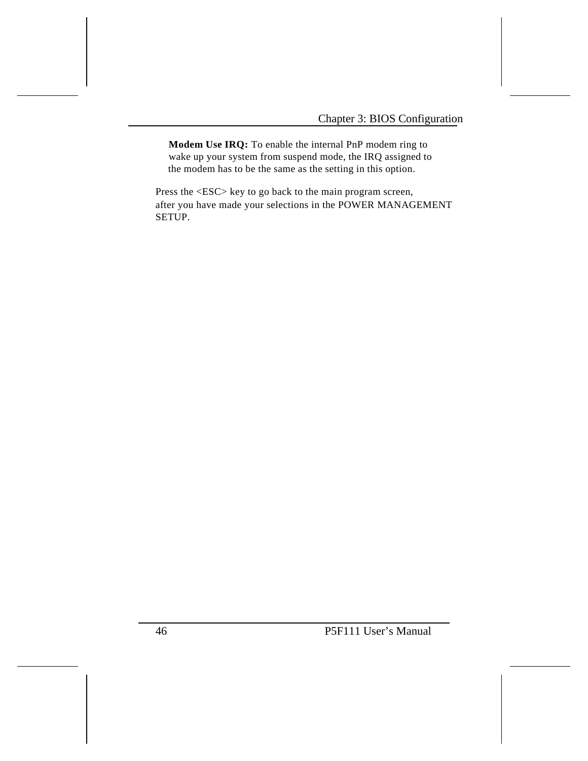**Modem Use IRQ:** To enable the internal PnP modem ring to wake up your system from suspend mode, the IRQ assigned to the modem has to be the same as the setting in this option.

Press the <ESC> key to go back to the main program screen, after you have made your selections in the POWER MANAGEMENT SETUP.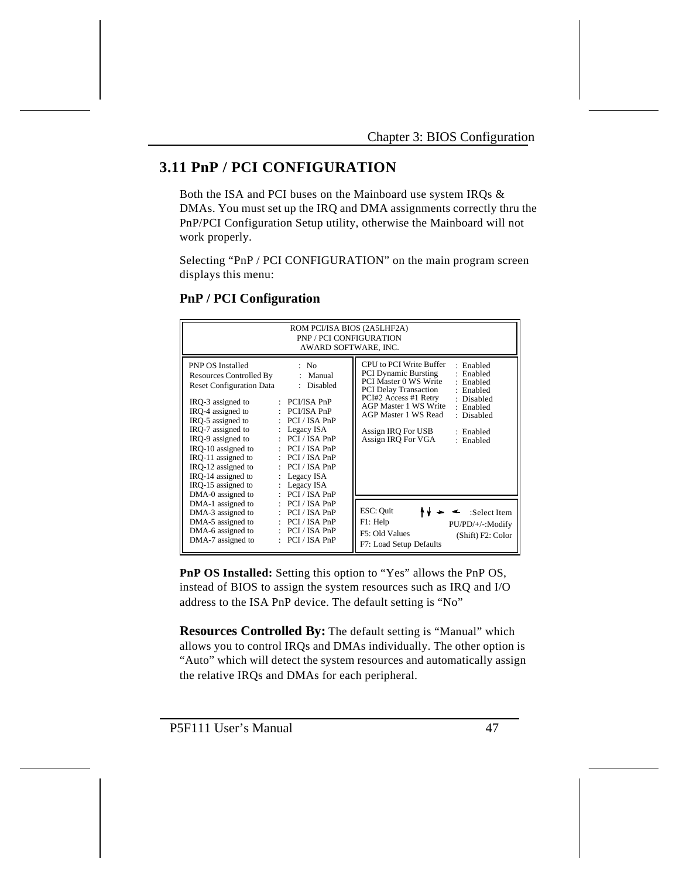## 3.11 PnP / PCI CONFIGURATION

Both the ISA and PCI buses on the Mainboard use system IRQs & DMAs. You must set up the IRQ and DMA assignments correctly thru the PnP/PCI Configuration Setup utility, otherwise the Mainboard will not work properly.

Selecting "PnP / PCI CONFIGURATION" on the main program screen displays this menu:

### PnP / PCI Configuration

```
                         ROM PCI/ISA BIOS (2A5LHF2A)
                           PNP / PCI CONFIGURATION
                            AWARD SOFTWARE, INC.

PNP OS Installed          : No            CPU to PCI Write Buffer  : Enabled
Resources Controlled By   : Manual        PCI Dynamic Bursting     : Enabled
Reset Configuration Data  : Disabled      PCI Master 0 WS Write    : Enabled
                                          PCI Delay Transaction    : Enabled
IRQ-3 assigned to     : PCI/ISA PnP       PCI#2 Access #1 Retry    : Disabled
IRQ-4 assigned to     : PCI/ISA PnP       AGP Master 1 WS Write    : Enabled
IRQ-5 assigned to     : PCI / ISA PnP     AGP Master 1 WS Read     : Disabled
IRQ-7 assigned to     : Legacy ISA
IRQ-9 assigned to     : PCI / ISA PnP     Assign IRQ For USB       : Enabled
IRQ-10 assigned to    : PCI / ISA PnP     Assign IRQ For VGA       : Enabled
IRQ-11 assigned to    : PCI / ISA PnP
IRQ-12 assigned to    : PCI / ISA PnP
IRQ-14 assigned to    : Legacy ISA
IRQ-15 assigned to    : Legacy ISA
DMA-0 assigned to     : PCI / ISA PnP
DMA-1 assigned to     : PCI / ISA PnP     ESC: Quit      ↑↓ → ←  :Select Item
DMA-3 assigned to     : PCI / ISA PnP     F1: Help            PU/PD/+/-:Modify
DMA-5 assigned to     : PCI / ISA PnP     F5: Old Values      (Shift) F2: Color
DMA-6 assigned to     : PCI / ISA PnP     F7: Load Setup Defaults
DMA-7 assigned to     : PCI / ISA PnP
```

**PnP OS Installed:** Setting this option to "Yes" allows the PnP OS, instead of BIOS to assign the system resources such as IRQ and I/O address to the ISA PnP device. The default setting is "No"

**Resources Controlled By:** The default setting is "Manual" which allows you to control IRQs and DMAs individually. The other option is "Auto" which will detect the system resources and automatically assign the relative IRQs and DMAs for each peripheral.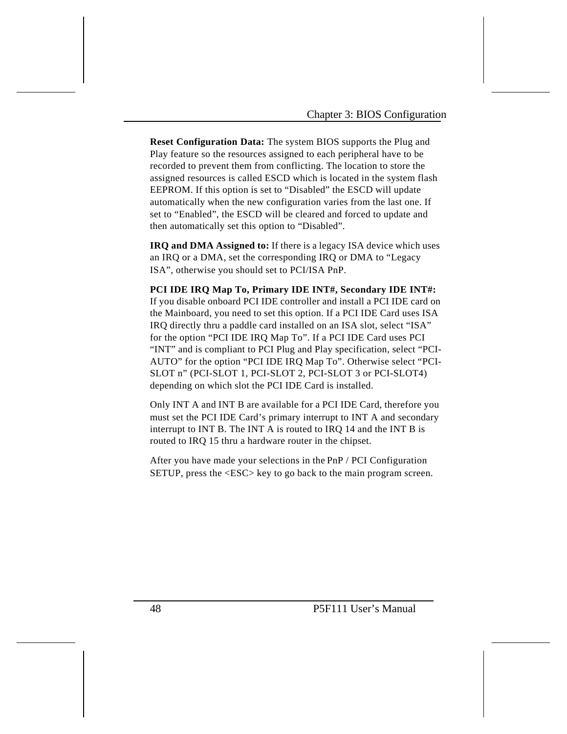**Reset Configuration Data:** The system BIOS supports the Plug and Play feature so the resources assigned to each peripheral have to be recorded to prevent them from conflicting. The location to store the assigned resources is called ESCD which is located in the system flash EEPROM. If this option is set to “Disabled” the ESCD will update automatically when the new configuration varies from the last one. If set to “Enabled”, the ESCD will be cleared and forced to update and then automatically set this option to “Disabled”.

**IRQ and DMA Assigned to:** If there is a legacy ISA device which uses an IRQ or a DMA, set the corresponding IRQ or DMA to “Legacy ISA”, otherwise you should set to PCI/ISA PnP.

**PCI IDE IRQ Map To, Primary IDE INT#, Secondary IDE INT#:** If you disable onboard PCI IDE controller and install a PCI IDE card on the Mainboard, you need to set this option. If a PCI IDE Card uses ISA IRQ directly thru a paddle card installed on an ISA slot, select “ISA” for the option “PCI IDE IRQ Map To”. If a PCI IDE Card uses PCI “INT” and is compliant to PCI Plug and Play specification, select “PCI-AUTO” for the option “PCI IDE IRQ Map To”. Otherwise select “PCI-SLOT n” (PCI-SLOT 1, PCI-SLOT 2, PCI-SLOT 3 or PCI-SLOT4) depending on which slot the PCI IDE Card is installed.

Only INT A and INT B are available for a PCI IDE Card, therefore you must set the PCI IDE Card’s primary interrupt to INT A and secondary interrupt to INT B. The INT A is routed to IRQ 14 and the INT B is routed to IRQ 15 thru a hardware router in the chipset.

After you have made your selections in the PnP / PCI Configuration SETUP, press the <ESC> key to go back to the main program screen.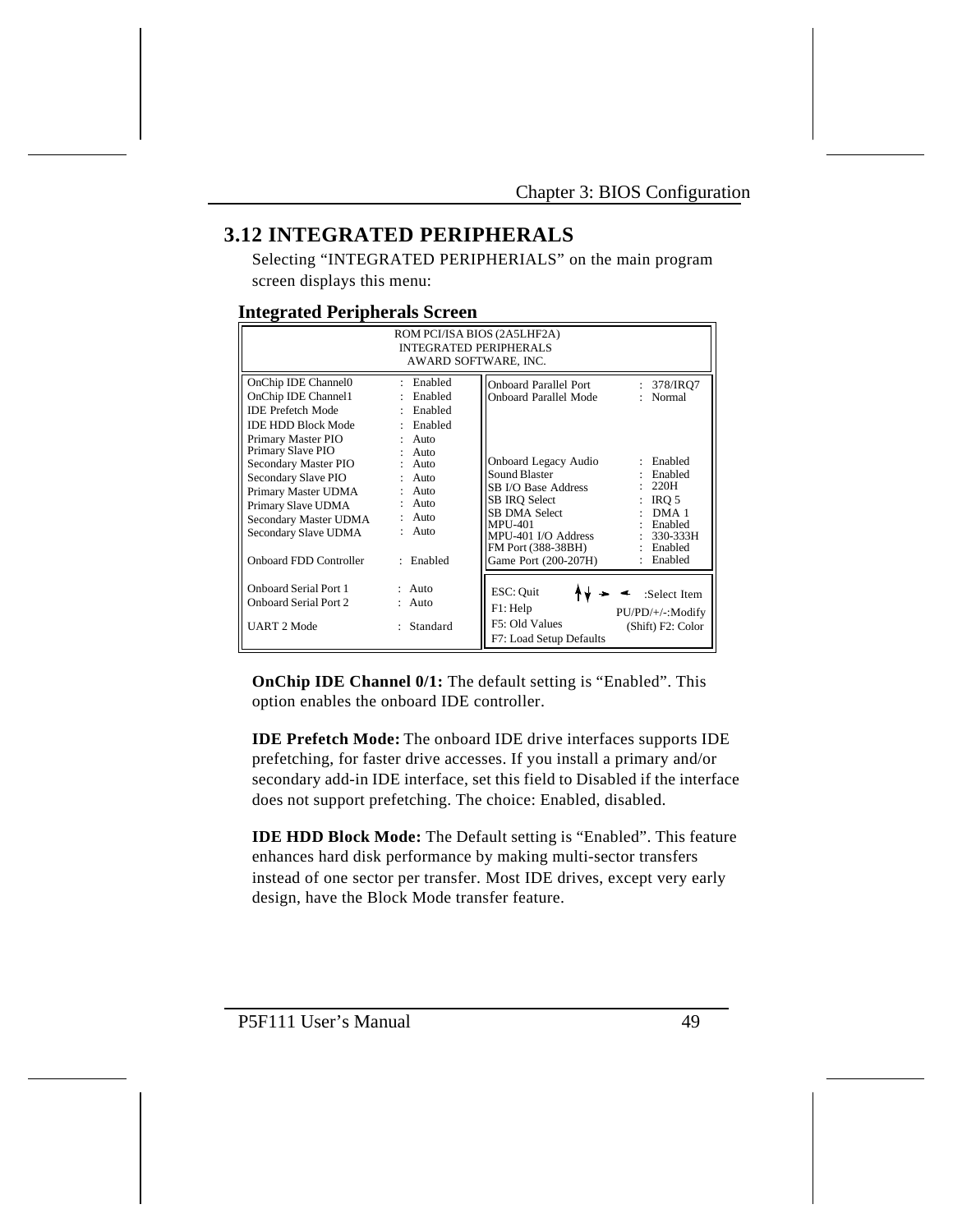## 3.12 INTEGRATED PERIPHERALS

Selecting "INTEGRATED PERIPHERIALS" on the main program screen displays this menu:

### Integrated Peripherals Screen

```
ROM PCI/ISA BIOS (2A5LHF2A)
INTEGRATED PERIPHERALS
AWARD SOFTWARE, INC.

OnChip IDE Channel0      : Enabled     Onboard Parallel Port    : 378/IRQ7
OnChip IDE Channel1      : Enabled     Onboard Parallel Mode    : Normal
IDE Prefetch Mode        : Enabled
IDE HDD Block Mode       : Enabled
Primary Master PIO       : Auto
Primary Slave PIO        : Auto
Secondary Master PIO     : Auto        Onboard Legacy Audio     : Enabled
Secondary Slave PIO      : Auto        Sound Blaster            : Enabled
Primary Master UDMA      : Auto        SB I/O Base Address      : 220H
Primary Slave UDMA       : Auto        SB IRQ Select            : IRQ 5
Secondary Master UDMA    : Auto        SB DMA Select            : DMA 1
Secondary Slave UDMA     : Auto        MPU-401                  : Enabled
                                       MPU-401 I/O Address      : 330-333H
                                       FM Port (388-38BH)       : Enabled
Onboard FDD Controller   : Enabled     Game Port (200-207H)     : Enabled

Onboard Serial Port 1    : Auto        ESC: Quit      ↑↓→←  :Select Item
Onboard Serial Port 2    : Auto        F1: Help       PU/PD/+/-:Modify
                                       F5: Old Values  (Shift) F2: Color
UART 2 Mode              : Standard    F7: Load Setup Defaults
```

**OnChip IDE Channel 0/1:** The default setting is "Enabled". This option enables the onboard IDE controller.

**IDE Prefetch Mode:** The onboard IDE drive interfaces supports IDE prefetching, for faster drive accesses. If you install a primary and/or secondary add-in IDE interface, set this field to Disabled if the interface does not support prefetching. The choice: Enabled, disabled.

**IDE HDD Block Mode:** The Default setting is "Enabled". This feature enhances hard disk performance by making multi-sector transfers instead of one sector per transfer. Most IDE drives, except very early design, have the Block Mode transfer feature.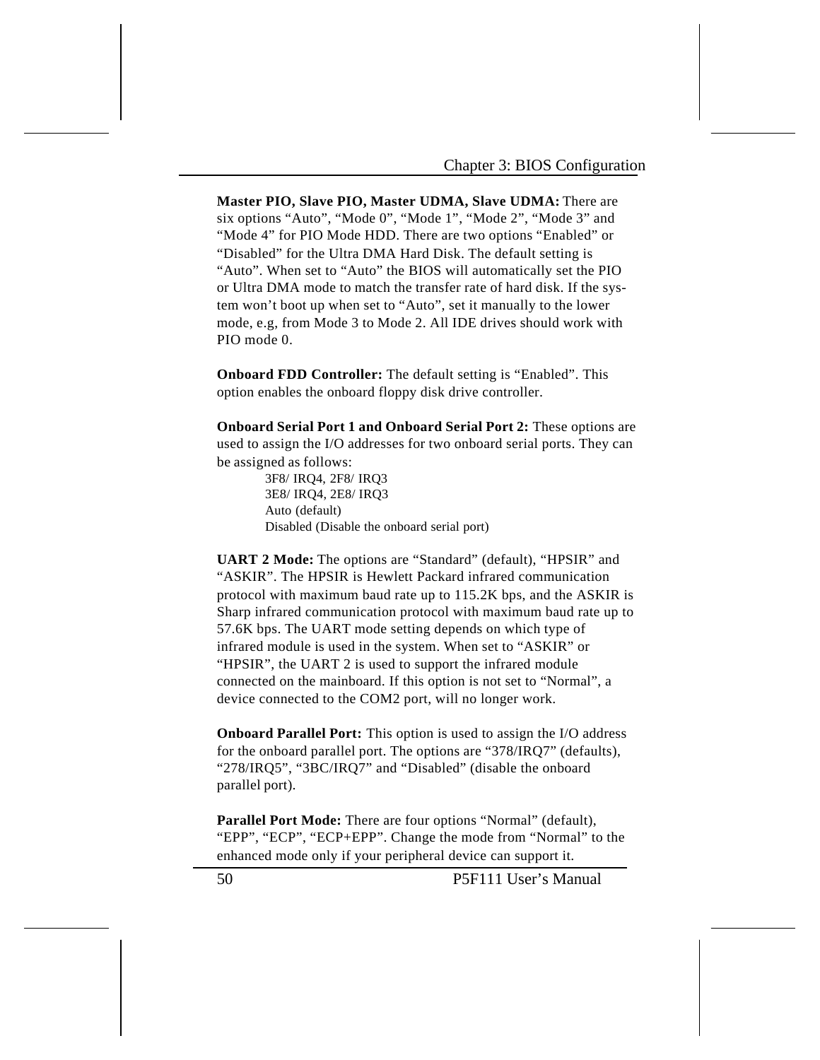**Master PIO, Slave PIO, Master UDMA, Slave UDMA:** There are six options “Auto”, “Mode 0”, “Mode 1”, “Mode 2”, “Mode 3” and “Mode 4” for PIO Mode HDD. There are two options “Enabled” or “Disabled” for the Ultra DMA Hard Disk. The default setting is “Auto”. When set to “Auto” the BIOS will automatically set the PIO or Ultra DMA mode to match the transfer rate of hard disk. If the system won’t boot up when set to “Auto”, set it manually to the lower mode, e.g, from Mode 3 to Mode 2. All IDE drives should work with PIO mode 0.

**Onboard FDD Controller:** The default setting is “Enabled”. This option enables the onboard floppy disk drive controller.

**Onboard Serial Port 1 and Onboard Serial Port 2:** These options are used to assign the I/O addresses for two onboard serial ports. They can be assigned as follows:

- 3F8/ IRQ4, 2F8/ IRQ3
- 3E8/ IRQ4, 2E8/ IRQ3
- Auto (default)
- Disabled (Disable the onboard serial port)

**UART 2 Mode:** The options are “Standard” (default), “HPSIR” and “ASKIR”. The HPSIR is Hewlett Packard infrared communication protocol with maximum baud rate up to 115.2K bps, and the ASKIR is Sharp infrared communication protocol with maximum baud rate up to 57.6K bps. The UART mode setting depends on which type of infrared module is used in the system. When set to “ASKIR” or “HPSIR”, the UART 2 is used to support the infrared module connected on the mainboard. If this option is not set to “Normal”, a device connected to the COM2 port, will no longer work.

**Onboard Parallel Port:** This option is used to assign the I/O address for the onboard parallel port. The options are “378/IRQ7” (defaults), “278/IRQ5”, “3BC/IRQ7” and “Disabled” (disable the onboard parallel port).

**Parallel Port Mode:** There are four options “Normal” (default), “EPP”, “ECP”, “ECP+EPP”. Change the mode from “Normal” to the enhanced mode only if your peripheral device can support it.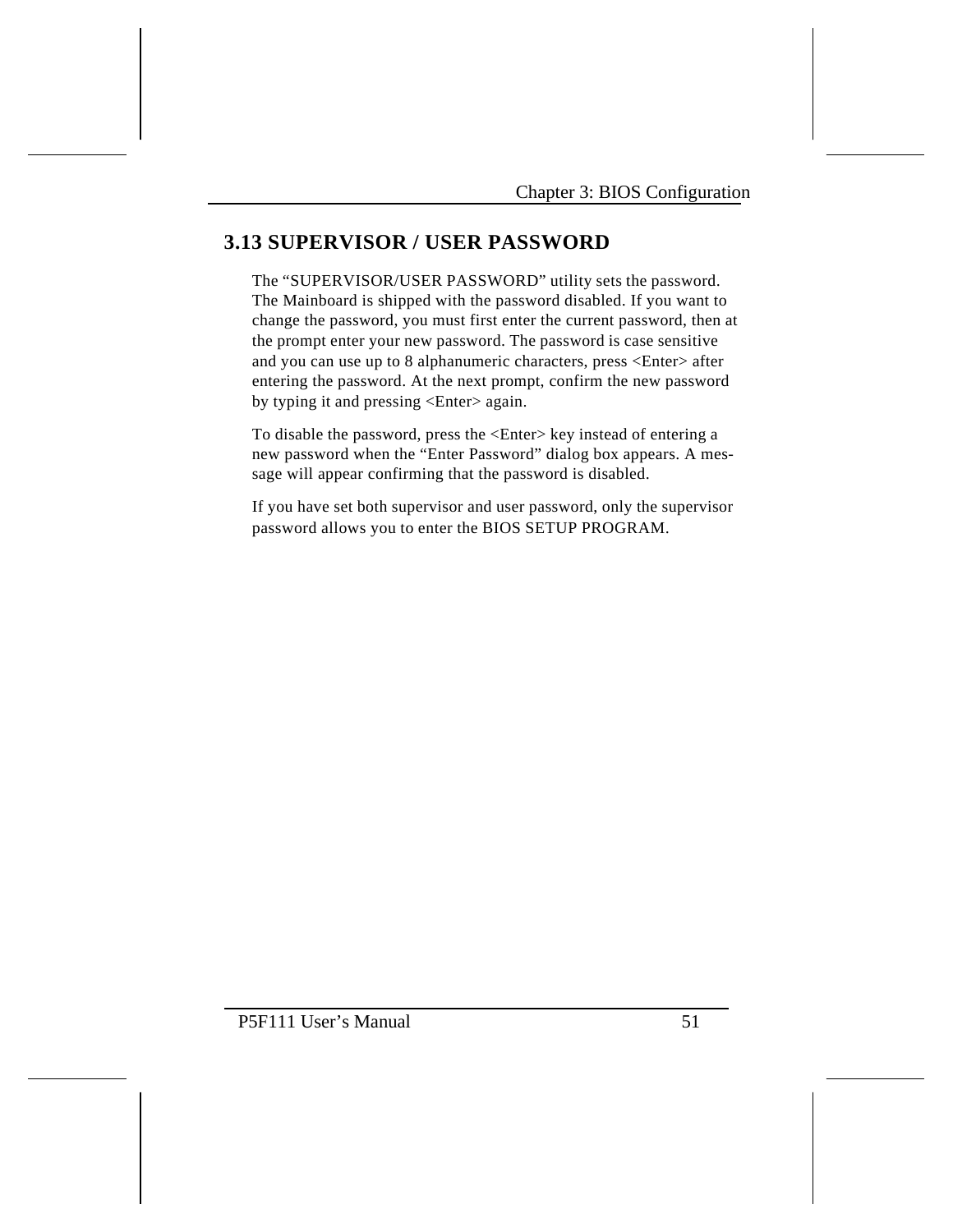## 3.13 SUPERVISOR / USER PASSWORD

The "SUPERVISOR/USER PASSWORD" utility sets the password. The Mainboard is shipped with the password disabled. If you want to change the password, you must first enter the current password, then at the prompt enter your new password. The password is case sensitive and you can use up to 8 alphanumeric characters, press <Enter> after entering the password. At the next prompt, confirm the new password by typing it and pressing <Enter> again.

To disable the password, press the <Enter> key instead of entering a new password when the "Enter Password" dialog box appears. A message will appear confirming that the password is disabled.

If you have set both supervisor and user password, only the supervisor password allows you to enter the BIOS SETUP PROGRAM.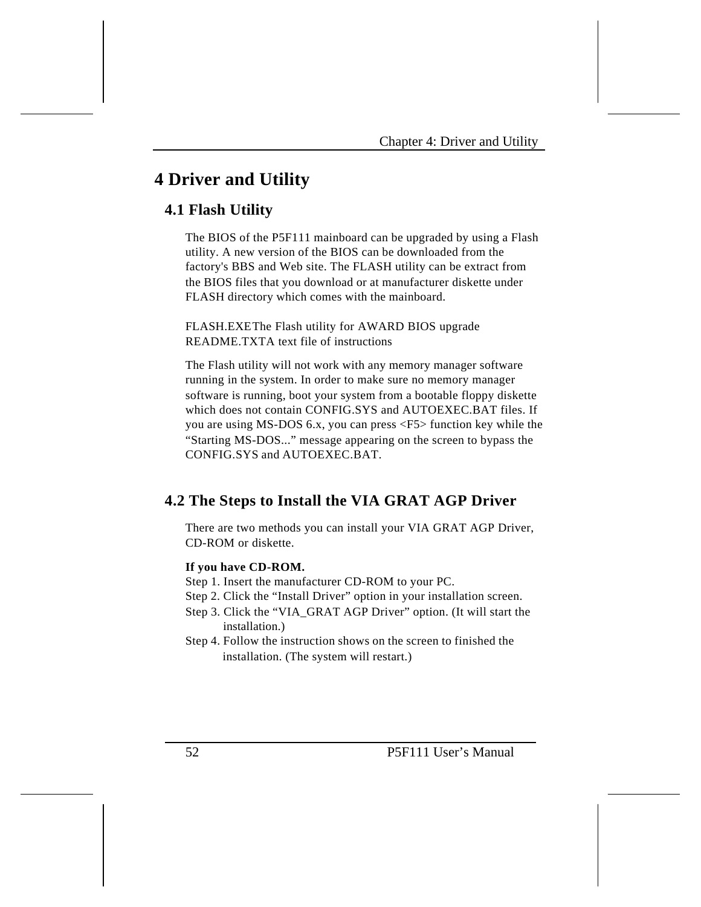# 4 Driver and Utility

## 4.1 Flash Utility

The BIOS of the P5F111 mainboard can be upgraded by using a Flash utility. A new version of the BIOS can be downloaded from the factory's BBS and Web site. The FLASH utility can be extract from the BIOS files that you download or at manufacturer diskette under FLASH directory which comes with the mainboard.

FLASH.EXE The Flash utility for AWARD BIOS upgrade
README.TXT A text file of instructions

The Flash utility will not work with any memory manager software running in the system. In order to make sure no memory manager software is running, boot your system from a bootable floppy diskette which does not contain CONFIG.SYS and AUTOEXEC.BAT files. If you are using MS-DOS 6.x, you can press <F5> function key while the "Starting MS-DOS..." message appearing on the screen to bypass the CONFIG.SYS and AUTOEXEC.BAT.

## 4.2 The Steps to Install the VIA GRAT AGP Driver

There are two methods you can install your VIA GRAT AGP Driver, CD-ROM or diskette.

**If you have CD-ROM.**

Step 1. Insert the manufacturer CD-ROM to your PC.
Step 2. Click the "Install Driver" option in your installation screen.
Step 3. Click the "VIA_GRAT AGP Driver" option. (It will start the installation.)
Step 4. Follow the instruction shows on the screen to finished the installation. (The system will restart.)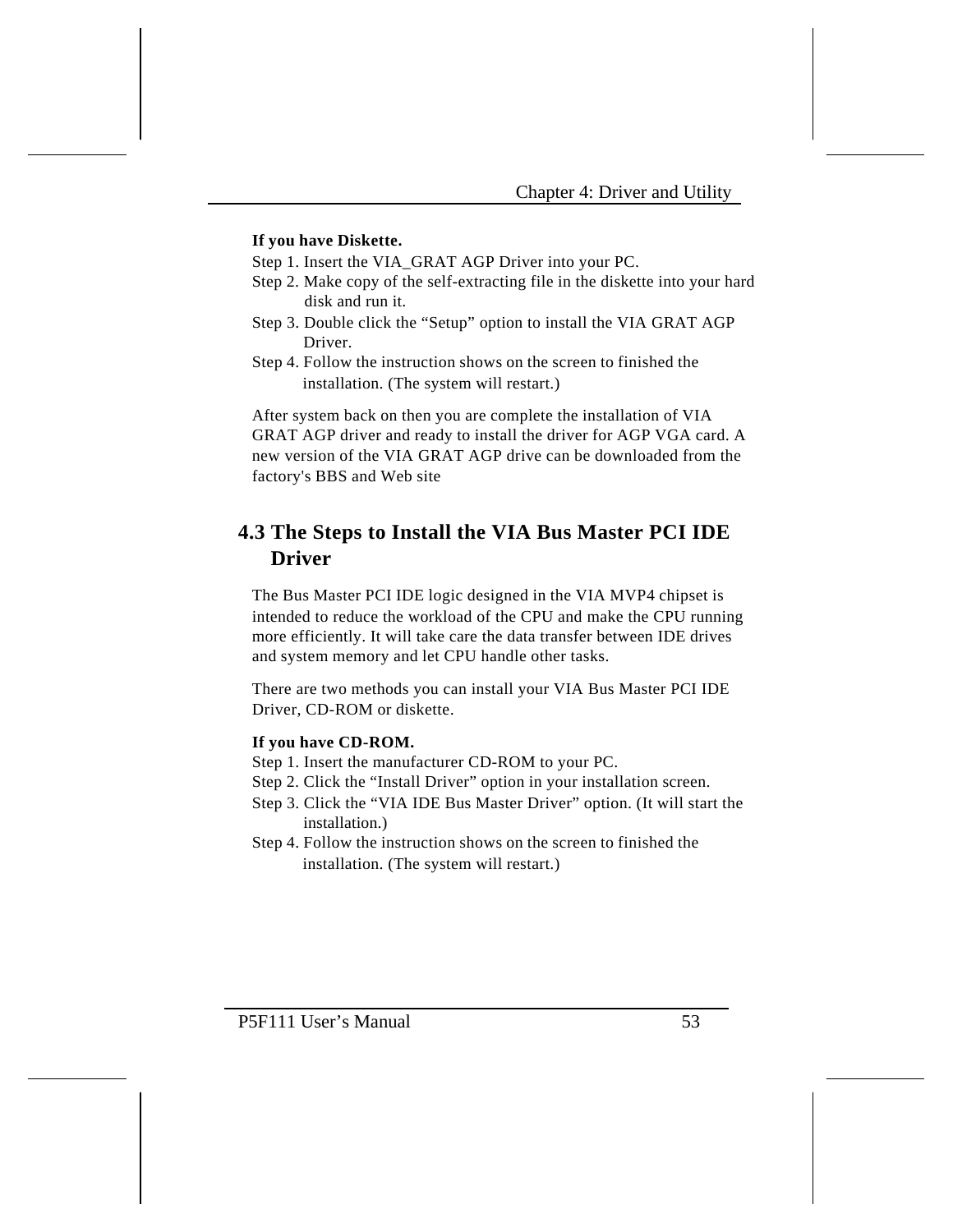**If you have Diskette.**

Step 1. Insert the VIA_GRAT AGP Driver into your PC.

Step 2. Make copy of the self-extracting file in the diskette into your hard disk and run it.

Step 3. Double click the "Setup" option to install the VIA GRAT AGP Driver.

Step 4. Follow the instruction shows on the screen to finished the installation. (The system will restart.)

After system back on then you are complete the installation of VIA GRAT AGP driver and ready to install the driver for AGP VGA card. A new version of the VIA GRAT AGP drive can be downloaded from the factory's BBS and Web site

## 4.3 The Steps to Install the VIA Bus Master PCI IDE Driver

The Bus Master PCI IDE logic designed in the VIA MVP4 chipset is intended to reduce the workload of the CPU and make the CPU running more efficiently. It will take care the data transfer between IDE drives and system memory and let CPU handle other tasks.

There are two methods you can install your VIA Bus Master PCI IDE Driver, CD-ROM or diskette.

**If you have CD-ROM.**

Step 1. Insert the manufacturer CD-ROM to your PC.

Step 2. Click the "Install Driver" option in your installation screen.

Step 3. Click the "VIA IDE Bus Master Driver" option. (It will start the installation.)

Step 4. Follow the instruction shows on the screen to finished the installation. (The system will restart.)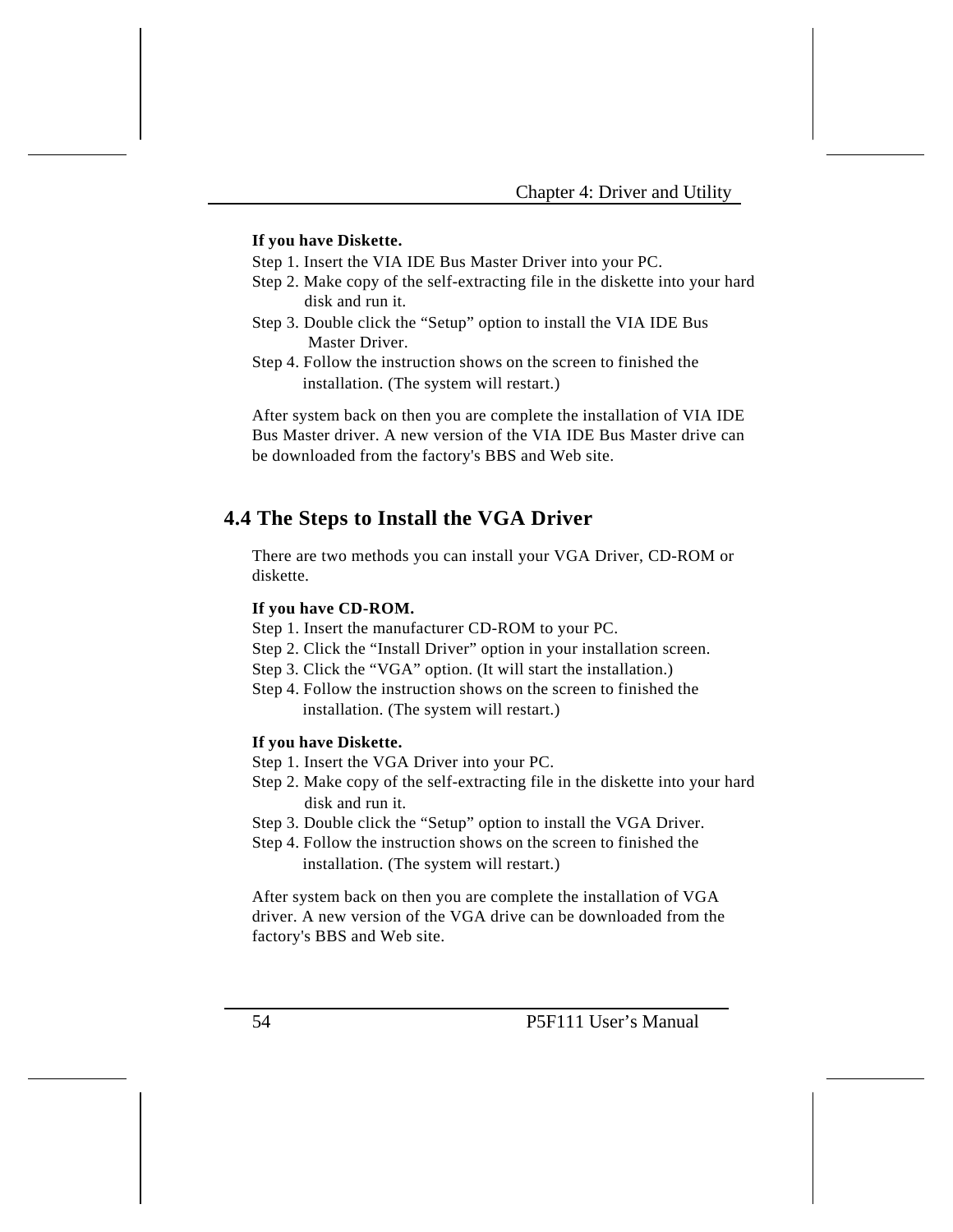**If you have Diskette.**

Step 1. Insert the VIA IDE Bus Master Driver into your PC.

Step 2. Make copy of the self-extracting file in the diskette into your hard disk and run it.

Step 3. Double click the "Setup" option to install the VIA IDE Bus Master Driver.

Step 4. Follow the instruction shows on the screen to finished the installation. (The system will restart.)

After system back on then you are complete the installation of VIA IDE Bus Master driver. A new version of the VIA IDE Bus Master drive can be downloaded from the factory's BBS and Web site.

## 4.4 The Steps to Install the VGA Driver

There are two methods you can install your VGA Driver, CD-ROM or diskette.

**If you have CD-ROM.**

Step 1. Insert the manufacturer CD-ROM to your PC.

Step 2. Click the "Install Driver" option in your installation screen.

Step 3. Click the "VGA" option. (It will start the installation.)

Step 4. Follow the instruction shows on the screen to finished the installation. (The system will restart.)

**If you have Diskette.**

Step 1. Insert the VGA Driver into your PC.

Step 2. Make copy of the self-extracting file in the diskette into your hard disk and run it.

Step 3. Double click the "Setup" option to install the VGA Driver.

Step 4. Follow the instruction shows on the screen to finished the installation. (The system will restart.)

After system back on then you are complete the installation of VGA driver. A new version of the VGA drive can be downloaded from the factory's BBS and Web site.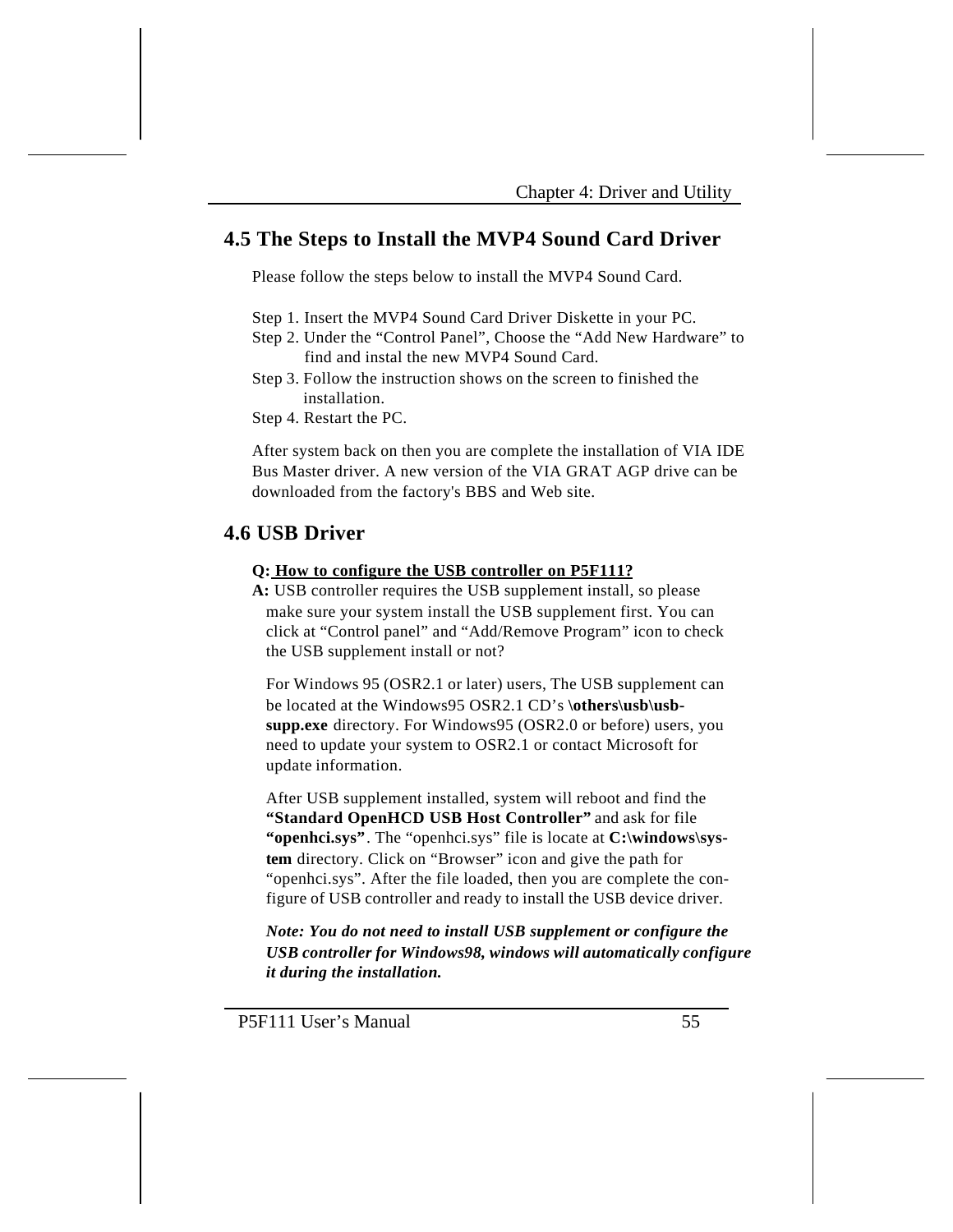## 4.5 The Steps to Install the MVP4 Sound Card Driver

Please follow the steps below to install the MVP4 Sound Card.

Step 1. Insert the MVP4 Sound Card Driver Diskette in your PC.
Step 2. Under the "Control Panel", Choose the "Add New Hardware" to find and instal the new MVP4 Sound Card.
Step 3. Follow the instruction shows on the screen to finished the installation.
Step 4. Restart the PC.

After system back on then you are complete the installation of VIA IDE Bus Master driver. A new version of the VIA GRAT AGP drive can be downloaded from the factory's BBS and Web site.

## 4.6 USB Driver

**Q: <u>How to configure the USB controller on P5F111?</u>**

**A:** USB controller requires the USB supplement install, so please make sure your system install the USB supplement first. You can click at "Control panel" and "Add/Remove Program" icon to check the USB supplement install or not?

For Windows 95 (OSR2.1 or later) users, The USB supplement can be located at the Windows95 OSR2.1 CD's **\others\usb\usb-supp.exe** directory. For Windows95 (OSR2.0 or before) users, you need to update your system to OSR2.1 or contact Microsoft for update information.

After USB supplement installed, system will reboot and find the **"Standard OpenHCD USB Host Controller"** and ask for file **"openhci.sys"**. The "openhci.sys" file is locate at **C:\windows\system** directory. Click on "Browser" icon and give the path for "openhci.sys". After the file loaded, then you are complete the configure of USB controller and ready to install the USB device driver.

***Note: You do not need to install USB supplement or configure the USB controller for Windows98, windows will automatically configure it during the installation.***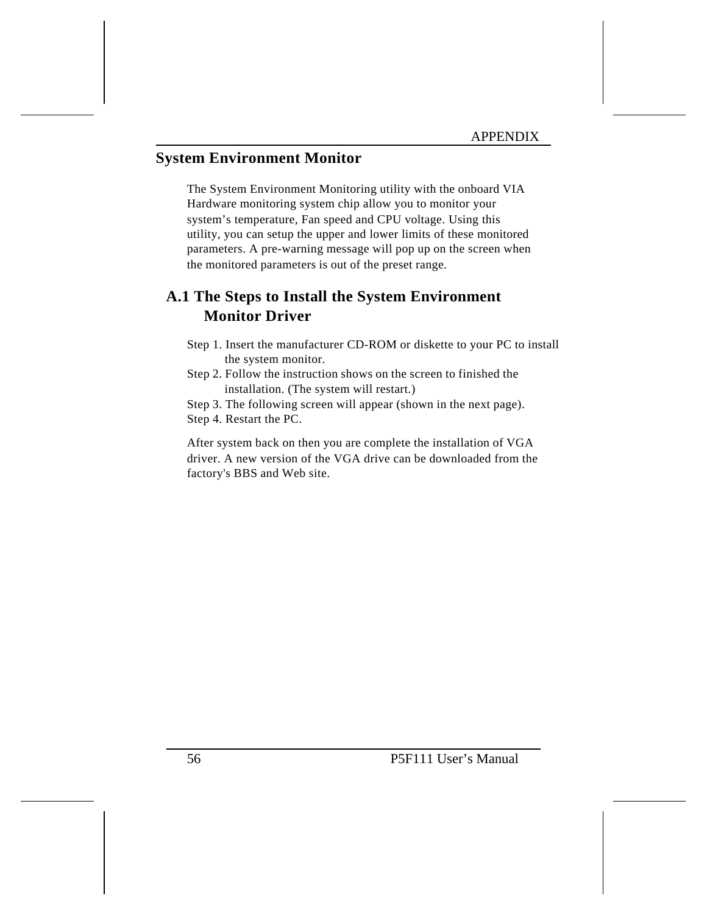## System Environment Monitor

The System Environment Monitoring utility with the onboard VIA Hardware monitoring system chip allow you to monitor your system's temperature, Fan speed and CPU voltage. Using this utility, you can setup the upper and lower limits of these monitored parameters. A pre-warning message will pop up on the screen when the monitored parameters is out of the preset range.

### A.1 The Steps to Install the System Environment Monitor Driver

Step 1. Insert the manufacturer CD-ROM or diskette to your PC to install the system monitor.
Step 2. Follow the instruction shows on the screen to finished the installation. (The system will restart.)
Step 3. The following screen will appear (shown in the next page).
Step 4. Restart the PC.

After system back on then you are complete the installation of VGA driver. A new version of the VGA drive can be downloaded from the factory's BBS and Web site.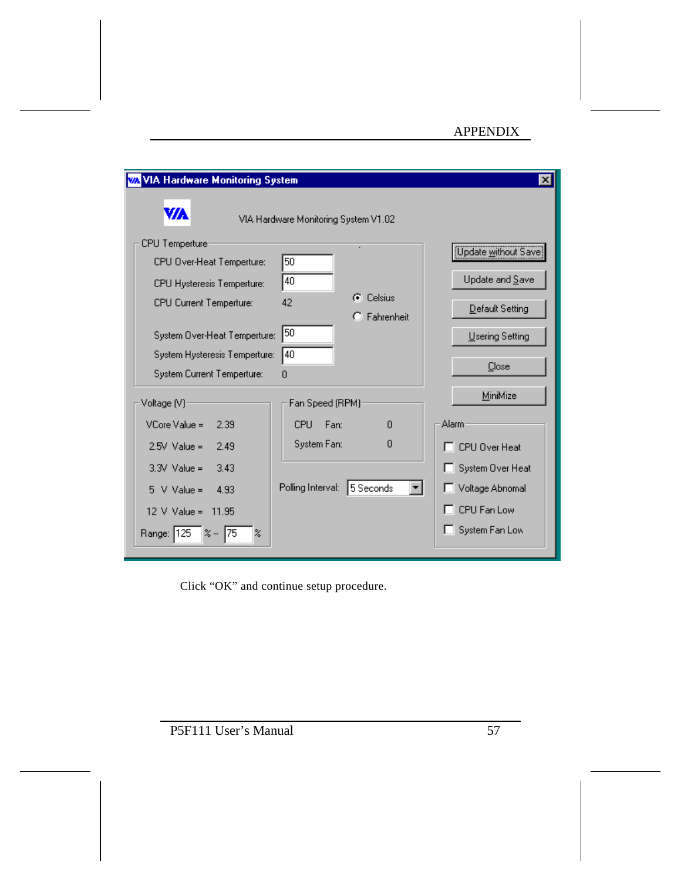VIA Hardware Monitoring System

VIA Hardware Monitoring System V1.02

CPU Temperture

CPU Over-Heat Temperture: 50

CPU Hysteresis Temperture: 40

CPU Current Temperture: 42

Celsius

Fahrenheit

System Over-Heat Temperture: 50

System Hysteresis Temperture: 40

System Current Temperture: 0

Update without Save

Update and Save

Default Setting

Usering Setting

Close

MiniMize

Voltage (V)

VCore Value = 2.39

2.5V Value = 2.49

3.3V Value = 3.43

5 V Value = 4.93

12 V Value = 11.95

Range: 125 % -- 75 %

Fan Speed (RPM)

CPU Fan: 0

System Fan: 0

Polling Interval: 5 Seconds

Alarm

CPU Over Heat

System Over Heat

Voltage Abnomal

CPU Fan Low

System Fan Low

Click “OK” and continue setup procedure.